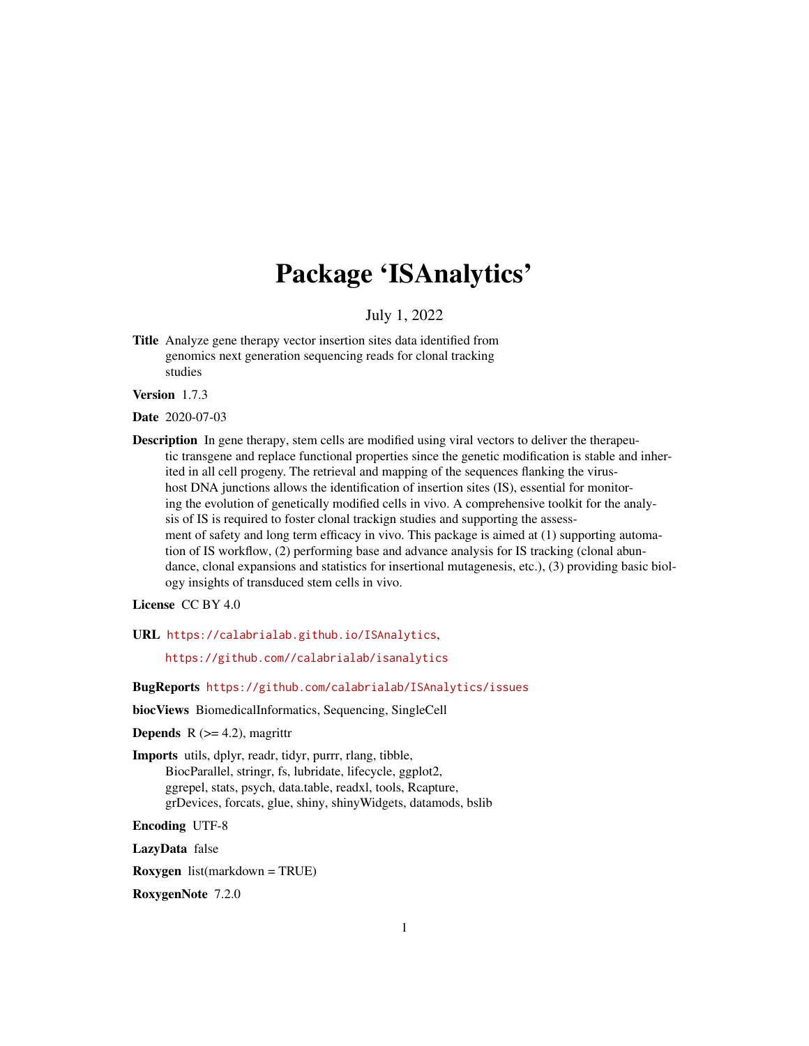# Package 'ISAnalytics'

July 1, 2022

**Title** Analyze gene therapy vector insertion sites data identified from genomics next generation sequencing reads for clonal tracking studies

**Version** 1.7.3

**Date** 2020-07-03

**Description** In gene therapy, stem cells are modified using viral vectors to deliver the therapeutic transgene and replace functional properties since the genetic modification is stable and inherited in all cell progeny. The retrieval and mapping of the sequences flanking the virus-host DNA junctions allows the identification of insertion sites (IS), essential for monitoring the evolution of genetically modified cells in vivo. A comprehensive toolkit for the analysis of IS is required to foster clonal trackign studies and supporting the assessment of safety and long term efficacy in vivo. This package is aimed at (1) supporting automation of IS workflow, (2) performing base and advance analysis for IS tracking (clonal abundance, clonal expansions and statistics for insertional mutagenesis, etc.), (3) providing basic biology insights of transduced stem cells in vivo.

**License** CC BY 4.0

**URL** https://calabrialab.github.io/ISAnalytics,

https://github.com//calabrialab/isanalytics

**BugReports** https://github.com/calabrialab/ISAnalytics/issues

**biocViews** BiomedicalInformatics, Sequencing, SingleCell

**Depends** R (>= 4.2), magrittr

**Imports** utils, dplyr, readr, tidyr, purrr, rlang, tibble, BiocParallel, stringr, fs, lubridate, lifecycle, ggplot2, ggrepel, stats, psych, data.table, readxl, tools, Rcapture, grDevices, forcats, glue, shiny, shinyWidgets, datamods, bslib

**Encoding** UTF-8

**LazyData** false

**Roxygen** list(markdown = TRUE)

**RoxygenNote** 7.2.0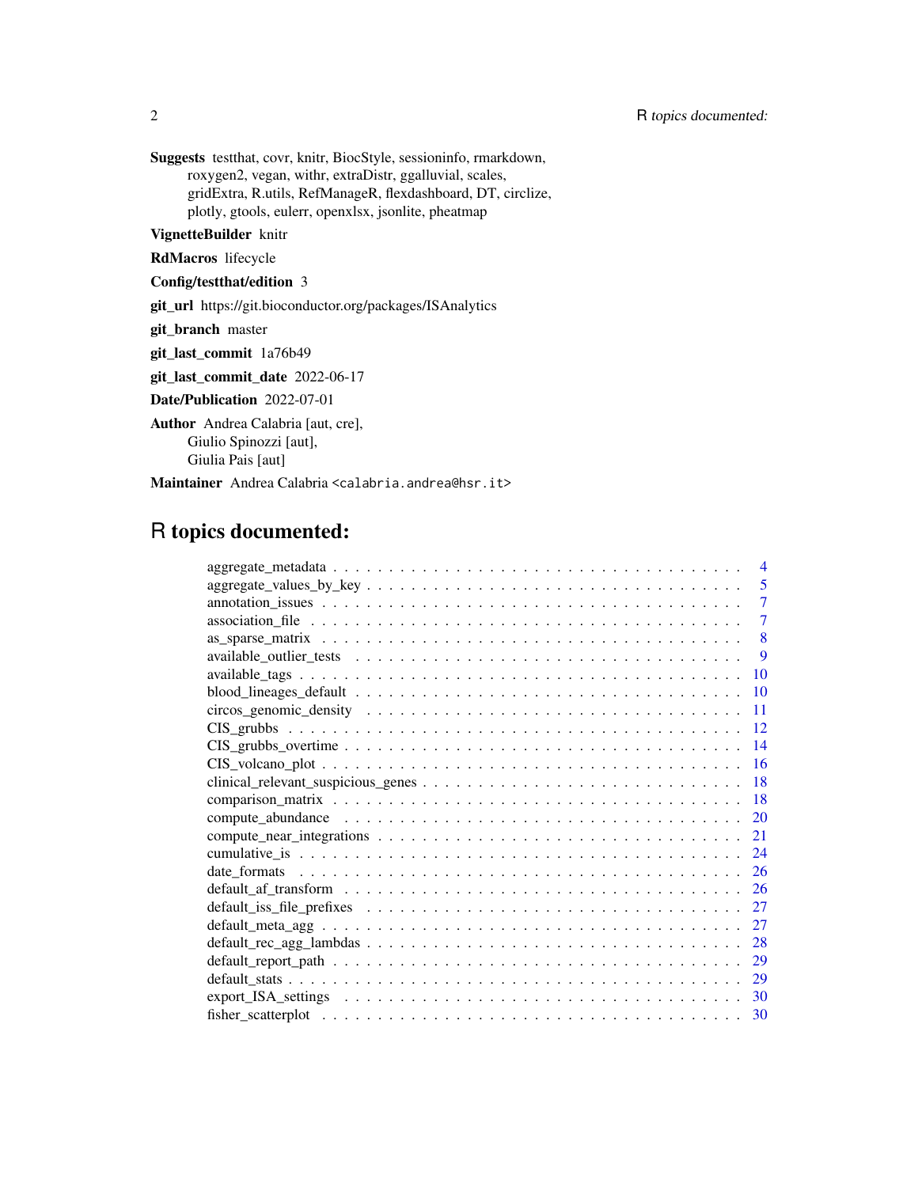**Suggests** testthat, covr, knitr, BiocStyle, sessioninfo, rmarkdown, roxygen2, vegan, withr, extraDistr, ggalluvial, scales, gridExtra, R.utils, RefManageR, flexdashboard, DT, circlize, plotly, gtools, eulerr, openxlsx, jsonlite, pheatmap

**VignetteBuilder** knitr

**RdMacros** lifecycle

**Config/testthat/edition** 3

**git_url** https://git.bioconductor.org/packages/ISAnalytics

**git_branch** master

**git_last_commit** 1a76b49

**git_last_commit_date** 2022-06-17

**Date/Publication** 2022-07-01

**Author** Andrea Calabria [aut, cre], Giulio Spinozzi [aut], Giulia Pais [aut]

**Maintainer** Andrea Calabria <calabria.andrea@hsr.it>

# R topics documented:

- aggregate_metadata . . . 4
- aggregate_values_by_key . . . 5
- annotation_issues . . . 7
- association_file . . . 7
- as_sparse_matrix . . . 8
- available_outlier_tests . . . 9
- available_tags . . . 10
- blood_lineages_default . . . 10
- circos_genomic_density . . . 11
- CIS_grubbs . . . 12
- CIS_grubbs_overtime . . . 14
- CIS_volcano_plot . . . 16
- clinical_relevant_suspicious_genes . . . 18
- comparison_matrix . . . 18
- compute_abundance . . . 20
- compute_near_integrations . . . 21
- cumulative_is . . . 24
- date_formats . . . 26
- default_af_transform . . . 26
- default_iss_file_prefixes . . . 27
- default_meta_agg . . . 27
- default_rec_agg_lambdas . . . 28
- default_report_path . . . 29
- default_stats . . . 29
- export_ISA_settings . . . 30
- fisher_scatterplot . . . 30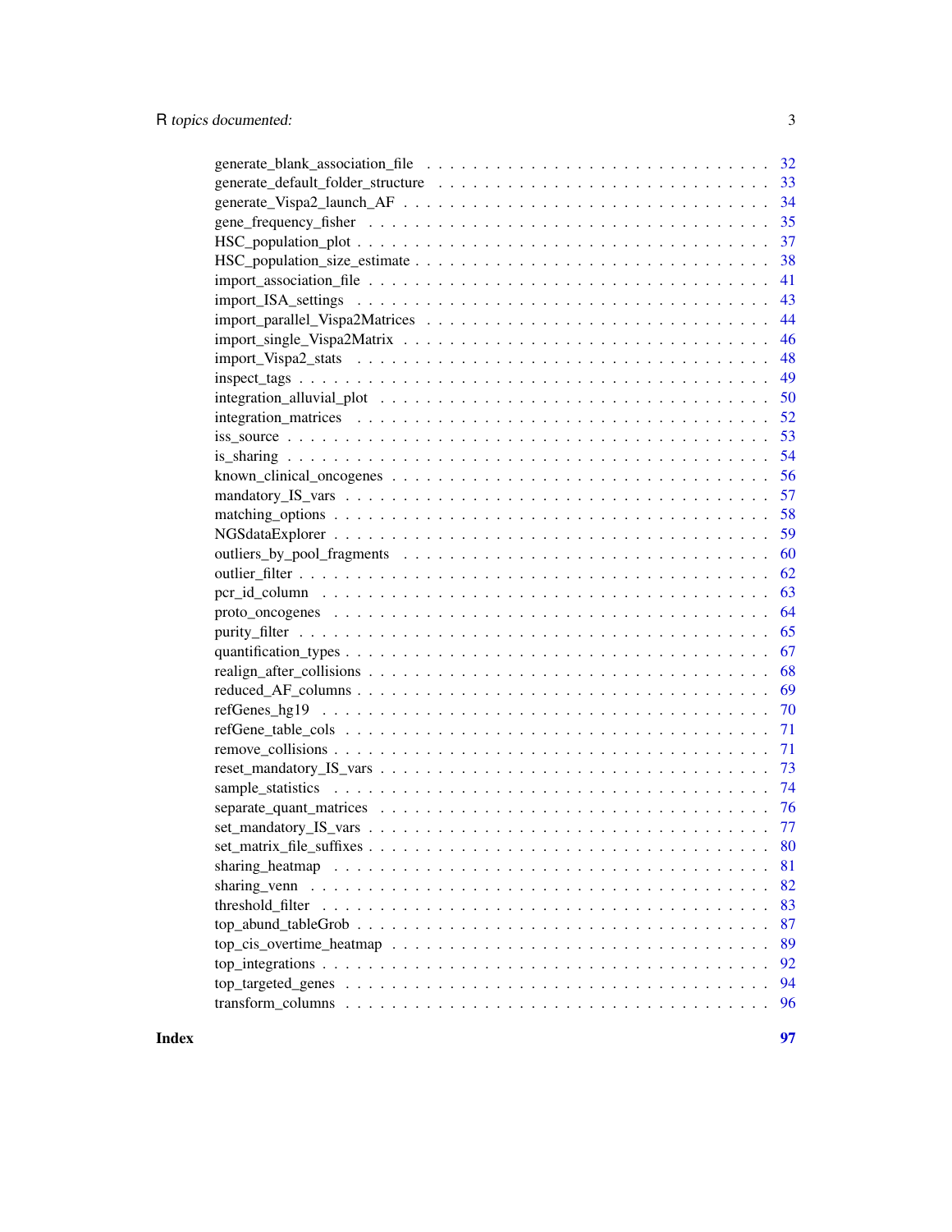| | |
|---|---|
| generate_blank_association_file | 32 |
| generate_default_folder_structure | 33 |
| generate_Vispa2_launch_AF | 34 |
| gene_frequency_fisher | 35 |
| HSC_population_plot | 37 |
| HSC_population_size_estimate | 38 |
| import_association_file | 41 |
| import_ISA_settings | 43 |
| import_parallel_Vispa2Matrices | 44 |
| import_single_Vispa2Matrix | 46 |
| import_Vispa2_stats | 48 |
| inspect_tags | 49 |
| integration_alluvial_plot | 50 |
| integration_matrices | 52 |
| iss_source | 53 |
| is_sharing | 54 |
| known_clinical_oncogenes | 56 |
| mandatory_IS_vars | 57 |
| matching_options | 58 |
| NGSdataExplorer | 59 |
| outliers_by_pool_fragments | 60 |
| outlier_filter | 62 |
| pcr_id_column | 63 |
| proto_oncogenes | 64 |
| purity_filter | 65 |
| quantification_types | 67 |
| realign_after_collisions | 68 |
| reduced_AF_columns | 69 |
| refGenes_hg19 | 70 |
| refGene_table_cols | 71 |
| remove_collisions | 71 |
| reset_mandatory_IS_vars | 73 |
| sample_statistics | 74 |
| separate_quant_matrices | 76 |
| set_mandatory_IS_vars | 77 |
| set_matrix_file_suffixes | 80 |
| sharing_heatmap | 81 |
| sharing_venn | 82 |
| threshold_filter | 83 |
| top_abund_tableGrob | 87 |
| top_cis_overtime_heatmap | 89 |
| top_integrations | 92 |
| top_targeted_genes | 94 |
| transform_columns | 96 |

**Index** **97**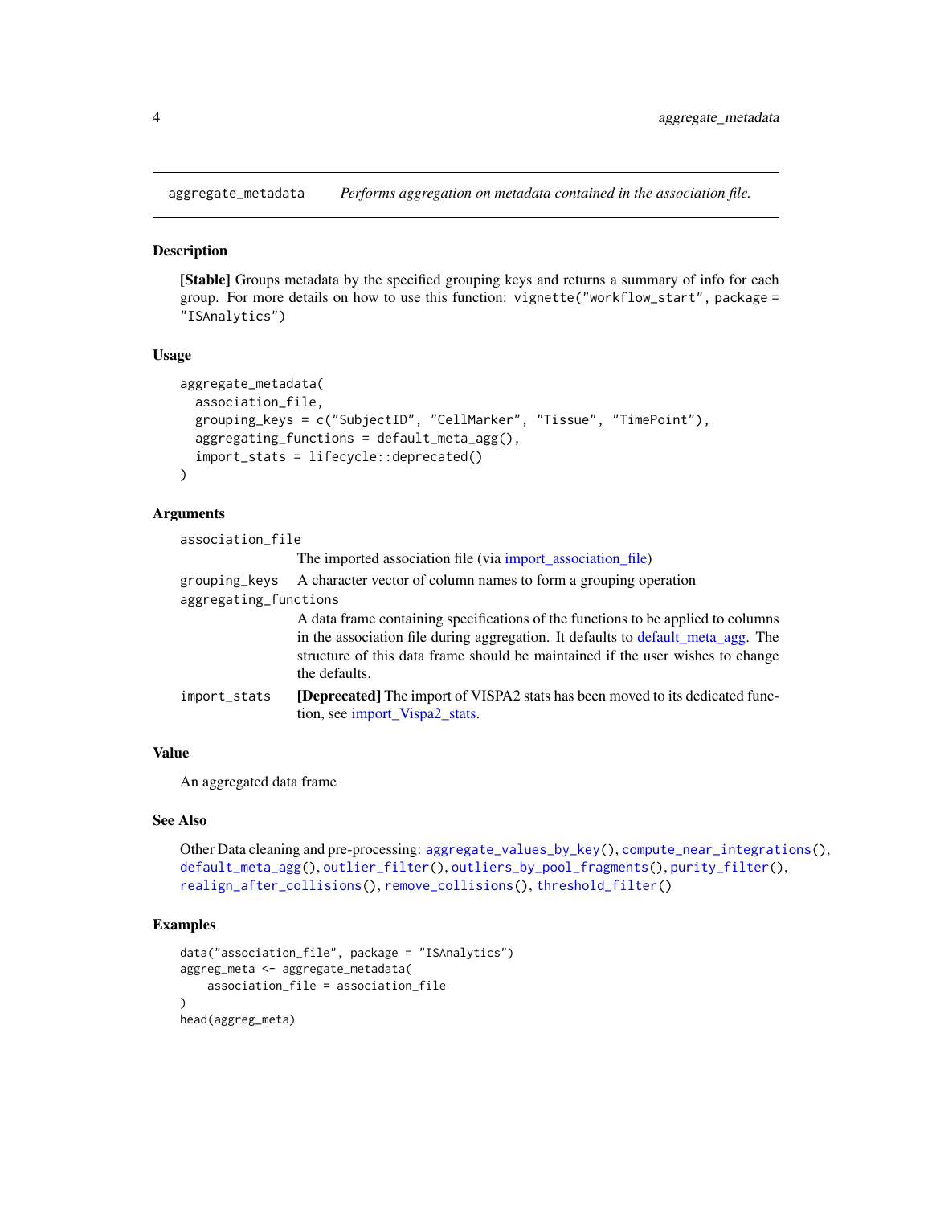# aggregate_metadata — *Performs aggregation on metadata contained in the association file.*

## Description

**[Stable]** Groups metadata by the specified grouping keys and returns a summary of info for each group. For more details on how to use this function: `vignette("workflow_start", package = "ISAnalytics")`

## Usage

```
aggregate_metadata(
  association_file,
  grouping_keys = c("SubjectID", "CellMarker", "Tissue", "TimePoint"),
  aggregating_functions = default_meta_agg(),
  import_stats = lifecycle::deprecated()
)
```

## Arguments

`association_file`
: The imported association file (via import_association_file)

`grouping_keys`
: A character vector of column names to form a grouping operation

`aggregating_functions`
: A data frame containing specifications of the functions to be applied to columns in the association file during aggregation. It defaults to default_meta_agg. The structure of this data frame should be maintained if the user wishes to change the defaults.

`import_stats`
: **[Deprecated]** The import of VISPA2 stats has been moved to its dedicated function, see import_Vispa2_stats.

## Value

An aggregated data frame

## See Also

Other Data cleaning and pre-processing: `aggregate_values_by_key()`, `compute_near_integrations()`, `default_meta_agg()`, `outlier_filter()`, `outliers_by_pool_fragments()`, `purity_filter()`, `realign_after_collisions()`, `remove_collisions()`, `threshold_filter()`

## Examples

```
data("association_file", package = "ISAnalytics")
aggreg_meta <- aggregate_metadata(
    association_file = association_file
)
head(aggreg_meta)
```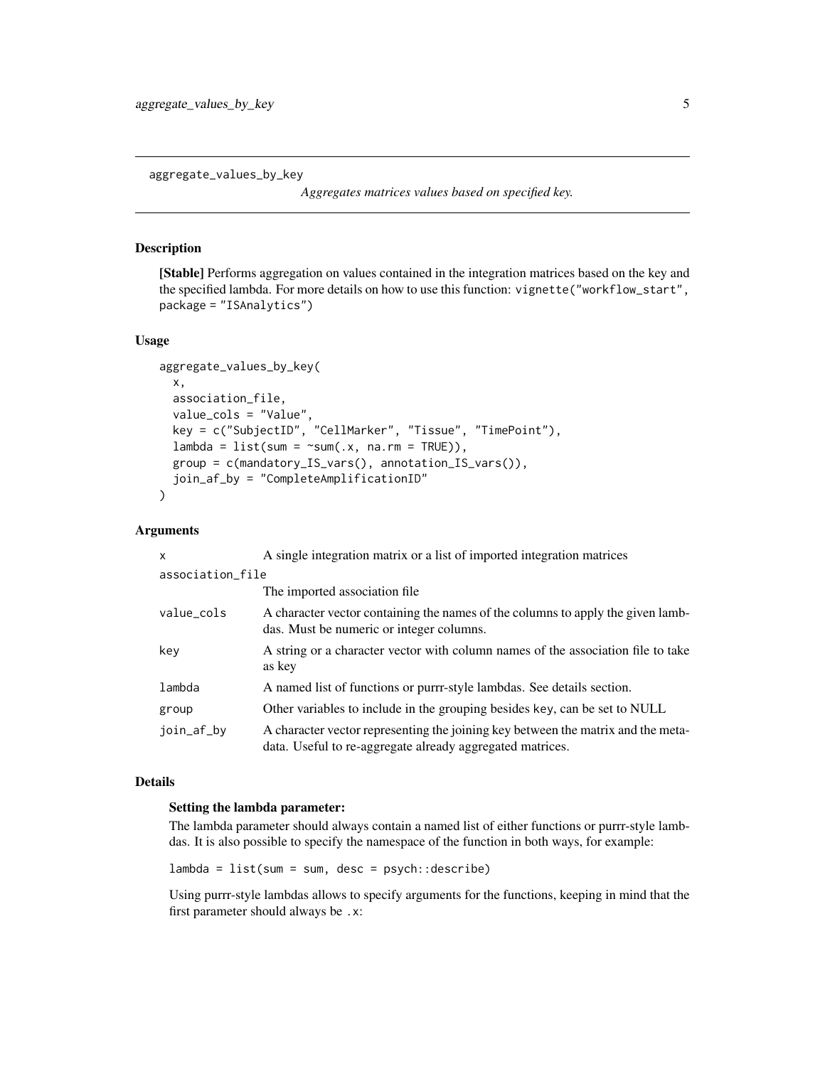aggregate_values_by_key

*Aggregates matrices values based on specified key.*

## Description

**[Stable]** Performs aggregation on values contained in the integration matrices based on the key and the specified lambda. For more details on how to use this function: `vignette("workflow_start", package = "ISAnalytics")`

## Usage

```
aggregate_values_by_key(
  x,
  association_file,
  value_cols = "Value",
  key = c("SubjectID", "CellMarker", "Tissue", "TimePoint"),
  lambda = list(sum = ~sum(.x, na.rm = TRUE)),
  group = c(mandatory_IS_vars(), annotation_IS_vars()),
  join_af_by = "CompleteAmplificationID"
)
```

## Arguments

| Argument | Description |
|---|---|
| x | A single integration matrix or a list of imported integration matrices |
| association_file | The imported association file |
| value_cols | A character vector containing the names of the columns to apply the given lambdas. Must be numeric or integer columns. |
| key | A string or a character vector with column names of the association file to take as key |
| lambda | A named list of functions or purrr-style lambdas. See details section. |
| group | Other variables to include in the grouping besides key, can be set to NULL |
| join_af_by | A character vector representing the joining key between the matrix and the metadata. Useful to re-aggregate already aggregated matrices. |

## Details

### Setting the lambda parameter:

The lambda parameter should always contain a named list of either functions or purrr-style lambdas. It is also possible to specify the namespace of the function in both ways, for example:

```
lambda = list(sum = sum, desc = psych::describe)
```

Using purrr-style lambdas allows to specify arguments for the functions, keeping in mind that the first parameter should always be `.x`: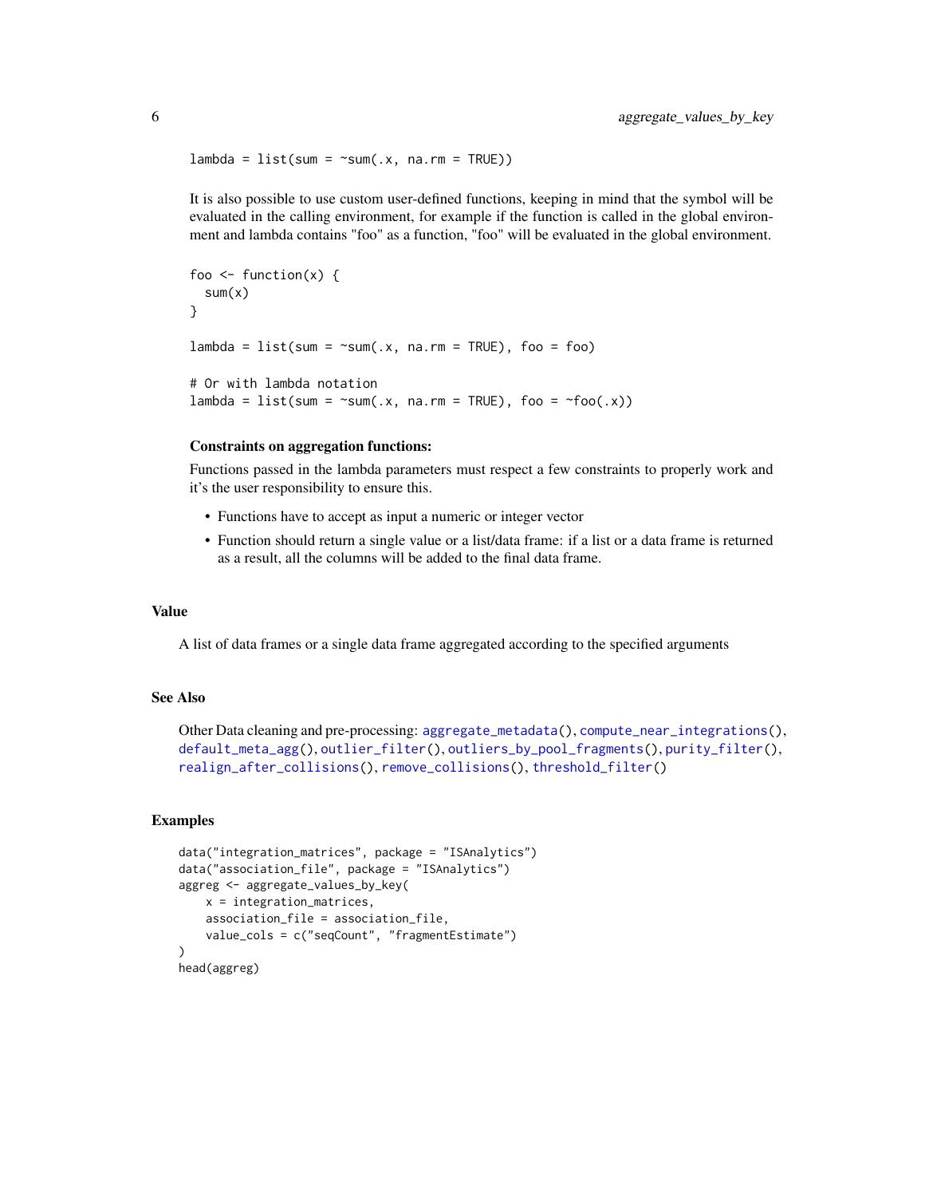```
lambda = list(sum = ~sum(.x, na.rm = TRUE))
```

It is also possible to use custom user-defined functions, keeping in mind that the symbol will be evaluated in the calling environment, for example if the function is called in the global environment and lambda contains "foo" as a function, "foo" will be evaluated in the global environment.

```
foo <- function(x) {
  sum(x)
}

lambda = list(sum = ~sum(.x, na.rm = TRUE), foo = foo)

# Or with lambda notation
lambda = list(sum = ~sum(.x, na.rm = TRUE), foo = ~foo(.x))
```

**Constraints on aggregation functions:**

Functions passed in the lambda parameters must respect a few constraints to properly work and it's the user responsibility to ensure this.

- Functions have to accept as input a numeric or integer vector
- Function should return a single value or a list/data frame: if a list or a data frame is returned as a result, all the columns will be added to the final data frame.

## Value

A list of data frames or a single data frame aggregated according to the specified arguments

## See Also

Other Data cleaning and pre-processing: `aggregate_metadata()`, `compute_near_integrations()`, `default_meta_agg()`, `outlier_filter()`, `outliers_by_pool_fragments()`, `purity_filter()`, `realign_after_collisions()`, `remove_collisions()`, `threshold_filter()`

## Examples

```
data("integration_matrices", package = "ISAnalytics")
data("association_file", package = "ISAnalytics")
aggreg <- aggregate_values_by_key(
    x = integration_matrices,
    association_file = association_file,
    value_cols = c("seqCount", "fragmentEstimate")
)
head(aggreg)
```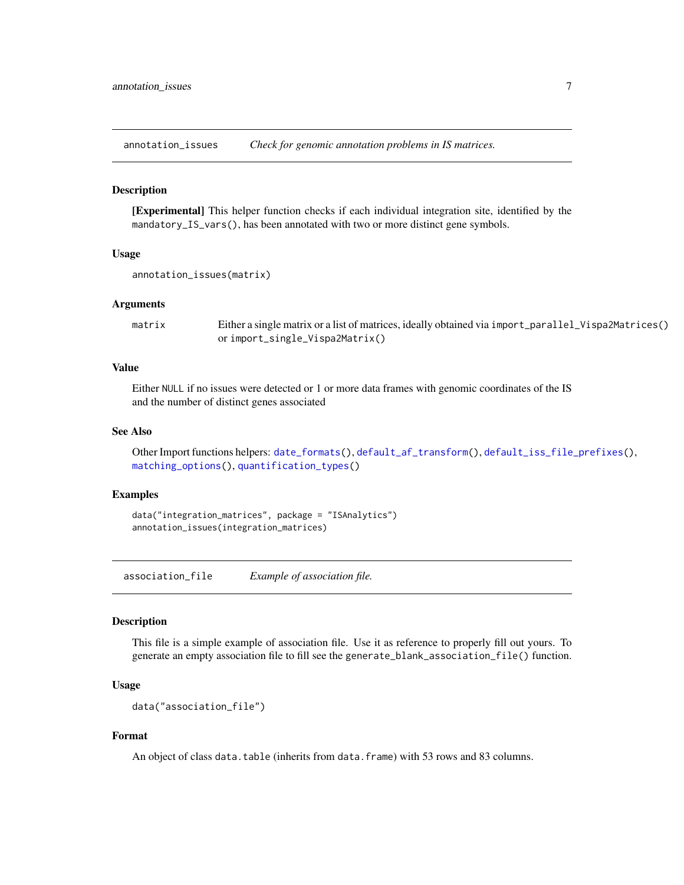## annotation_issues — *Check for genomic annotation problems in IS matrices.*

### Description

**[Experimental]** This helper function checks if each individual integration site, identified by the `mandatory_IS_vars()`, has been annotated with two or more distinct gene symbols.

### Usage

```
annotation_issues(matrix)
```

### Arguments

| | |
|---|---|
| `matrix` | Either a single matrix or a list of matrices, ideally obtained via `import_parallel_Vispa2Matrices()` or `import_single_Vispa2Matrix()` |

### Value

Either `NULL` if no issues were detected or 1 or more data frames with genomic coordinates of the IS and the number of distinct genes associated

### See Also

Other Import functions helpers: `date_formats()`, `default_af_transform()`, `default_iss_file_prefixes()`, `matching_options()`, `quantification_types()`

### Examples

```
data("integration_matrices", package = "ISAnalytics")
annotation_issues(integration_matrices)
```

## association_file — *Example of association file.*

### Description

This file is a simple example of association file. Use it as reference to properly fill out yours. To generate an empty association file to fill see the `generate_blank_association_file()` function.

### Usage

```
data("association_file")
```

### Format

An object of class `data.table` (inherits from `data.frame`) with 53 rows and 83 columns.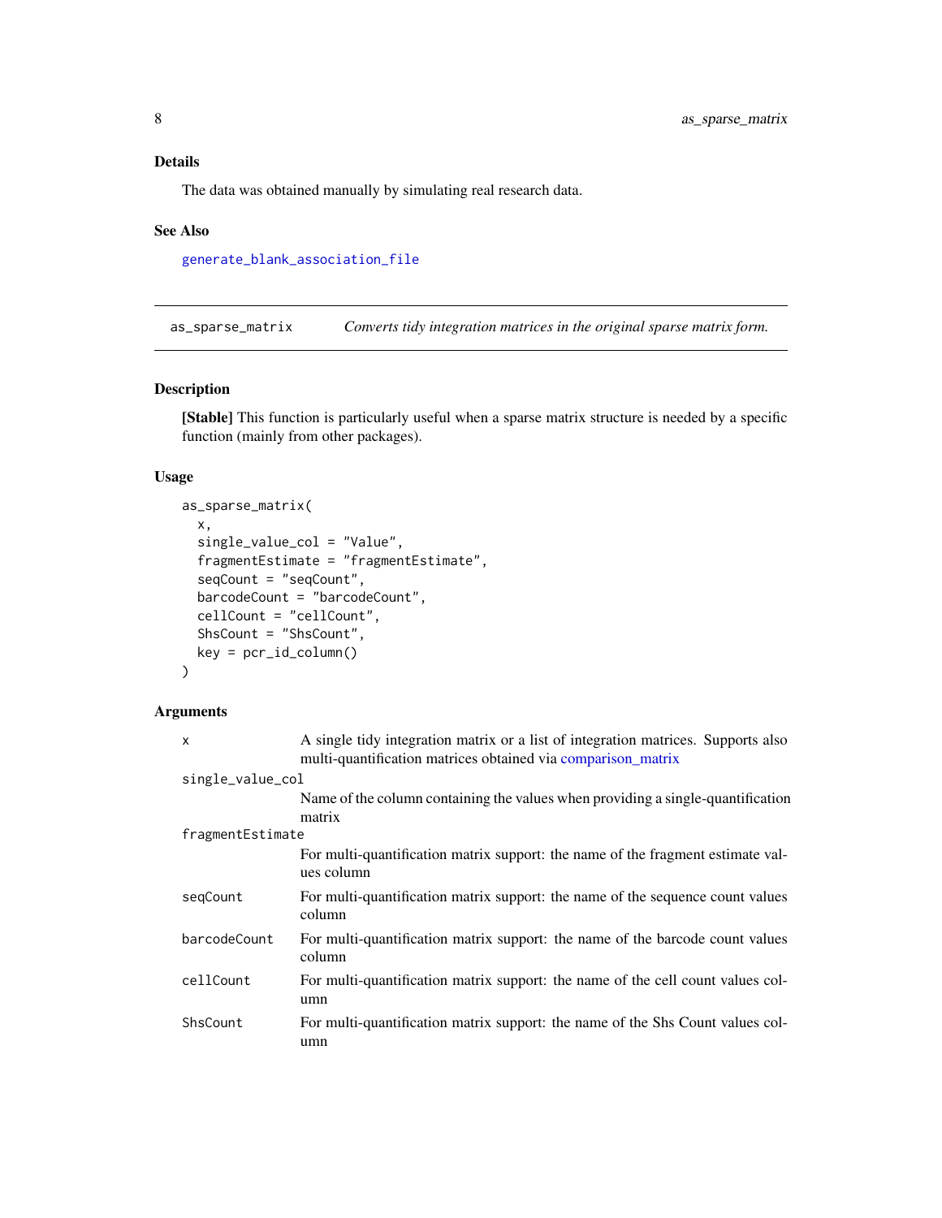## Details

The data was obtained manually by simulating real research data.

## See Also

generate_blank_association_file

---

`as_sparse_matrix` *Converts tidy integration matrices in the original sparse matrix form.*

---

## Description

**[Stable]** This function is particularly useful when a sparse matrix structure is needed by a specific function (mainly from other packages).

## Usage

```
as_sparse_matrix(
  x,
  single_value_col = "Value",
  fragmentEstimate = "fragmentEstimate",
  seqCount = "seqCount",
  barcodeCount = "barcodeCount",
  cellCount = "cellCount",
  ShsCount = "ShsCount",
  key = pcr_id_column()
)
```

## Arguments

| Argument | Description |
|---|---|
| `x` | A single tidy integration matrix or a list of integration matrices. Supports also multi-quantification matrices obtained via comparison_matrix |
| `single_value_col` | Name of the column containing the values when providing a single-quantification matrix |
| `fragmentEstimate` | For multi-quantification matrix support: the name of the fragment estimate values column |
| `seqCount` | For multi-quantification matrix support: the name of the sequence count values column |
| `barcodeCount` | For multi-quantification matrix support: the name of the barcode count values column |
| `cellCount` | For multi-quantification matrix support: the name of the cell count values column |
| `ShsCount` | For multi-quantification matrix support: the name of the Shs Count values column |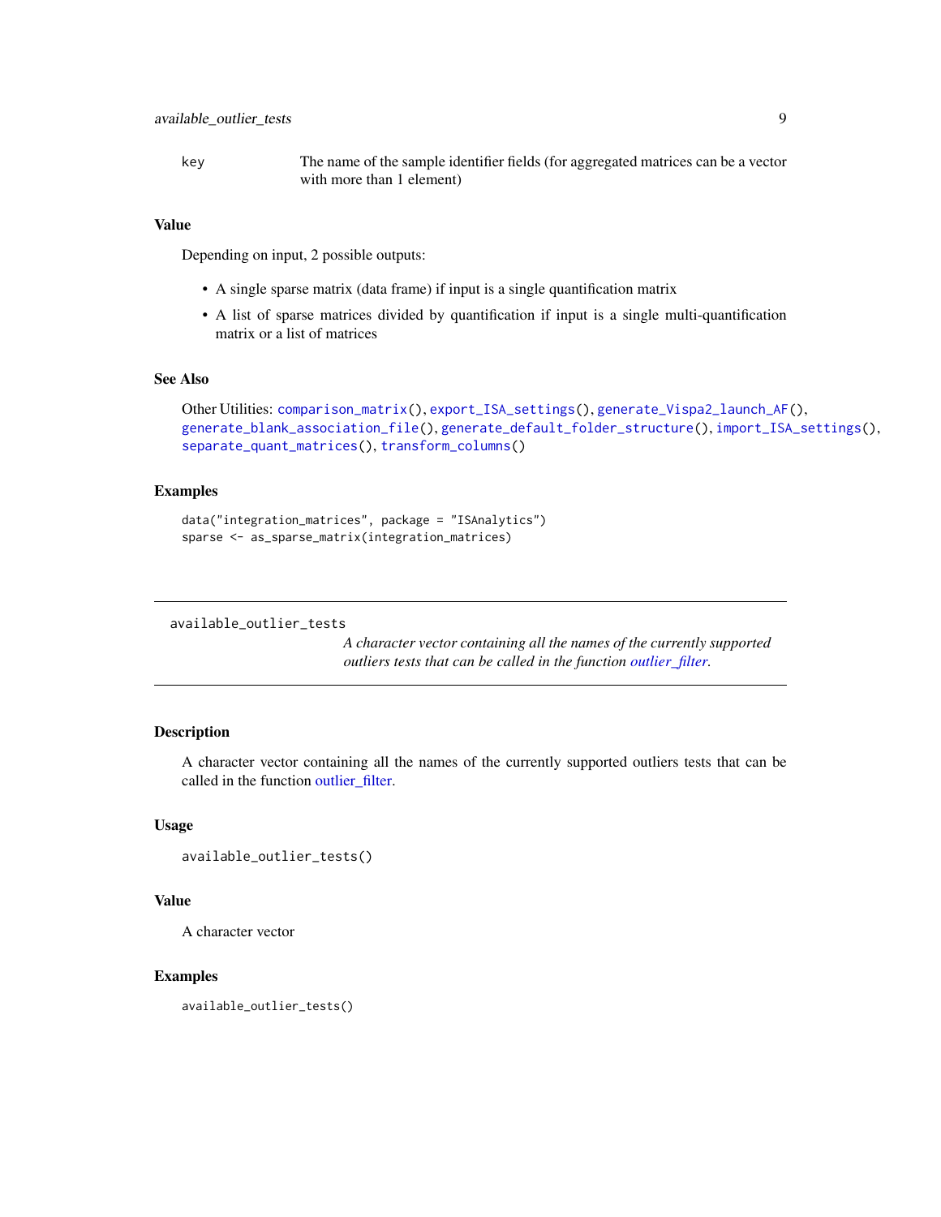| | |
|---|---|
| key | The name of the sample identifier fields (for aggregated matrices can be a vector with more than 1 element) |

### Value

Depending on input, 2 possible outputs:

- A single sparse matrix (data frame) if input is a single quantification matrix
- A list of sparse matrices divided by quantification if input is a single multi-quantification matrix or a list of matrices

### See Also

Other Utilities: `comparison_matrix()`, `export_ISA_settings()`, `generate_Vispa2_launch_AF()`, `generate_blank_association_file()`, `generate_default_folder_structure()`, `import_ISA_settings()`, `separate_quant_matrices()`, `transform_columns()`

### Examples

```
data("integration_matrices", package = "ISAnalytics")
sparse <- as_sparse_matrix(integration_matrices)
```

---

## available_outlier_tests

*A character vector containing all the names of the currently supported outliers tests that can be called in the function outlier_filter.*

---

### Description

A character vector containing all the names of the currently supported outliers tests that can be called in the function outlier_filter.

### Usage

```
available_outlier_tests()
```

### Value

A character vector

### Examples

```
available_outlier_tests()
```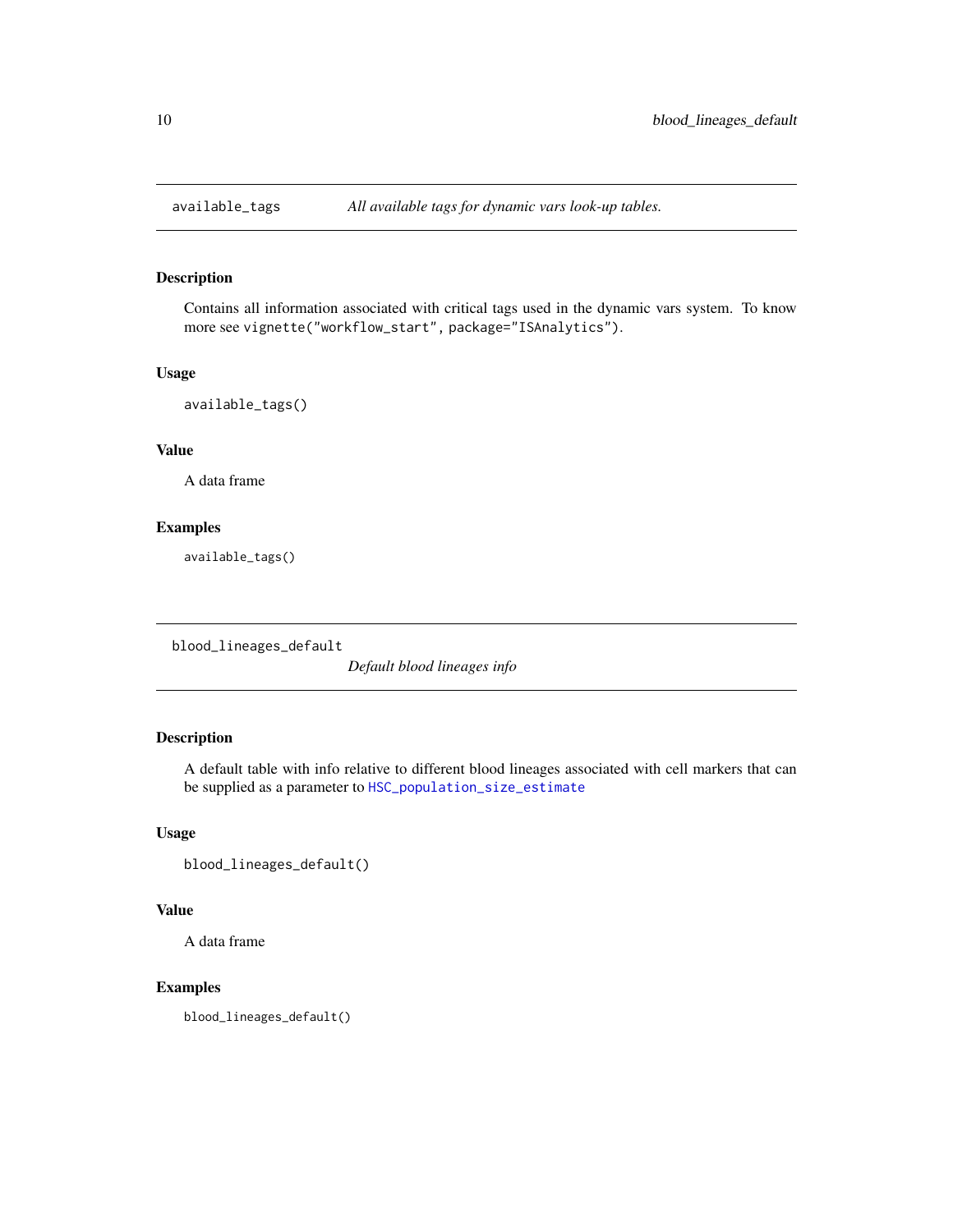## available_tags — *All available tags for dynamic vars look-up tables.*

### Description

Contains all information associated with critical tags used in the dynamic vars system. To know more see `vignette("workflow_start", package="ISAnalytics")`.

### Usage

```
available_tags()
```

### Value

A data frame

### Examples

```
available_tags()
```

## blood_lineages_default — *Default blood lineages info*

### Description

A default table with info relative to different blood lineages associated with cell markers that can be supplied as a parameter to `HSC_population_size_estimate`

### Usage

```
blood_lineages_default()
```

### Value

A data frame

### Examples

```
blood_lineages_default()
```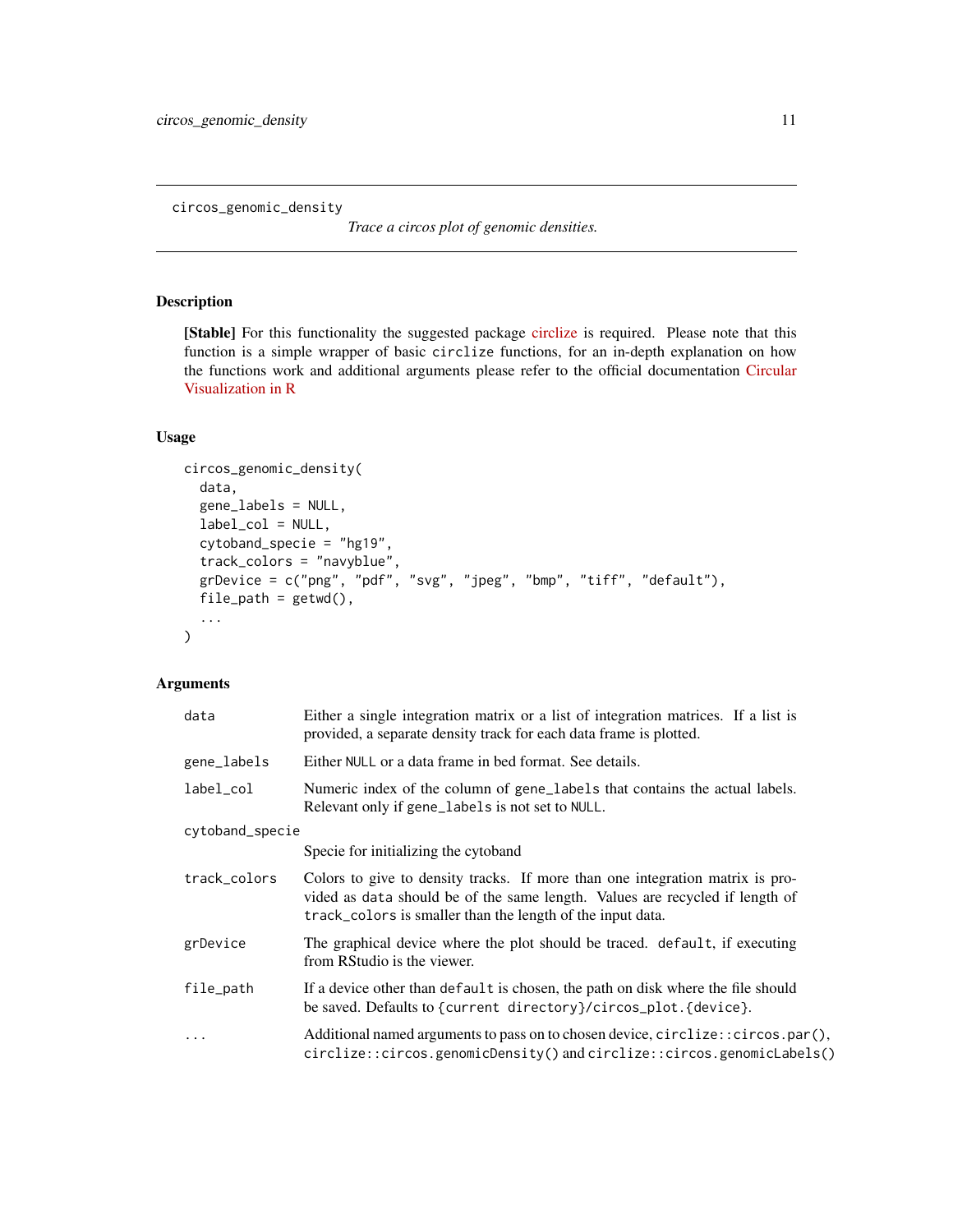# circos_genomic_density

*Trace a circos plot of genomic densities.*

## Description

**[Stable]** For this functionality the suggested package circlize is required. Please note that this function is a simple wrapper of basic `circlize` functions, for an in-depth explanation on how the functions work and additional arguments please refer to the official documentation Circular Visualization in R

## Usage

```
circos_genomic_density(
  data,
  gene_labels = NULL,
  label_col = NULL,
  cytoband_specie = "hg19",
  track_colors = "navyblue",
  grDevice = c("png", "pdf", "svg", "jpeg", "bmp", "tiff", "default"),
  file_path = getwd(),
  ...
)
```

## Arguments

| Argument | Description |
|---|---|
| `data` | Either a single integration matrix or a list of integration matrices. If a list is provided, a separate density track for each data frame is plotted. |
| `gene_labels` | Either `NULL` or a data frame in bed format. See details. |
| `label_col` | Numeric index of the column of `gene_labels` that contains the actual labels. Relevant only if `gene_labels` is not set to `NULL`. |
| `cytoband_specie` | Specie for initializing the cytoband |
| `track_colors` | Colors to give to density tracks. If more than one integration matrix is provided as `data` should be of the same length. Values are recycled if length of `track_colors` is smaller than the length of the input data. |
| `grDevice` | The graphical device where the plot should be traced. `default`, if executing from RStudio is the viewer. |
| `file_path` | If a device other than `default` is chosen, the path on disk where the file should be saved. Defaults to `{current directory}/circos_plot.{device}`. |
| `...` | Additional named arguments to pass on to chosen device, `circlize::circos.par()`, `circlize::circos.genomicDensity()` and `circlize::circos.genomicLabels()` |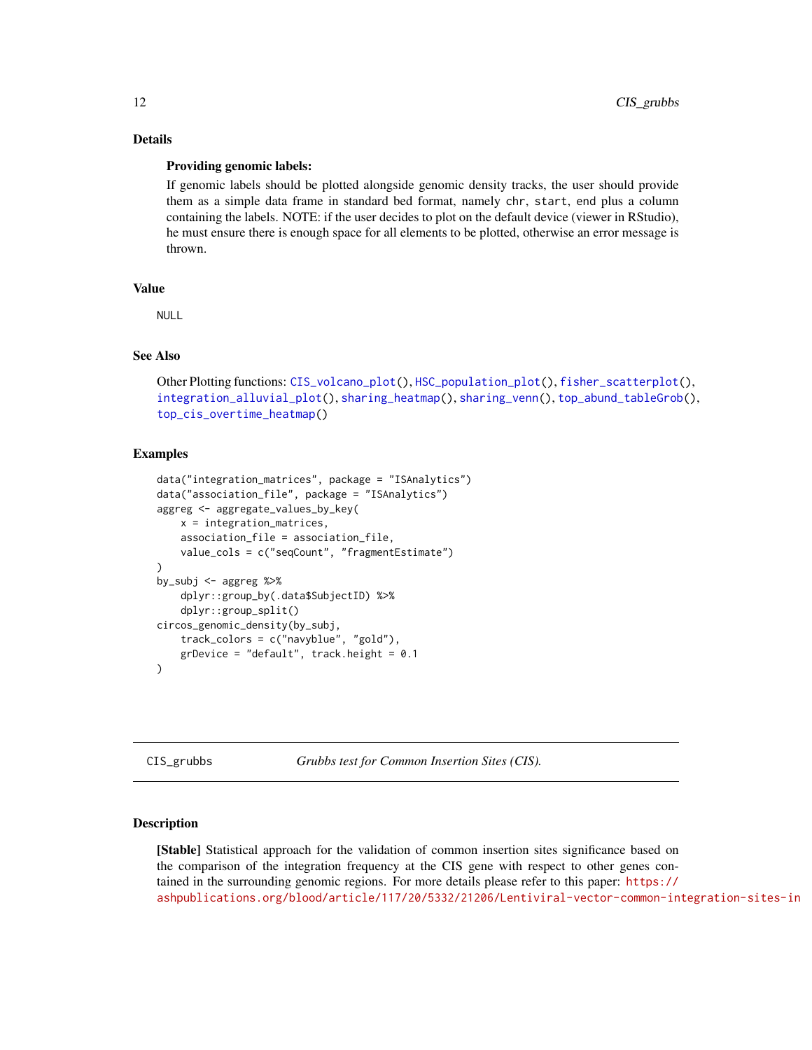## Details

**Providing genomic labels:**

If genomic labels should be plotted alongside genomic density tracks, the user should provide them as a simple data frame in standard bed format, namely `chr`, `start`, `end` plus a column containing the labels. NOTE: if the user decides to plot on the default device (viewer in RStudio), he must ensure there is enough space for all elements to be plotted, otherwise an error message is thrown.

## Value

NULL

## See Also

Other Plotting functions: `CIS_volcano_plot()`, `HSC_population_plot()`, `fisher_scatterplot()`, `integration_alluvial_plot()`, `sharing_heatmap()`, `sharing_venn()`, `top_abund_tableGrob()`, `top_cis_overtime_heatmap()`

## Examples

```
data("integration_matrices", package = "ISAnalytics")
data("association_file", package = "ISAnalytics")
aggreg <- aggregate_values_by_key(
    x = integration_matrices,
    association_file = association_file,
    value_cols = c("seqCount", "fragmentEstimate")
)
by_subj <- aggreg %>%
    dplyr::group_by(.data$SubjectID) %>%
    dplyr::group_split()
circos_genomic_density(by_subj,
    track_colors = c("navyblue", "gold"),
    grDevice = "default", track.height = 0.1
)
```

---

# CIS_grubbs — *Grubbs test for Common Insertion Sites (CIS).*

## Description

**[Stable]** Statistical approach for the validation of common insertion sites significance based on the comparison of the integration frequency at the CIS gene with respect to other genes contained in the surrounding genomic regions. For more details please refer to this paper: https://ashpublications.org/blood/article/117/20/5332/21206/Lentiviral-vector-common-integration-sites-in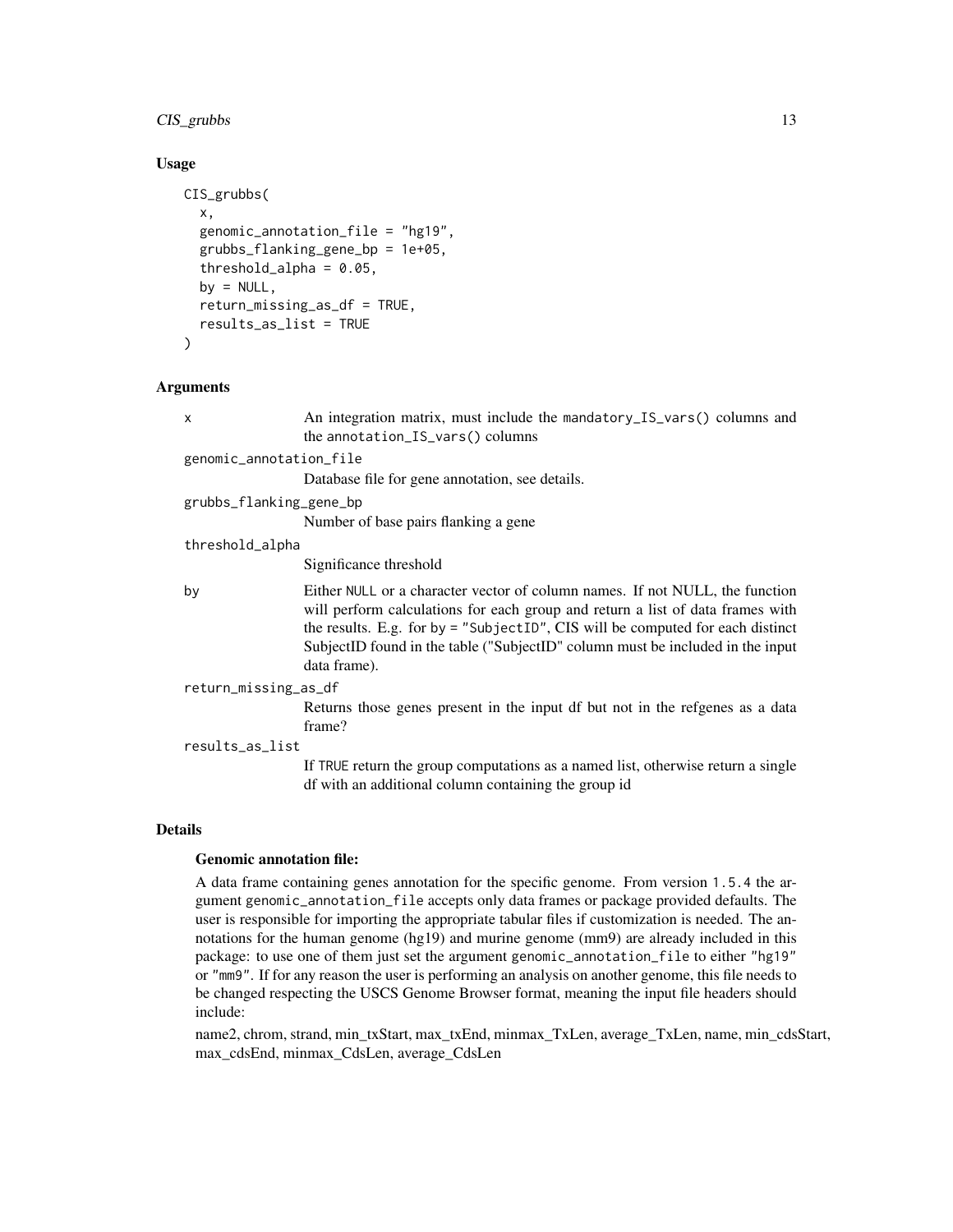### Usage

```
CIS_grubbs(
  x,
  genomic_annotation_file = "hg19",
  grubbs_flanking_gene_bp = 1e+05,
  threshold_alpha = 0.05,
  by = NULL,
  return_missing_as_df = TRUE,
  results_as_list = TRUE
)
```

### Arguments

- `x` — An integration matrix, must include the `mandatory_IS_vars()` columns and the `annotation_IS_vars()` columns
- `genomic_annotation_file` — Database file for gene annotation, see details.
- `grubbs_flanking_gene_bp` — Number of base pairs flanking a gene
- `threshold_alpha` — Significance threshold
- `by` — Either `NULL` or a character vector of column names. If not NULL, the function will perform calculations for each group and return a list of data frames with the results. E.g. for `by = "SubjectID"`, CIS will be computed for each distinct SubjectID found in the table ("SubjectID" column must be included in the input data frame).
- `return_missing_as_df` — Returns those genes present in the input df but not in the refgenes as a data frame?
- `results_as_list` — If `TRUE` return the group computations as a named list, otherwise return a single df with an additional column containing the group id

### Details

**Genomic annotation file:**

A data frame containing genes annotation for the specific genome. From version `1.5.4` the argument `genomic_annotation_file` accepts only data frames or package provided defaults. The user is responsible for importing the appropriate tabular files if customization is needed. The annotations for the human genome (hg19) and murine genome (mm9) are already included in this package: to use one of them just set the argument `genomic_annotation_file` to either `"hg19"` or `"mm9"`. If for any reason the user is performing an analysis on another genome, this file needs to be changed respecting the USCS Genome Browser format, meaning the input file headers should include:

name2, chrom, strand, min_txStart, max_txEnd, minmax_TxLen, average_TxLen, name, min_cdsStart, max_cdsEnd, minmax_CdsLen, average_CdsLen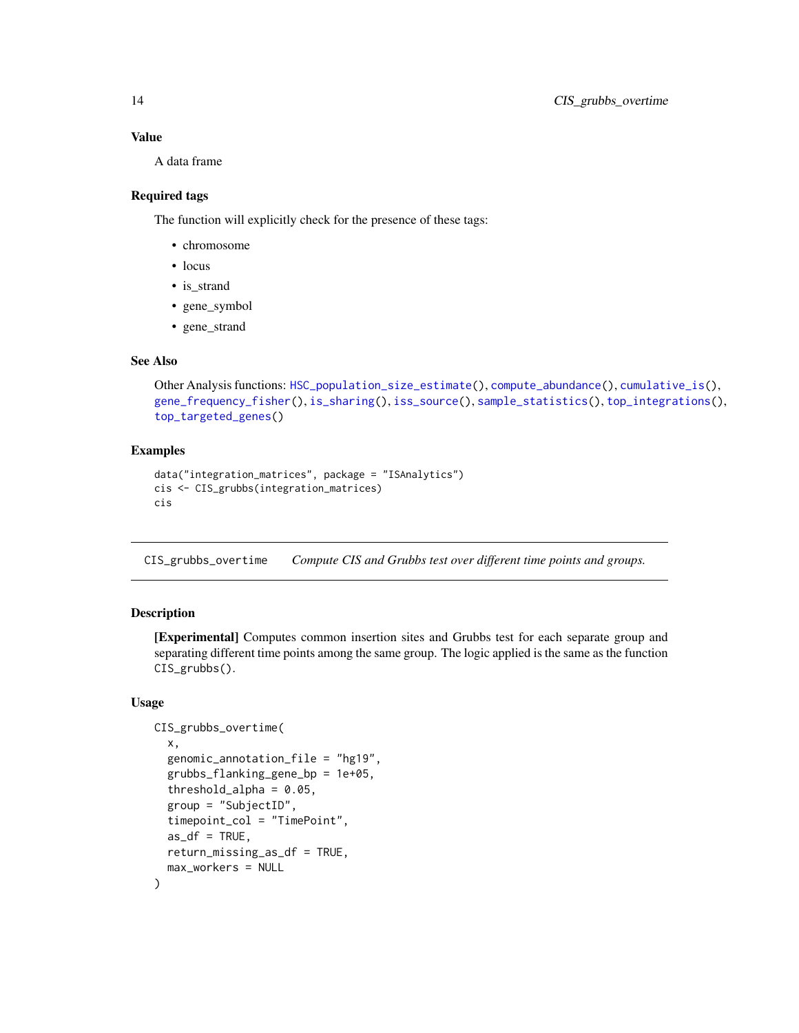### Value

A data frame

### Required tags

The function will explicitly check for the presence of these tags:

- chromosome
- locus
- is_strand
- gene_symbol
- gene_strand

### See Also

Other Analysis functions: HSC_population_size_estimate(), compute_abundance(), cumulative_is(), gene_frequency_fisher(), is_sharing(), iss_source(), sample_statistics(), top_integrations(), top_targeted_genes()

### Examples

```
data("integration_matrices", package = "ISAnalytics")
cis <- CIS_grubbs(integration_matrices)
cis
```

---

## CIS_grubbs_overtime    *Compute CIS and Grubbs test over different time points and groups.*

---

### Description

**[Experimental]** Computes common insertion sites and Grubbs test for each separate group and separating different time points among the same group. The logic applied is the same as the function CIS_grubbs().

### Usage

```
CIS_grubbs_overtime(
  x,
  genomic_annotation_file = "hg19",
  grubbs_flanking_gene_bp = 1e+05,
  threshold_alpha = 0.05,
  group = "SubjectID",
  timepoint_col = "TimePoint",
  as_df = TRUE,
  return_missing_as_df = TRUE,
  max_workers = NULL
)
```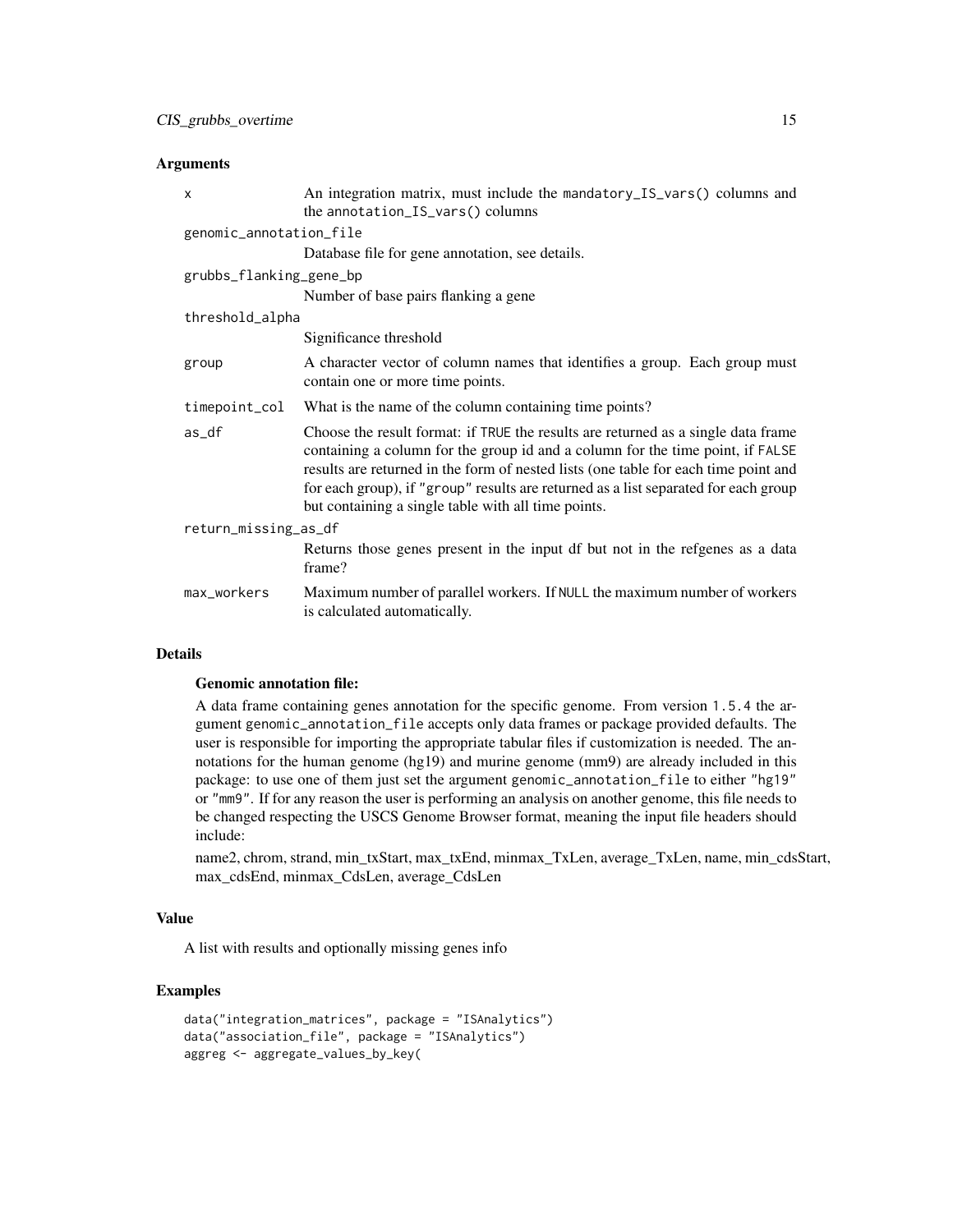### Arguments

- `x` — An integration matrix, must include the `mandatory_IS_vars()` columns and the `annotation_IS_vars()` columns
- `genomic_annotation_file` — Database file for gene annotation, see details.
- `grubbs_flanking_gene_bp` — Number of base pairs flanking a gene
- `threshold_alpha` — Significance threshold
- `group` — A character vector of column names that identifies a group. Each group must contain one or more time points.
- `timepoint_col` — What is the name of the column containing time points?
- `as_df` — Choose the result format: if `TRUE` the results are returned as a single data frame containing a column for the group id and a column for the time point, if `FALSE` results are returned in the form of nested lists (one table for each time point and for each group), if `"group"` results are returned as a list separated for each group but containing a single table with all time points.
- `return_missing_as_df` — Returns those genes present in the input df but not in the refgenes as a data frame?
- `max_workers` — Maximum number of parallel workers. If `NULL` the maximum number of workers is calculated automatically.

### Details

**Genomic annotation file:**

A data frame containing genes annotation for the specific genome. From version `1.5.4` the argument `genomic_annotation_file` accepts only data frames or package provided defaults. The user is responsible for importing the appropriate tabular files if customization is needed. The annotations for the human genome (hg19) and murine genome (mm9) are already included in this package: to use one of them just set the argument `genomic_annotation_file` to either `"hg19"` or `"mm9"`. If for any reason the user is performing an analysis on another genome, this file needs to be changed respecting the USCS Genome Browser format, meaning the input file headers should include:

name2, chrom, strand, min_txStart, max_txEnd, minmax_TxLen, average_TxLen, name, min_cdsStart, max_cdsEnd, minmax_CdsLen, average_CdsLen

### Value

A list with results and optionally missing genes info

### Examples

```
data("integration_matrices", package = "ISAnalytics")
data("association_file", package = "ISAnalytics")
aggreg <- aggregate_values_by_key(
```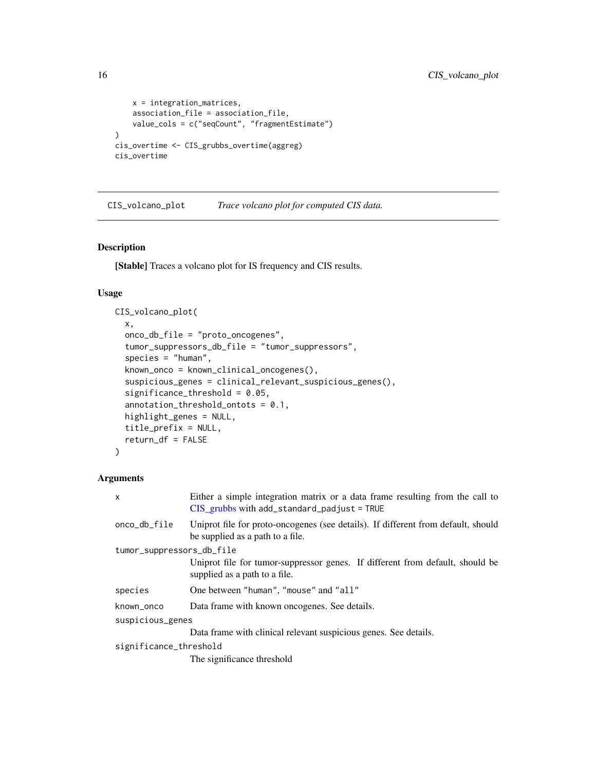```
    x = integration_matrices,
    association_file = association_file,
    value_cols = c("seqCount", "fragmentEstimate")
)
cis_overtime <- CIS_grubbs_overtime(aggreg)
cis_overtime
```

## CIS_volcano_plot *Trace volcano plot for computed CIS data.*

### Description

**[Stable]** Traces a volcano plot for IS frequency and CIS results.

### Usage

```
CIS_volcano_plot(
  x,
  onco_db_file = "proto_oncogenes",
  tumor_suppressors_db_file = "tumor_suppressors",
  species = "human",
  known_onco = known_clinical_oncogenes(),
  suspicious_genes = clinical_relevant_suspicious_genes(),
  significance_threshold = 0.05,
  annotation_threshold_ontots = 0.1,
  highlight_genes = NULL,
  title_prefix = NULL,
  return_df = FALSE
)
```

### Arguments

| | |
|---|---|
| x | Either a simple integration matrix or a data frame resulting from the call to CIS_grubbs with add_standard_padjust = TRUE |
| onco_db_file | Uniprot file for proto-oncogenes (see details). If different from default, should be supplied as a path to a file. |
| tumor_suppressors_db_file | Uniprot file for tumor-suppressor genes. If different from default, should be supplied as a path to a file. |
| species | One between "human", "mouse" and "all" |
| known_onco | Data frame with known oncogenes. See details. |
| suspicious_genes | Data frame with clinical relevant suspicious genes. See details. |
| significance_threshold | The significance threshold |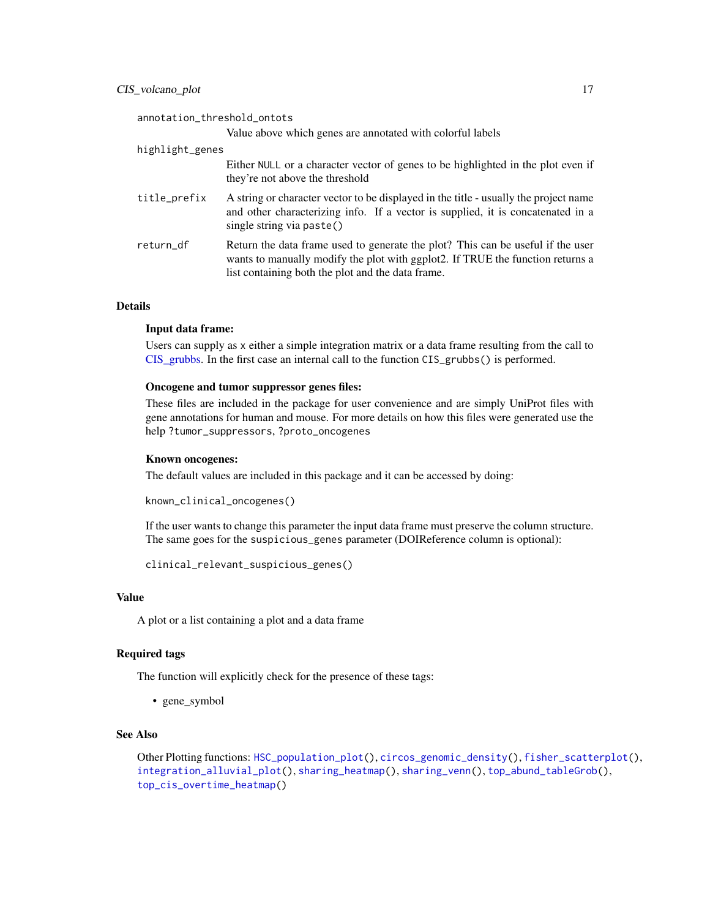`annotation_threshold_ontots`
: Value above which genes are annotated with colorful labels

`highlight_genes`
: Either `NULL` or a character vector of genes to be highlighted in the plot even if they're not above the threshold

`title_prefix`
: A string or character vector to be displayed in the title - usually the project name and other characterizing info. If a vector is supplied, it is concatenated in a single string via `paste()`

`return_df`
: Return the data frame used to generate the plot? This can be useful if the user wants to manually modify the plot with ggplot2. If TRUE the function returns a list containing both the plot and the data frame.

## Details

### Input data frame:

Users can supply as `x` either a simple integration matrix or a data frame resulting from the call to CIS_grubbs. In the first case an internal call to the function `CIS_grubbs()` is performed.

### Oncogene and tumor suppressor genes files:

These files are included in the package for user convenience and are simply UniProt files with gene annotations for human and mouse. For more details on how this files were generated use the help `?tumor_suppressors`, `?proto_oncogenes`

### Known oncogenes:

The default values are included in this package and it can be accessed by doing:

```
known_clinical_oncogenes()
```

If the user wants to change this parameter the input data frame must preserve the column structure. The same goes for the `suspicious_genes` parameter (DOIReference column is optional):

```
clinical_relevant_suspicious_genes()
```

## Value

A plot or a list containing a plot and a data frame

## Required tags

The function will explicitly check for the presence of these tags:

- gene_symbol

## See Also

Other Plotting functions: `HSC_population_plot()`, `circos_genomic_density()`, `fisher_scatterplot()`, `integration_alluvial_plot()`, `sharing_heatmap()`, `sharing_venn()`, `top_abund_tableGrob()`, `top_cis_overtime_heatmap()`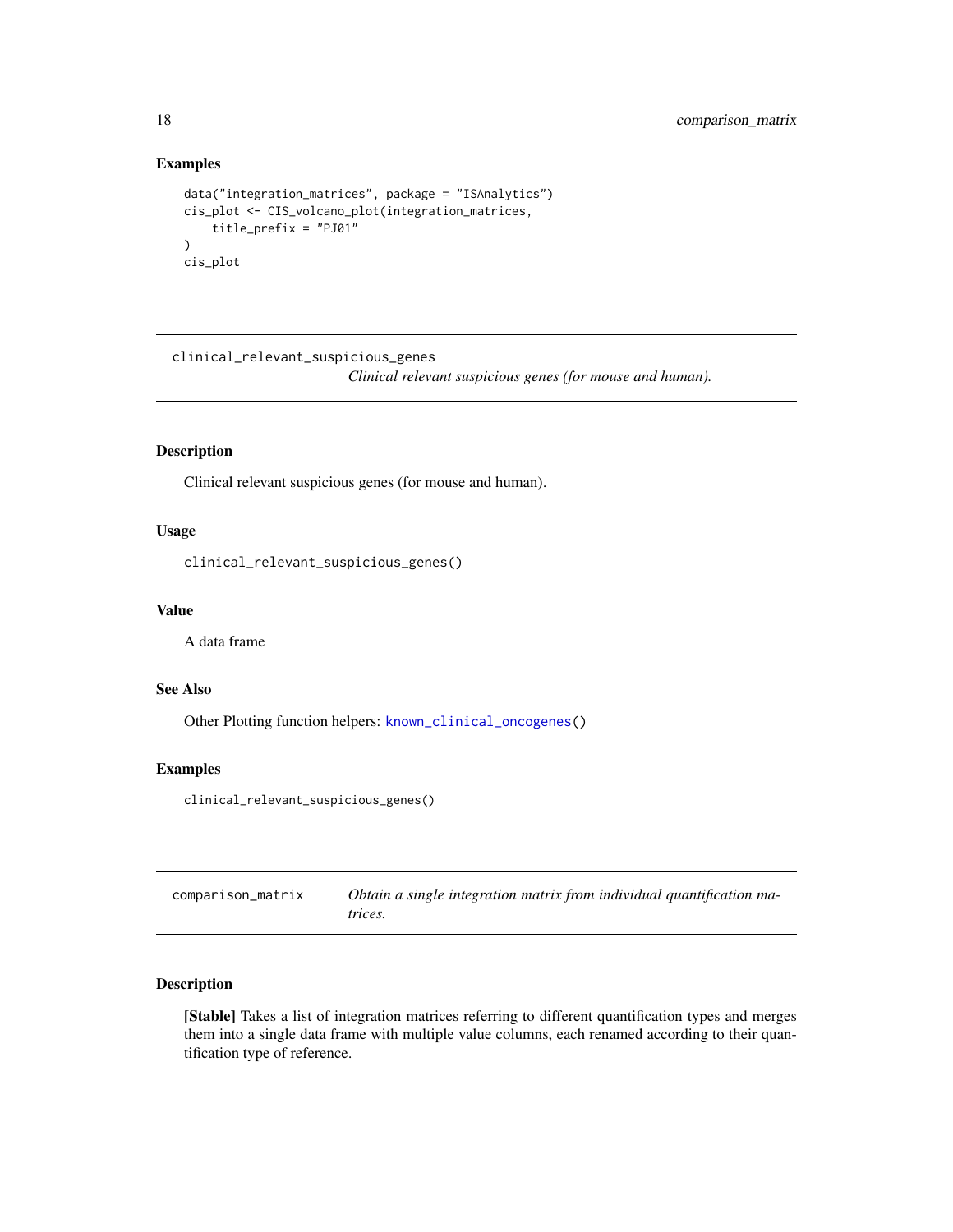## Examples

```
data("integration_matrices", package = "ISAnalytics")
cis_plot <- CIS_volcano_plot(integration_matrices,
    title_prefix = "PJ01"
)
cis_plot
```

---

# clinical_relevant_suspicious_genes

*Clinical relevant suspicious genes (for mouse and human).*

## Description

Clinical relevant suspicious genes (for mouse and human).

## Usage

```
clinical_relevant_suspicious_genes()
```

## Value

A data frame

## See Also

Other Plotting function helpers: known_clinical_oncogenes()

## Examples

```
clinical_relevant_suspicious_genes()
```

---

# comparison_matrix

*Obtain a single integration matrix from individual quantification matrices.*

## Description

**[Stable]** Takes a list of integration matrices referring to different quantification types and merges them into a single data frame with multiple value columns, each renamed according to their quantification type of reference.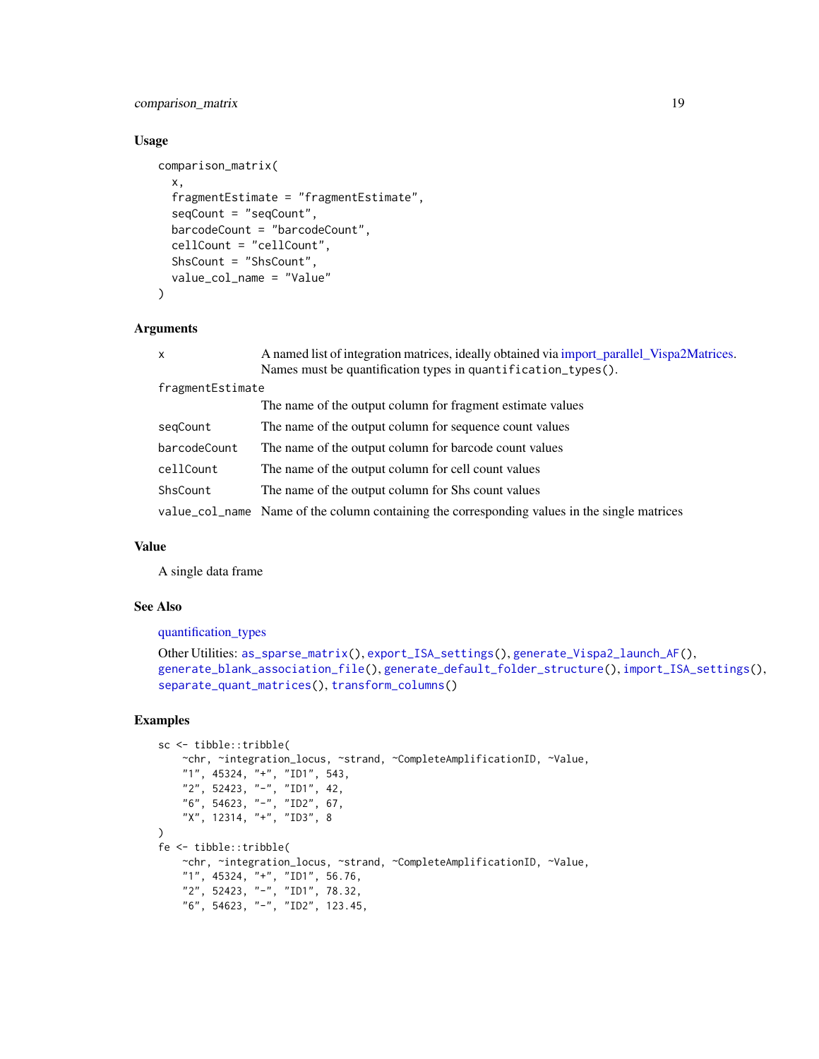## Usage

```
comparison_matrix(
  x,
  fragmentEstimate = "fragmentEstimate",
  seqCount = "seqCount",
  barcodeCount = "barcodeCount",
  cellCount = "cellCount",
  ShsCount = "ShsCount",
  value_col_name = "Value"
)
```

## Arguments

| | |
|---|---|
| x | A named list of integration matrices, ideally obtained via import_parallel_Vispa2Matrices. Names must be quantification types in `quantification_types()`. |
| fragmentEstimate | The name of the output column for fragment estimate values |
| seqCount | The name of the output column for sequence count values |
| barcodeCount | The name of the output column for barcode count values |
| cellCount | The name of the output column for cell count values |
| ShsCount | The name of the output column for Shs count values |
| value_col_name | Name of the column containing the corresponding values in the single matrices |

## Value

A single data frame

## See Also

quantification_types

Other Utilities: `as_sparse_matrix()`, `export_ISA_settings()`, `generate_Vispa2_launch_AF()`, `generate_blank_association_file()`, `generate_default_folder_structure()`, `import_ISA_settings()`, `separate_quant_matrices()`, `transform_columns()`

## Examples

```
sc <- tibble::tribble(
    ~chr, ~integration_locus, ~strand, ~CompleteAmplificationID, ~Value,
    "1", 45324, "+", "ID1", 543,
    "2", 52423, "-", "ID1", 42,
    "6", 54623, "-", "ID2", 67,
    "X", 12314, "+", "ID3", 8
)
fe <- tibble::tribble(
    ~chr, ~integration_locus, ~strand, ~CompleteAmplificationID, ~Value,
    "1", 45324, "+", "ID1", 56.76,
    "2", 52423, "-", "ID1", 78.32,
    "6", 54623, "-", "ID2", 123.45,
```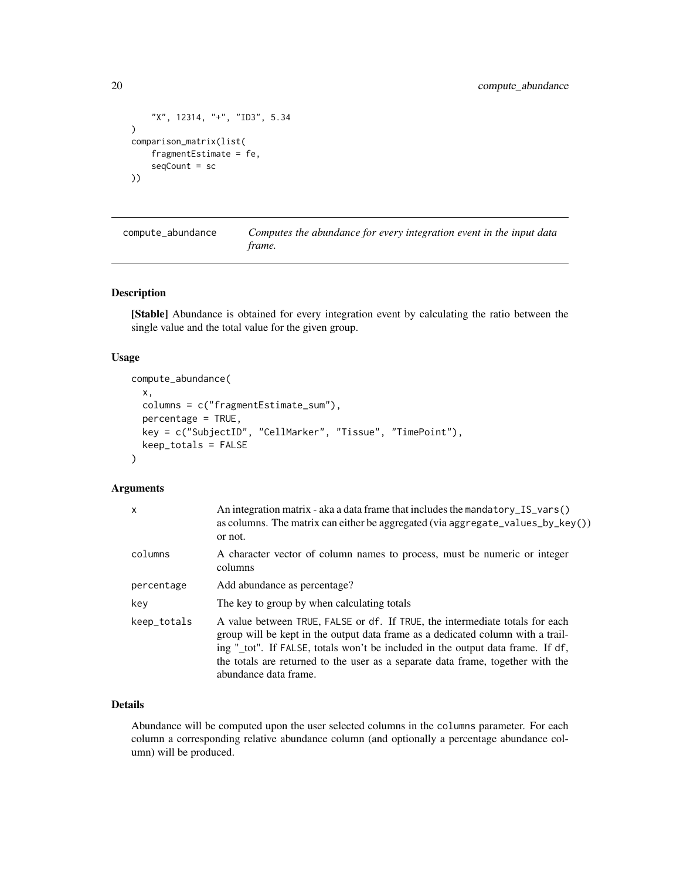```
    "X", 12314, "+", "ID3", 5.34
)
comparison_matrix(list(
    fragmentEstimate = fe,
    seqCount = sc
))
```

## compute_abundance    *Computes the abundance for every integration event in the input data frame.*

### Description

**[Stable]** Abundance is obtained for every integration event by calculating the ratio between the single value and the total value for the given group.

### Usage

```
compute_abundance(
  x,
  columns = c("fragmentEstimate_sum"),
  percentage = TRUE,
  key = c("SubjectID", "CellMarker", "Tissue", "TimePoint"),
  keep_totals = FALSE
)
```

### Arguments

| | |
|---|---|
| x | An integration matrix - aka a data frame that includes the `mandatory_IS_vars()` as columns. The matrix can either be aggregated (via `aggregate_values_by_key()`) or not. |
| columns | A character vector of column names to process, must be numeric or integer columns |
| percentage | Add abundance as percentage? |
| key | The key to group by when calculating totals |
| keep_totals | A value between `TRUE`, `FALSE` or `df`. If `TRUE`, the intermediate totals for each group will be kept in the output data frame as a dedicated column with a trailing "_tot". If `FALSE`, totals won't be included in the output data frame. If `df`, the totals are returned to the user as a separate data frame, together with the abundance data frame. |

### Details

Abundance will be computed upon the user selected columns in the `columns` parameter. For each column a corresponding relative abundance column (and optionally a percentage abundance column) will be produced.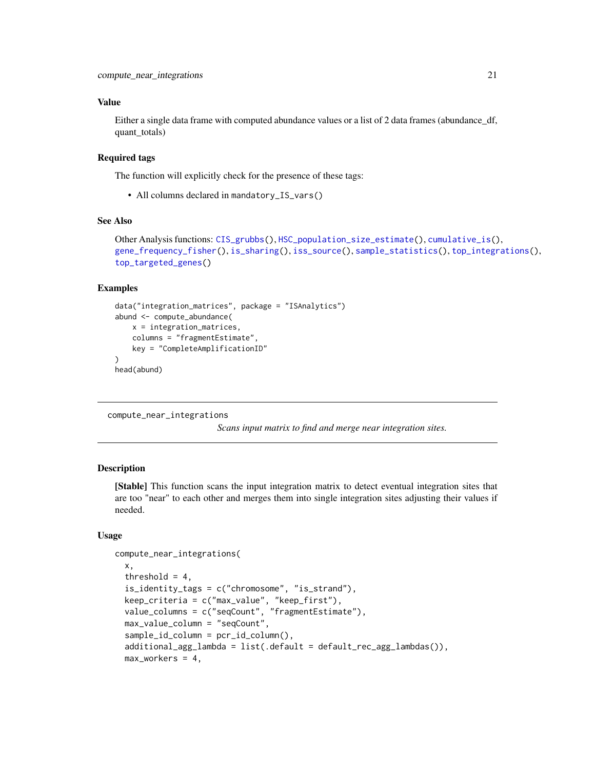### Value

Either a single data frame with computed abundance values or a list of 2 data frames (abundance_df, quant_totals)

### Required tags

The function will explicitly check for the presence of these tags:

- All columns declared in `mandatory_IS_vars()`

### See Also

Other Analysis functions: `CIS_grubbs()`, `HSC_population_size_estimate()`, `cumulative_is()`, `gene_frequency_fisher()`, `is_sharing()`, `iss_source()`, `sample_statistics()`, `top_integrations()`, `top_targeted_genes()`

### Examples

```
data("integration_matrices", package = "ISAnalytics")
abund <- compute_abundance(
    x = integration_matrices,
    columns = "fragmentEstimate",
    key = "CompleteAmplificationID"
)
head(abund)
```

---

## compute_near_integrations

*Scans input matrix to find and merge near integration sites.*

---

### Description

**[Stable]** This function scans the input integration matrix to detect eventual integration sites that are too "near" to each other and merges them into single integration sites adjusting their values if needed.

### Usage

```
compute_near_integrations(
  x,
  threshold = 4,
  is_identity_tags = c("chromosome", "is_strand"),
  keep_criteria = c("max_value", "keep_first"),
  value_columns = c("seqCount", "fragmentEstimate"),
  max_value_column = "seqCount",
  sample_id_column = pcr_id_column(),
  additional_agg_lambda = list(.default = default_rec_agg_lambdas()),
  max_workers = 4,
```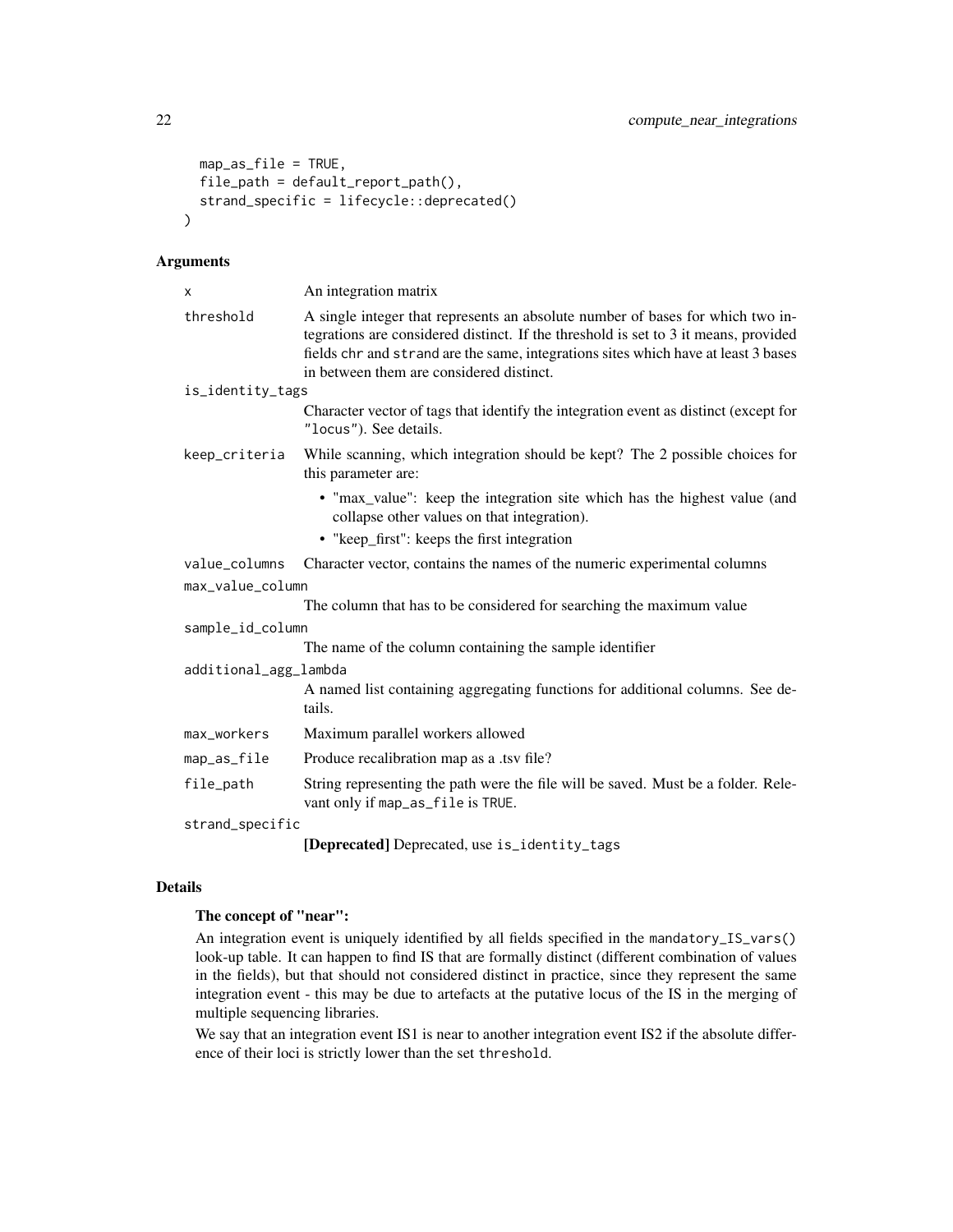```
  map_as_file = TRUE,
  file_path = default_report_path(),
  strand_specific = lifecycle::deprecated()
)
```

## Arguments

| | |
|---|---|
| `x` | An integration matrix |
| `threshold` | A single integer that represents an absolute number of bases for which two integrations are considered distinct. If the threshold is set to 3 it means, provided fields `chr` and `strand` are the same, integrations sites which have at least 3 bases in between them are considered distinct. |
| `is_identity_tags` | Character vector of tags that identify the integration event as distinct (except for `"locus"`). See details. |
| `keep_criteria` | While scanning, which integration should be kept? The 2 possible choices for this parameter are:<br>• "max_value": keep the integration site which has the highest value (and collapse other values on that integration).<br>• "keep_first": keeps the first integration |
| `value_columns` | Character vector, contains the names of the numeric experimental columns |
| `max_value_column` | The column that has to be considered for searching the maximum value |
| `sample_id_column` | The name of the column containing the sample identifier |
| `additional_agg_lambda` | A named list containing aggregating functions for additional columns. See details. |
| `max_workers` | Maximum parallel workers allowed |
| `map_as_file` | Produce recalibration map as a .tsv file? |
| `file_path` | String representing the path were the file will be saved. Must be a folder. Relevant only if `map_as_file` is `TRUE`. |
| `strand_specific` | **[Deprecated]** Deprecated, use `is_identity_tags` |

## Details

**The concept of "near":**

An integration event is uniquely identified by all fields specified in the `mandatory_IS_vars()` look-up table. It can happen to find IS that are formally distinct (different combination of values in the fields), but that should not considered distinct in practice, since they represent the same integration event - this may be due to artefacts at the putative locus of the IS in the merging of multiple sequencing libraries.

We say that an integration event IS1 is near to another integration event IS2 if the absolute difference of their loci is strictly lower than the set `threshold`.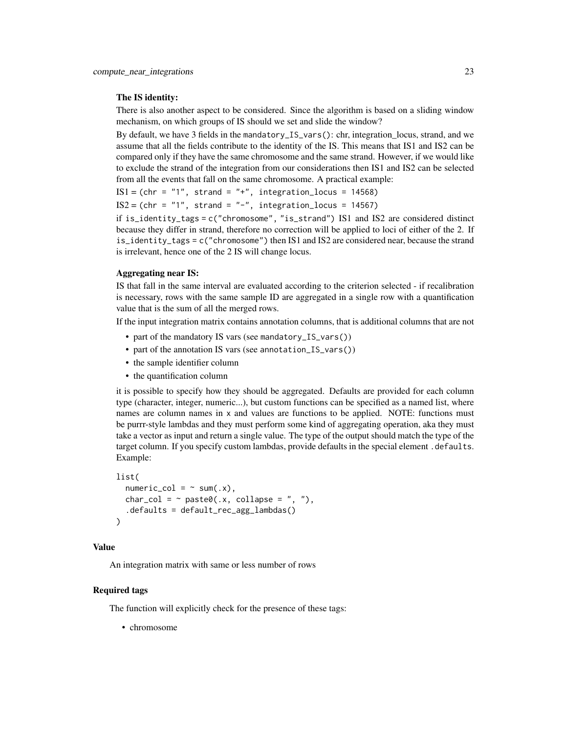**The IS identity:**

There is also another aspect to be considered. Since the algorithm is based on a sliding window mechanism, on which groups of IS should we set and slide the window?

By default, we have 3 fields in the `mandatory_IS_vars()`: chr, integration_locus, strand, and we assume that all the fields contribute to the identity of the IS. This means that IS1 and IS2 can be compared only if they have the same chromosome and the same strand. However, if we would like to exclude the strand of the integration from our considerations then IS1 and IS2 can be selected from all the events that fall on the same chromosome. A practical example:

IS1 = `(chr = "1", strand = "+", integration_locus = 14568)`

IS2 = `(chr = "1", strand = "-", integration_locus = 14567)`

if `is_identity_tags = c("chromosome", "is_strand")` IS1 and IS2 are considered distinct because they differ in strand, therefore no correction will be applied to loci of either of the 2. If `is_identity_tags = c("chromosome")` then IS1 and IS2 are considered near, because the strand is irrelevant, hence one of the 2 IS will change locus.

**Aggregating near IS:**

IS that fall in the same interval are evaluated according to the criterion selected - if recalibration is necessary, rows with the same sample ID are aggregated in a single row with a quantification value that is the sum of all the merged rows.

If the input integration matrix contains annotation columns, that is additional columns that are not

- part of the mandatory IS vars (see `mandatory_IS_vars()`)
- part of the annotation IS vars (see `annotation_IS_vars()`)
- the sample identifier column
- the quantification column

it is possible to specify how they should be aggregated. Defaults are provided for each column type (character, integer, numeric...), but custom functions can be specified as a named list, where names are column names in `x` and values are functions to be applied. NOTE: functions must be purrr-style lambdas and they must perform some kind of aggregating operation, aka they must take a vector as input and return a single value. The type of the output should match the type of the target column. If you specify custom lambdas, provide defaults in the special element `.defaults`. Example:

```
list(
  numeric_col = ~ sum(.x),
  char_col = ~ paste0(.x, collapse = ", "),
  .defaults = default_rec_agg_lambdas()
)
```

## Value

An integration matrix with same or less number of rows

## Required tags

The function will explicitly check for the presence of these tags:

- chromosome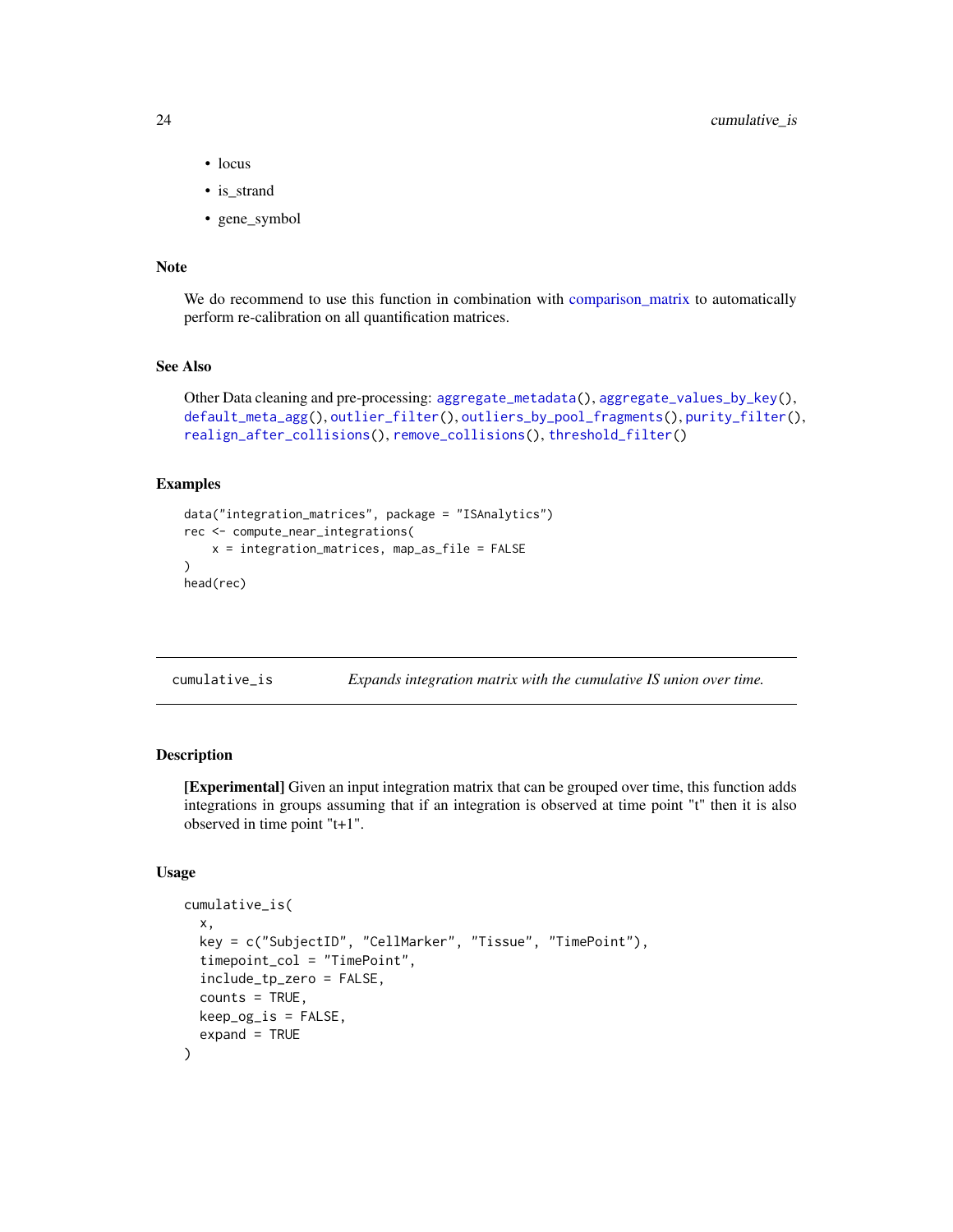- locus
- is_strand
- gene_symbol

### Note

We do recommend to use this function in combination with comparison_matrix to automatically perform re-calibration on all quantification matrices.

### See Also

Other Data cleaning and pre-processing: `aggregate_metadata()`, `aggregate_values_by_key()`, `default_meta_agg()`, `outlier_filter()`, `outliers_by_pool_fragments()`, `purity_filter()`, `realign_after_collisions()`, `remove_collisions()`, `threshold_filter()`

### Examples

```
data("integration_matrices", package = "ISAnalytics")
rec <- compute_near_integrations(
    x = integration_matrices, map_as_file = FALSE
)
head(rec)
```

---

## cumulative_is — *Expands integration matrix with the cumulative IS union over time.*

---

### Description

**[Experimental]** Given an input integration matrix that can be grouped over time, this function adds integrations in groups assuming that if an integration is observed at time point "t" then it is also observed in time point "t+1".

### Usage

```
cumulative_is(
  x,
  key = c("SubjectID", "CellMarker", "Tissue", "TimePoint"),
  timepoint_col = "TimePoint",
  include_tp_zero = FALSE,
  counts = TRUE,
  keep_og_is = FALSE,
  expand = TRUE
)
```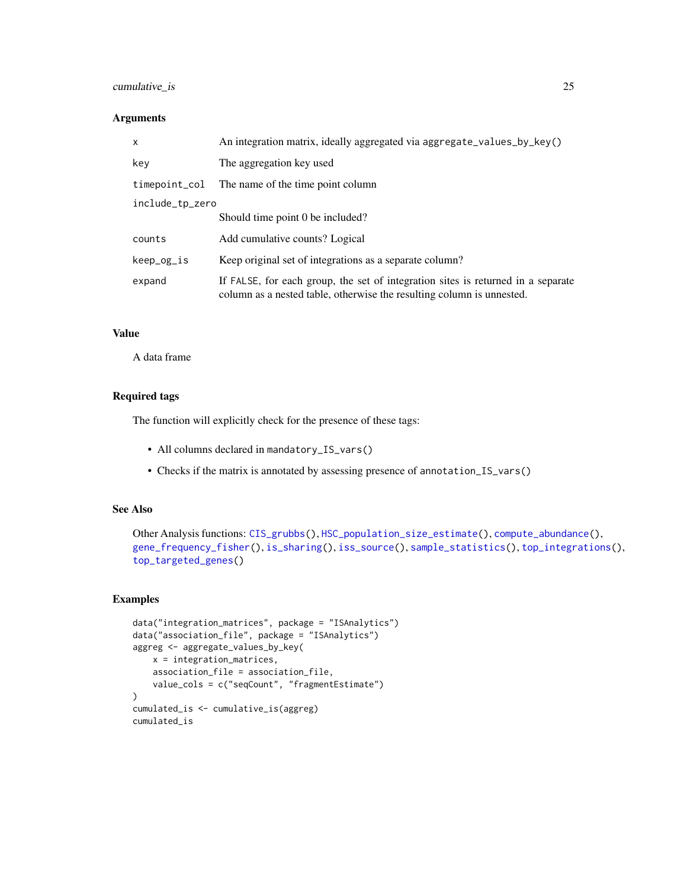### Arguments

| | |
|---|---|
| `x` | An integration matrix, ideally aggregated via `aggregate_values_by_key()` |
| `key` | The aggregation key used |
| `timepoint_col` | The name of the time point column |
| `include_tp_zero` | Should time point 0 be included? |
| `counts` | Add cumulative counts? Logical |
| `keep_og_is` | Keep original set of integrations as a separate column? |
| `expand` | If `FALSE`, for each group, the set of integration sites is returned in a separate column as a nested table, otherwise the resulting column is unnested. |

### Value

A data frame

### Required tags

The function will explicitly check for the presence of these tags:

- All columns declared in `mandatory_IS_vars()`
- Checks if the matrix is annotated by assessing presence of `annotation_IS_vars()`

### See Also

Other Analysis functions: `CIS_grubbs()`, `HSC_population_size_estimate()`, `compute_abundance()`, `gene_frequency_fisher()`, `is_sharing()`, `iss_source()`, `sample_statistics()`, `top_integrations()`, `top_targeted_genes()`

### Examples

```
data("integration_matrices", package = "ISAnalytics")
data("association_file", package = "ISAnalytics")
aggreg <- aggregate_values_by_key(
    x = integration_matrices,
    association_file = association_file,
    value_cols = c("seqCount", "fragmentEstimate")
)
cumulated_is <- cumulative_is(aggreg)
cumulated_is
```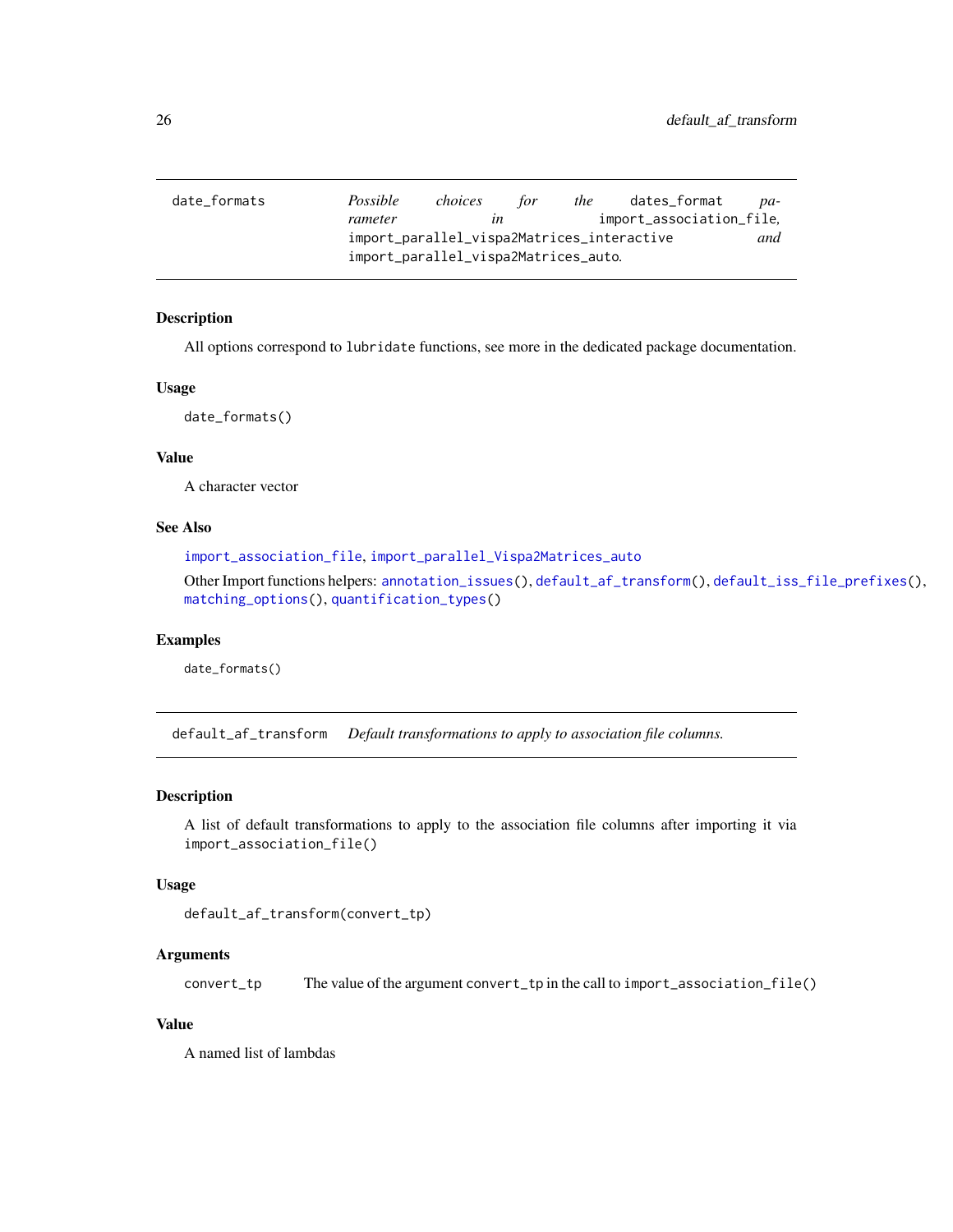## date_formats *Possible choices for the* dates_format *parameter in* import_association_file*,* import_parallel_vispa2Matrices_interactive *and* import_parallel_vispa2Matrices_auto*.*

### Description

All options correspond to lubridate functions, see more in the dedicated package documentation.

### Usage

```
date_formats()
```

### Value

A character vector

### See Also

import_association_file, import_parallel_Vispa2Matrices_auto

Other Import functions helpers: annotation_issues(), default_af_transform(), default_iss_file_prefixes(), matching_options(), quantification_types()

### Examples

```
date_formats()
```

## default_af_transform *Default transformations to apply to association file columns.*

### Description

A list of default transformations to apply to the association file columns after importing it via import_association_file()

### Usage

```
default_af_transform(convert_tp)
```

### Arguments

| | |
|---|---|
| convert_tp | The value of the argument convert_tp in the call to import_association_file() |

### Value

A named list of lambdas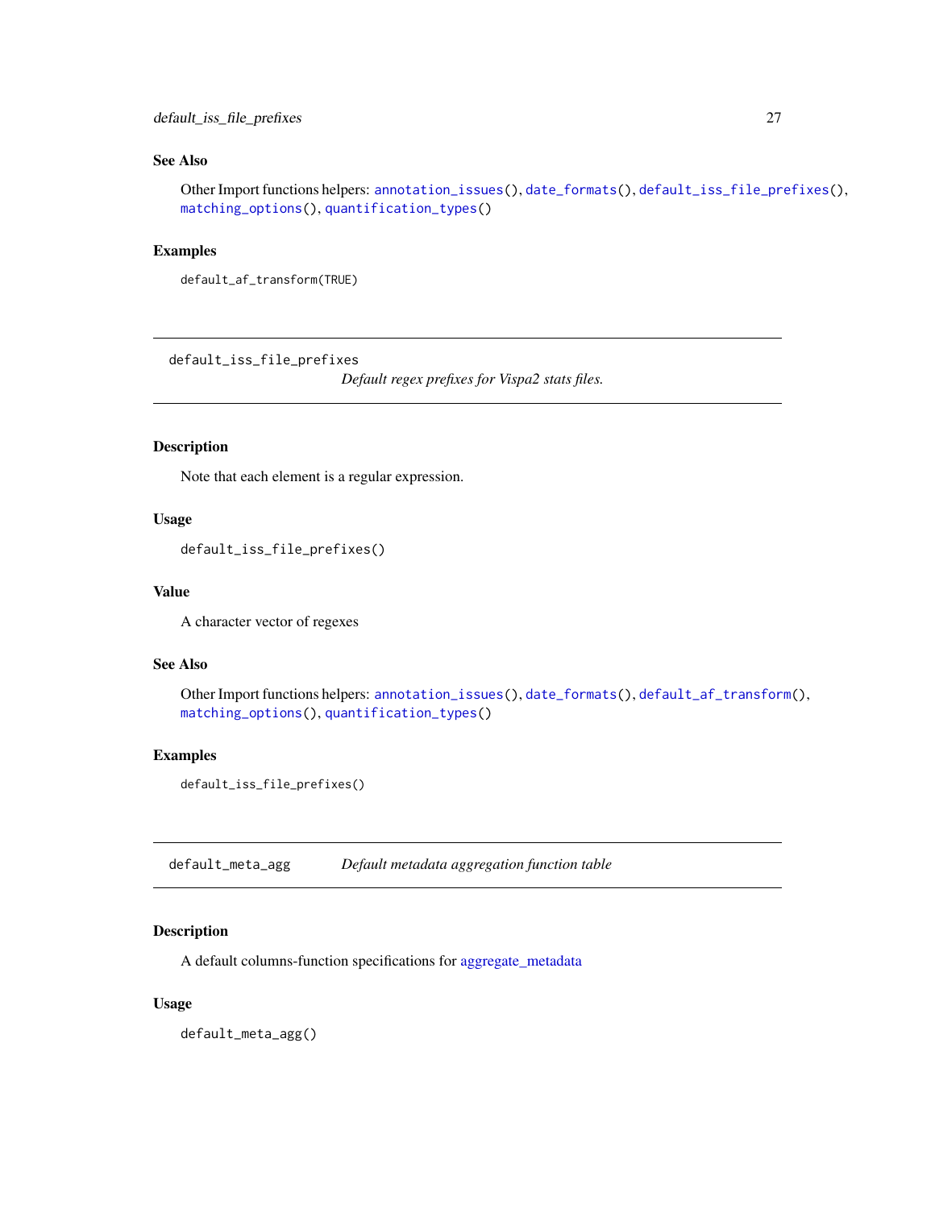### See Also

Other Import functions helpers: `annotation_issues()`, `date_formats()`, `default_iss_file_prefixes()`, `matching_options()`, `quantification_types()`

### Examples

```
default_af_transform(TRUE)
```

---

## default_iss_file_prefixes

*Default regex prefixes for Vispa2 stats files.*

### Description

Note that each element is a regular expression.

### Usage

```
default_iss_file_prefixes()
```

### Value

A character vector of regexes

### See Also

Other Import functions helpers: `annotation_issues()`, `date_formats()`, `default_af_transform()`, `matching_options()`, `quantification_types()`

### Examples

```
default_iss_file_prefixes()
```

---

## default_meta_agg

*Default metadata aggregation function table*

### Description

A default columns-function specifications for aggregate_metadata

### Usage

```
default_meta_agg()
```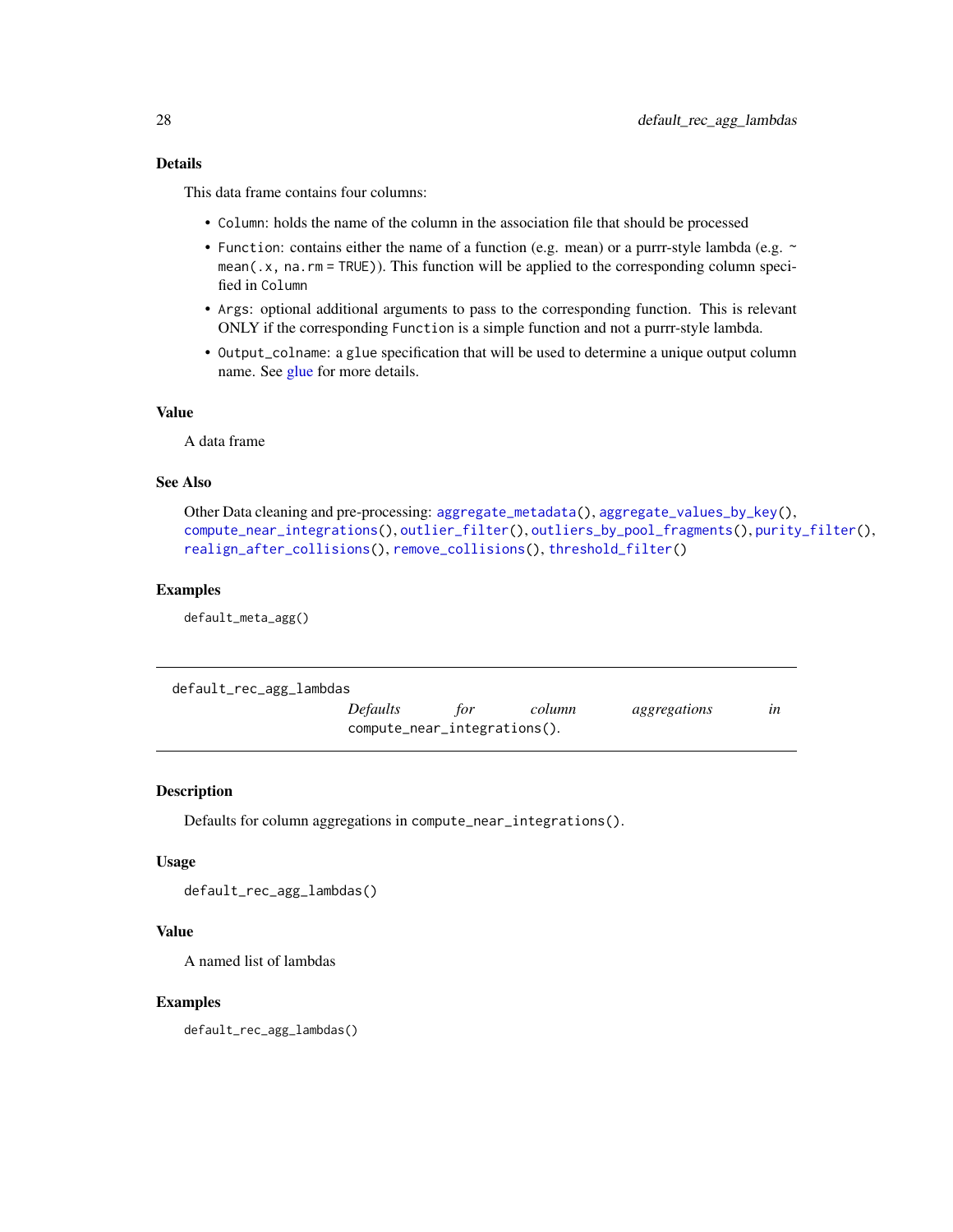### Details

This data frame contains four columns:

- `Column`: holds the name of the column in the association file that should be processed
- `Function`: contains either the name of a function (e.g. mean) or a purrr-style lambda (e.g. `~ mean(.x, na.rm = TRUE)`). This function will be applied to the corresponding column specified in `Column`
- `Args`: optional additional arguments to pass to the corresponding function. This is relevant ONLY if the corresponding `Function` is a simple function and not a purrr-style lambda.
- `Output_colname`: a `glue` specification that will be used to determine a unique output column name. See glue for more details.

### Value

A data frame

### See Also

Other Data cleaning and pre-processing: `aggregate_metadata()`, `aggregate_values_by_key()`, `compute_near_integrations()`, `outlier_filter()`, `outliers_by_pool_fragments()`, `purity_filter()`, `realign_after_collisions()`, `remove_collisions()`, `threshold_filter()`

### Examples

```
default_meta_agg()
```

---

## default_rec_agg_lambdas

*Defaults for column aggregations in* `compute_near_integrations()`.

### Description

Defaults for column aggregations in `compute_near_integrations()`.

### Usage

```
default_rec_agg_lambdas()
```

### Value

A named list of lambdas

### Examples

```
default_rec_agg_lambdas()
```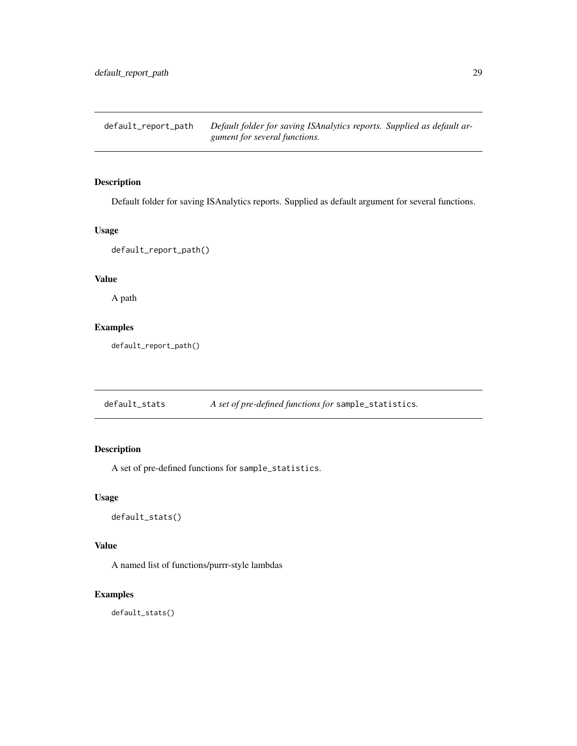## default_report_path

*Default folder for saving ISAnalytics reports. Supplied as default argument for several functions.*

### Description

Default folder for saving ISAnalytics reports. Supplied as default argument for several functions.

### Usage

```
default_report_path()
```

### Value

A path

### Examples

```
default_report_path()
```

## default_stats

*A set of pre-defined functions for* `sample_statistics`.

### Description

A set of pre-defined functions for `sample_statistics`.

### Usage

```
default_stats()
```

### Value

A named list of functions/purrr-style lambdas

### Examples

```
default_stats()
```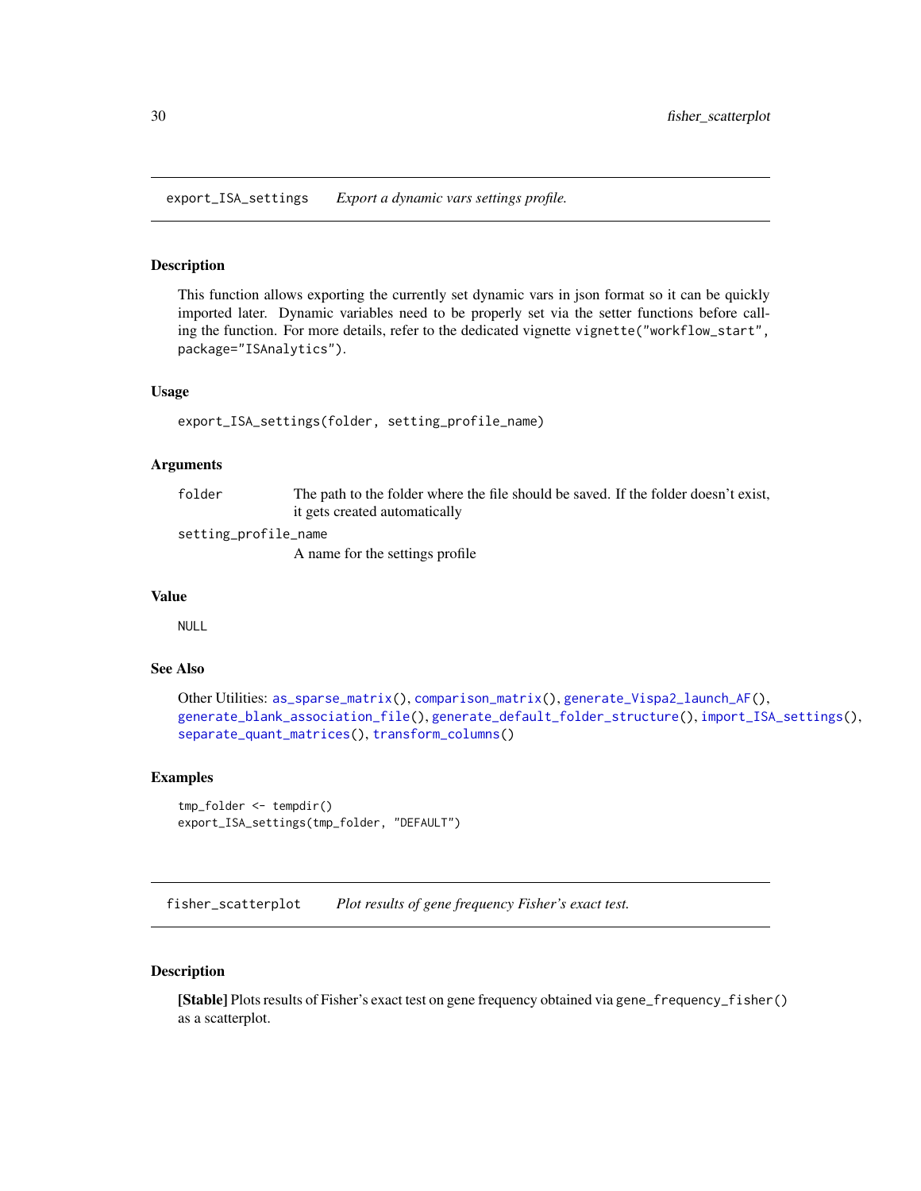## export_ISA_settings — *Export a dynamic vars settings profile.*

### Description

This function allows exporting the currently set dynamic vars in json format so it can be quickly imported later. Dynamic variables need to be properly set via the setter functions before calling the function. For more details, refer to the dedicated vignette `vignette("workflow_start", package="ISAnalytics")`.

### Usage

```
export_ISA_settings(folder, setting_profile_name)
```

### Arguments

| | |
|---|---|
| `folder` | The path to the folder where the file should be saved. If the folder doesn't exist, it gets created automatically |
| `setting_profile_name` | A name for the settings profile |

### Value

`NULL`

### See Also

Other Utilities: `as_sparse_matrix()`, `comparison_matrix()`, `generate_Vispa2_launch_AF()`, `generate_blank_association_file()`, `generate_default_folder_structure()`, `import_ISA_settings()`, `separate_quant_matrices()`, `transform_columns()`

### Examples

```
tmp_folder <- tempdir()
export_ISA_settings(tmp_folder, "DEFAULT")
```

## fisher_scatterplot — *Plot results of gene frequency Fisher's exact test.*

### Description

**[Stable]** Plots results of Fisher's exact test on gene frequency obtained via `gene_frequency_fisher()` as a scatterplot.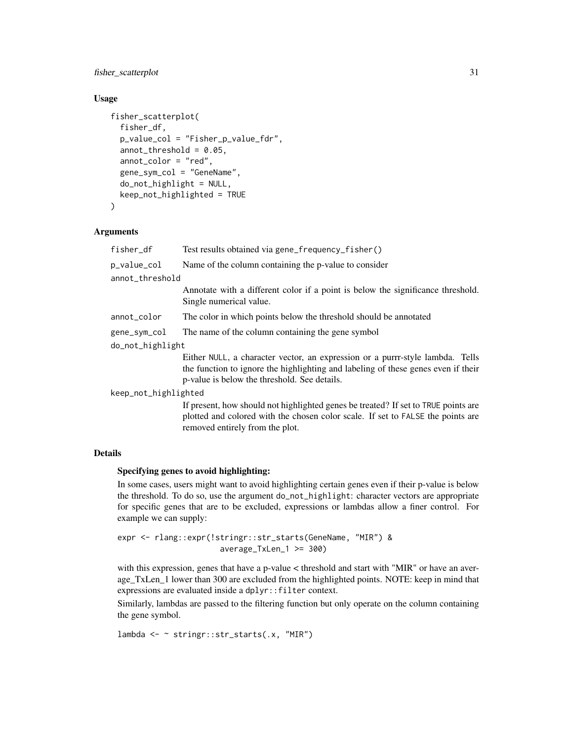### Usage

```
fisher_scatterplot(
  fisher_df,
  p_value_col = "Fisher_p_value_fdr",
  annot_threshold = 0.05,
  annot_color = "red",
  gene_sym_col = "GeneName",
  do_not_highlight = NULL,
  keep_not_highlighted = TRUE
)
```

### Arguments

- `fisher_df` Test results obtained via `gene_frequency_fisher()`
- `p_value_col` Name of the column containing the p-value to consider
- `annot_threshold` Annotate with a different color if a point is below the significance threshold. Single numerical value.
- `annot_color` The color in which points below the threshold should be annotated
- `gene_sym_col` The name of the column containing the gene symbol
- `do_not_highlight` Either `NULL`, a character vector, an expression or a purrr-style lambda. Tells the function to ignore the highlighting and labeling of these genes even if their p-value is below the threshold. See details.
- `keep_not_highlighted` If present, how should not highlighted genes be treated? If set to `TRUE` points are plotted and colored with the chosen color scale. If set to `FALSE` the points are removed entirely from the plot.

### Details

**Specifying genes to avoid highlighting:**

In some cases, users might want to avoid highlighting certain genes even if their p-value is below the threshold. To do so, use the argument `do_not_highlight`: character vectors are appropriate for specific genes that are to be excluded, expressions or lambdas allow a finer control. For example we can supply:

```
expr <- rlang::expr(!stringr::str_starts(GeneName, "MIR") &
                    average_TxLen_1 >= 300)
```

with this expression, genes that have a p-value < threshold and start with "MIR" or have an average_TxLen_1 lower than 300 are excluded from the highlighted points. NOTE: keep in mind that expressions are evaluated inside a `dplyr::filter` context.

Similarly, lambdas are passed to the filtering function but only operate on the column containing the gene symbol.

```
lambda <- ~ stringr::str_starts(.x, "MIR")
```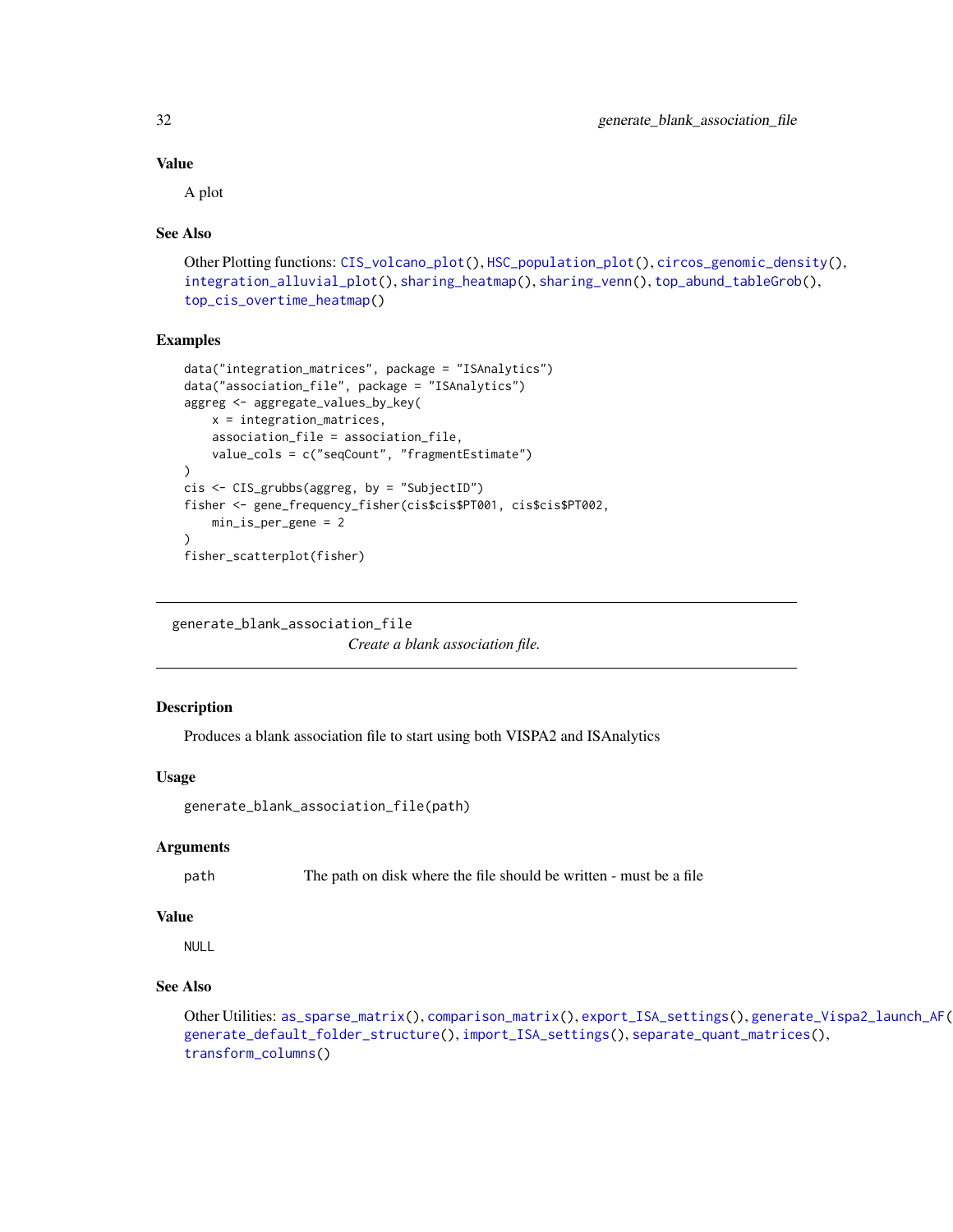## Value

A plot

## See Also

Other Plotting functions: CIS_volcano_plot(), HSC_population_plot(), circos_genomic_density(), integration_alluvial_plot(), sharing_heatmap(), sharing_venn(), top_abund_tableGrob(), top_cis_overtime_heatmap()

## Examples

```
data("integration_matrices", package = "ISAnalytics")
data("association_file", package = "ISAnalytics")
aggreg <- aggregate_values_by_key(
    x = integration_matrices,
    association_file = association_file,
    value_cols = c("seqCount", "fragmentEstimate")
)
cis <- CIS_grubbs(aggreg, by = "SubjectID")
fisher <- gene_frequency_fisher(cis$cis$PT001, cis$cis$PT002,
    min_is_per_gene = 2
)
fisher_scatterplot(fisher)
```

---

# generate_blank_association_file

*Create a blank association file.*

## Description

Produces a blank association file to start using both VISPA2 and ISAnalytics

## Usage

```
generate_blank_association_file(path)
```

## Arguments

| | |
|---|---|
| path | The path on disk where the file should be written - must be a file |

## Value

NULL

## See Also

Other Utilities: as_sparse_matrix(), comparison_matrix(), export_ISA_settings(), generate_Vispa2_launch_AF(), generate_default_folder_structure(), import_ISA_settings(), separate_quant_matrices(), transform_columns()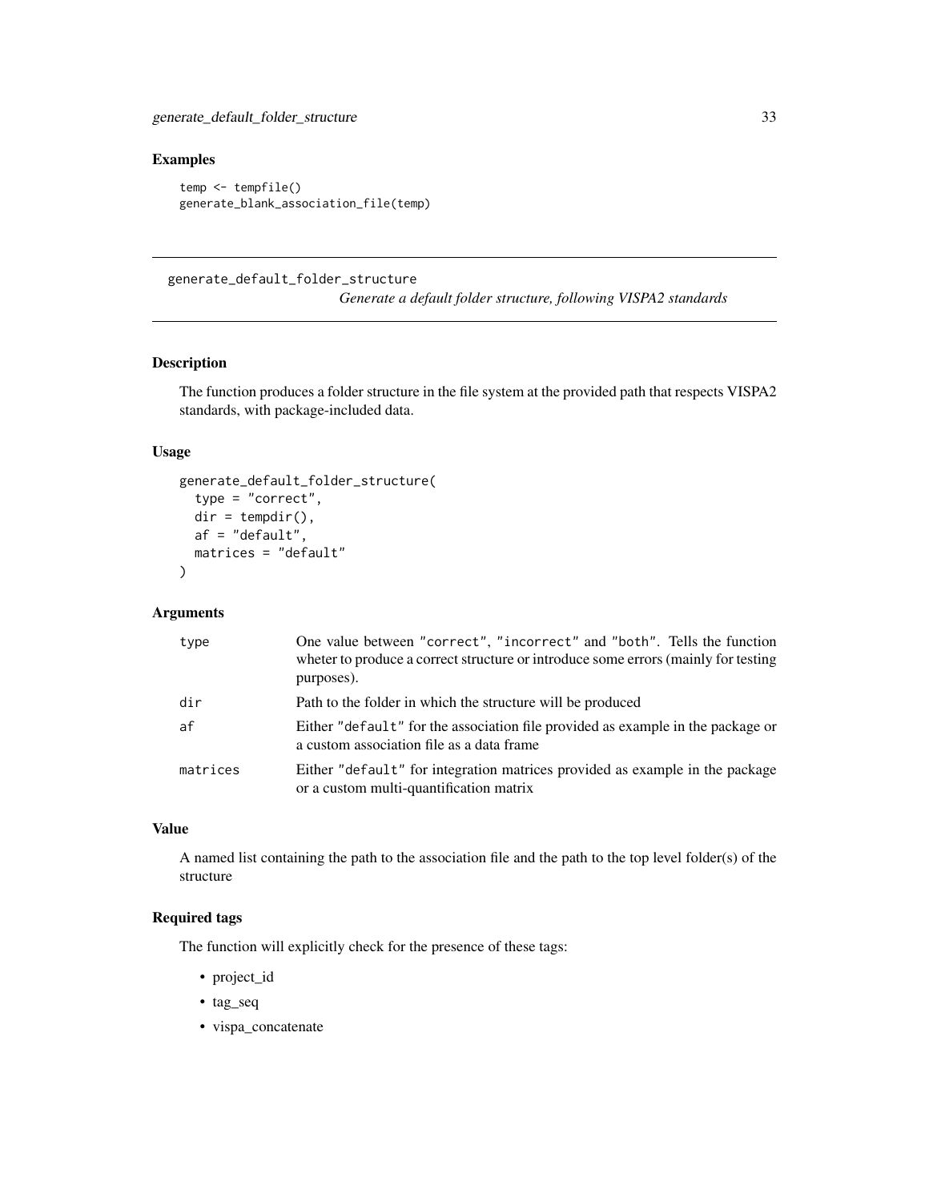## Examples

```
temp <- tempfile()
generate_blank_association_file(temp)
```

---

# generate_default_folder_structure

*Generate a default folder structure, following VISPA2 standards*

---

## Description

The function produces a folder structure in the file system at the provided path that respects VISPA2 standards, with package-included data.

## Usage

```
generate_default_folder_structure(
  type = "correct",
  dir = tempdir(),
  af = "default",
  matrices = "default"
)
```

## Arguments

| | |
|---|---|
| type | One value between "correct", "incorrect" and "both". Tells the function wheter to produce a correct structure or introduce some errors (mainly for testing purposes). |
| dir | Path to the folder in which the structure will be produced |
| af | Either "default" for the association file provided as example in the package or a custom association file as a data frame |
| matrices | Either "default" for integration matrices provided as example in the package or a custom multi-quantification matrix |

## Value

A named list containing the path to the association file and the path to the top level folder(s) of the structure

## Required tags

The function will explicitly check for the presence of these tags:

- project_id
- tag_seq
- vispa_concatenate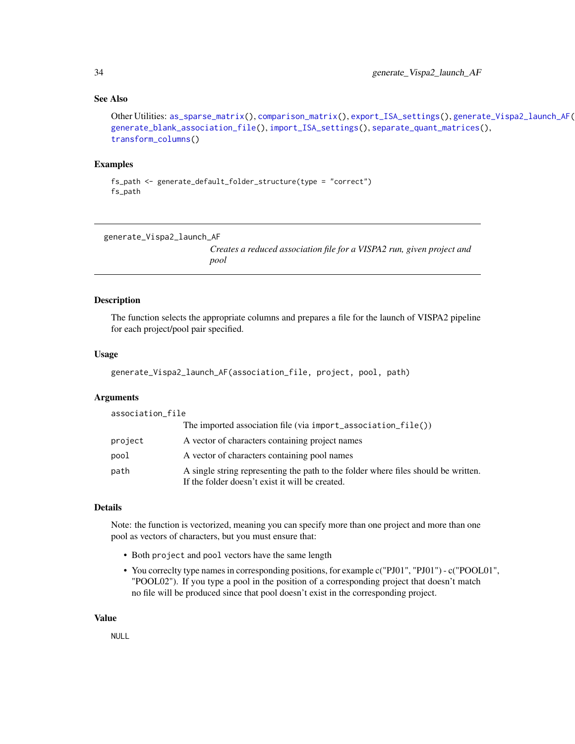### See Also

Other Utilities: `as_sparse_matrix()`, `comparison_matrix()`, `export_ISA_settings()`, `generate_Vispa2_launch_AF()`, `generate_blank_association_file()`, `import_ISA_settings()`, `separate_quant_matrices()`, `transform_columns()`

### Examples

```
fs_path <- generate_default_folder_structure(type = "correct")
fs_path
```

---

## generate_Vispa2_launch_AF

*Creates a reduced association file for a VISPA2 run, given project and pool*

---

### Description

The function selects the appropriate columns and prepares a file for the launch of VISPA2 pipeline for each project/pool pair specified.

### Usage

```
generate_Vispa2_launch_AF(association_file, project, pool, path)
```

### Arguments

| | |
|---|---|
| `association_file` | The imported association file (via `import_association_file()`) |
| `project` | A vector of characters containing project names |
| `pool` | A vector of characters containing pool names |
| `path` | A single string representing the path to the folder where files should be written. If the folder doesn't exist it will be created. |

### Details

Note: the function is vectorized, meaning you can specify more than one project and more than one pool as vectors of characters, but you must ensure that:

- Both `project` and `pool` vectors have the same length
- You correclty type names in corresponding positions, for example c("PJ01", "PJ01") - c("POOL01", "POOL02"). If you type a pool in the position of a corresponding project that doesn't match no file will be produced since that pool doesn't exist in the corresponding project.

### Value

`NULL`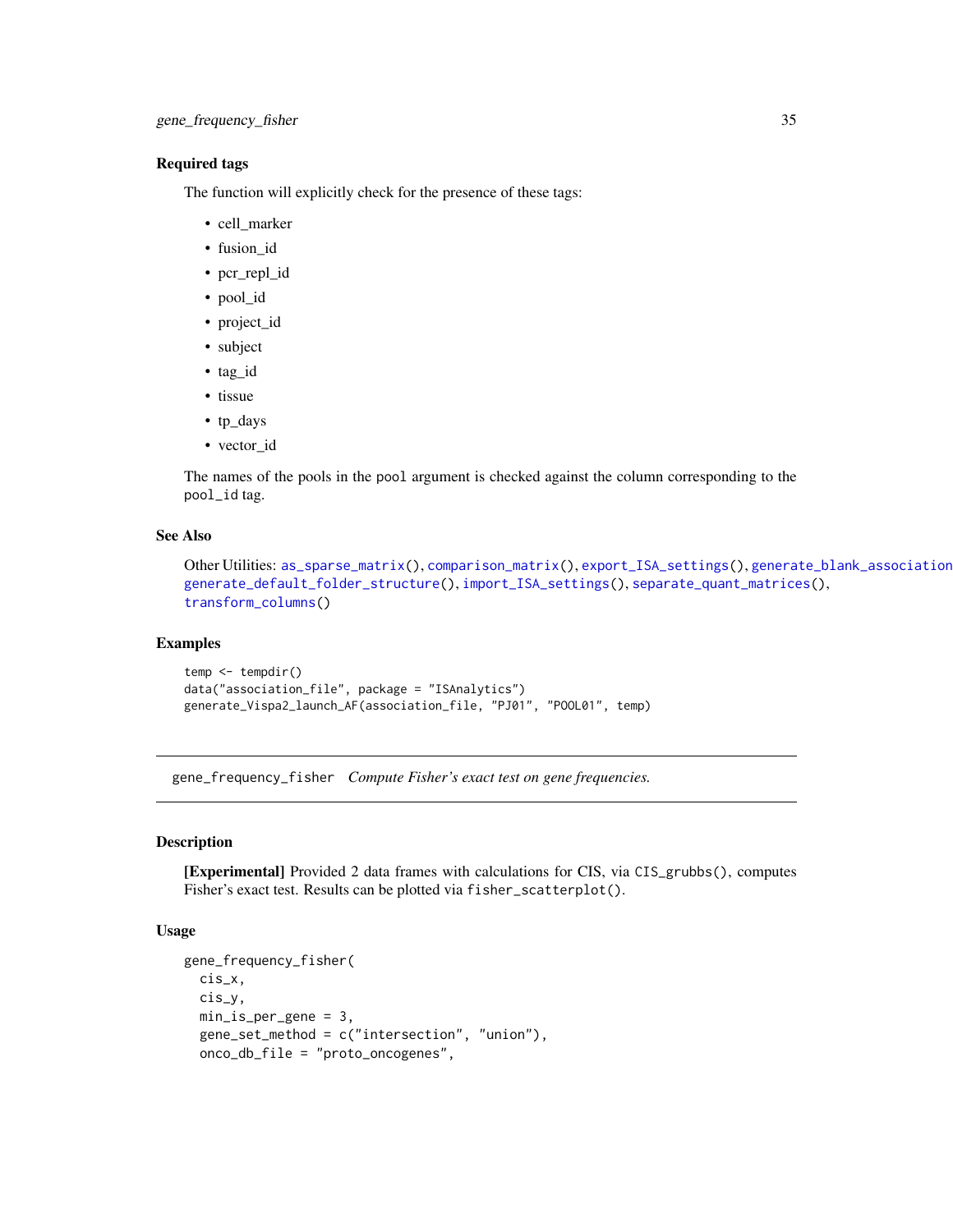### Required tags

The function will explicitly check for the presence of these tags:

- cell_marker
- fusion_id
- pcr_repl_id
- pool_id
- project_id
- subject
- tag_id
- tissue
- tp_days
- vector_id

The names of the pools in the pool argument is checked against the column corresponding to the pool_id tag.

### See Also

Other Utilities: as_sparse_matrix(), comparison_matrix(), export_ISA_settings(), generate_blank_association generate_default_folder_structure(), import_ISA_settings(), separate_quant_matrices(), transform_columns()

### Examples

```
temp <- tempdir()
data("association_file", package = "ISAnalytics")
generate_Vispa2_launch_AF(association_file, "PJ01", "POOL01", temp)
```

---

## gene_frequency_fisher    *Compute Fisher's exact test on gene frequencies.*

---

### Description

**[Experimental]** Provided 2 data frames with calculations for CIS, via CIS_grubbs(), computes Fisher's exact test. Results can be plotted via fisher_scatterplot().

### Usage

```
gene_frequency_fisher(
  cis_x,
  cis_y,
  min_is_per_gene = 3,
  gene_set_method = c("intersection", "union"),
  onco_db_file = "proto_oncogenes",
```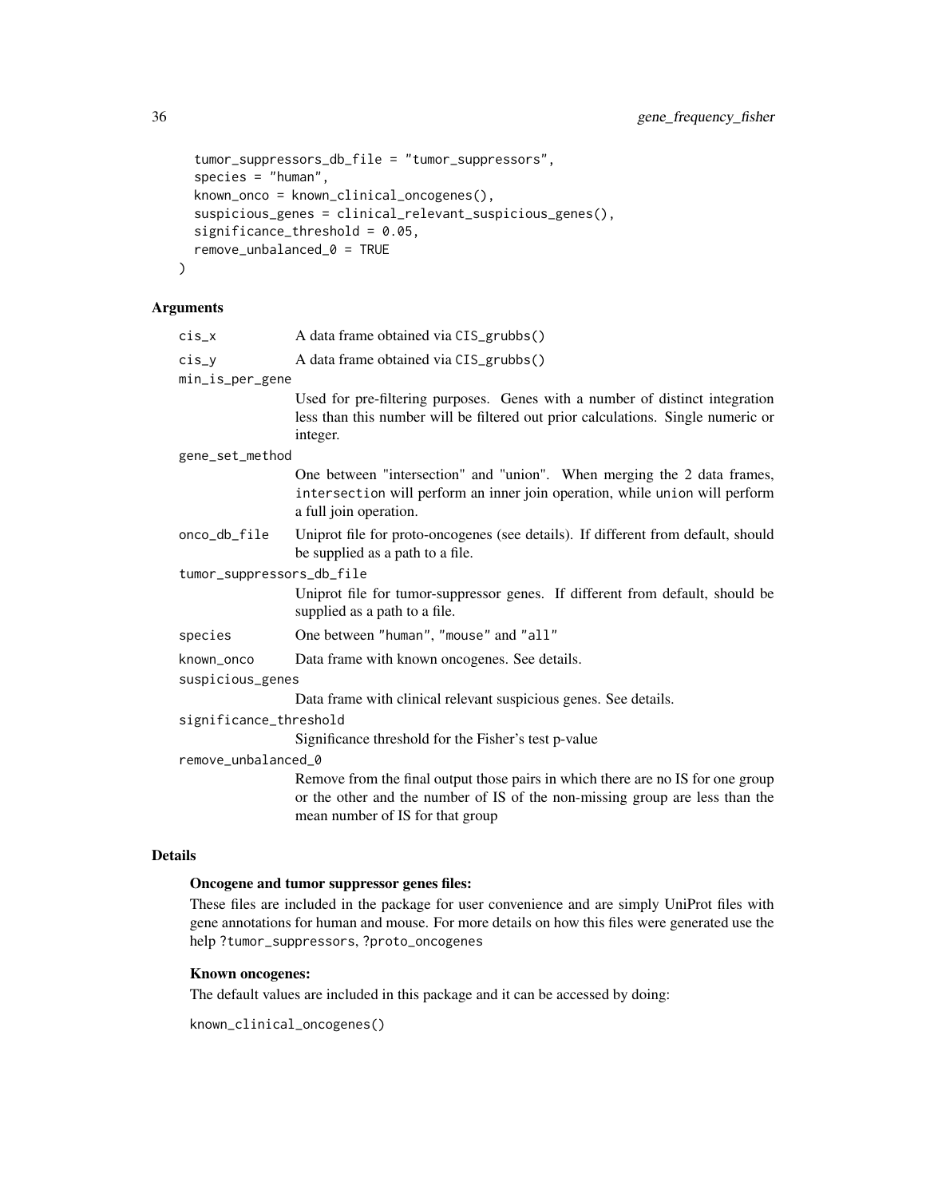```
  tumor_suppressors_db_file = "tumor_suppressors",
  species = "human",
  known_onco = known_clinical_oncogenes(),
  suspicious_genes = clinical_relevant_suspicious_genes(),
  significance_threshold = 0.05,
  remove_unbalanced_0 = TRUE
)
```

## Arguments

- `cis_x` A data frame obtained via `CIS_grubbs()`
- `cis_y` A data frame obtained via `CIS_grubbs()`
- `min_is_per_gene` Used for pre-filtering purposes. Genes with a number of distinct integration less than this number will be filtered out prior calculations. Single numeric or integer.
- `gene_set_method` One between "intersection" and "union". When merging the 2 data frames, `intersection` will perform an inner join operation, while `union` will perform a full join operation.
- `onco_db_file` Uniprot file for proto-oncogenes (see details). If different from default, should be supplied as a path to a file.
- `tumor_suppressors_db_file` Uniprot file for tumor-suppressor genes. If different from default, should be supplied as a path to a file.
- `species` One between "human", "mouse" and "all"
- `known_onco` Data frame with known oncogenes. See details.
- `suspicious_genes` Data frame with clinical relevant suspicious genes. See details.
- `significance_threshold` Significance threshold for the Fisher's test p-value
- `remove_unbalanced_0` Remove from the final output those pairs in which there are no IS for one group or the other and the number of IS of the non-missing group are less than the mean number of IS for that group

## Details

### Oncogene and tumor suppressor genes files:

These files are included in the package for user convenience and are simply UniProt files with gene annotations for human and mouse. For more details on how this files were generated use the help `?tumor_suppressors`, `?proto_oncogenes`

### Known oncogenes:

The default values are included in this package and it can be accessed by doing:

```
known_clinical_oncogenes()
```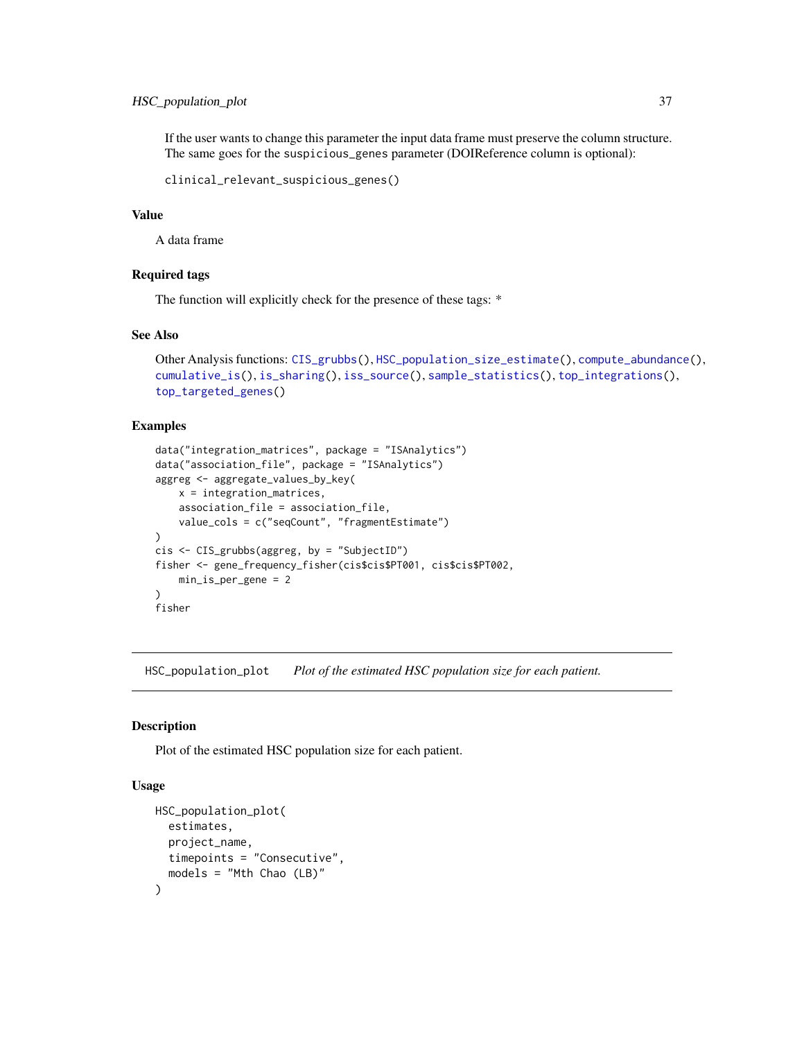If the user wants to change this parameter the input data frame must preserve the column structure. The same goes for the `suspicious_genes` parameter (DOIReference column is optional):

```
clinical_relevant_suspicious_genes()
```

### Value

A data frame

### Required tags

The function will explicitly check for the presence of these tags: *

### See Also

Other Analysis functions: CIS_grubbs(), HSC_population_size_estimate(), compute_abundance(), cumulative_is(), is_sharing(), iss_source(), sample_statistics(), top_integrations(), top_targeted_genes()

### Examples

```
data("integration_matrices", package = "ISAnalytics")
data("association_file", package = "ISAnalytics")
aggreg <- aggregate_values_by_key(
    x = integration_matrices,
    association_file = association_file,
    value_cols = c("seqCount", "fragmentEstimate")
)
cis <- CIS_grubbs(aggreg, by = "SubjectID")
fisher <- gene_frequency_fisher(cis$cis$PT001, cis$cis$PT002,
    min_is_per_gene = 2
)
fisher
```

---

## HSC_population_plot    *Plot of the estimated HSC population size for each patient.*

---

### Description

Plot of the estimated HSC population size for each patient.

### Usage

```
HSC_population_plot(
  estimates,
  project_name,
  timepoints = "Consecutive",
  models = "Mth Chao (LB)"
)
```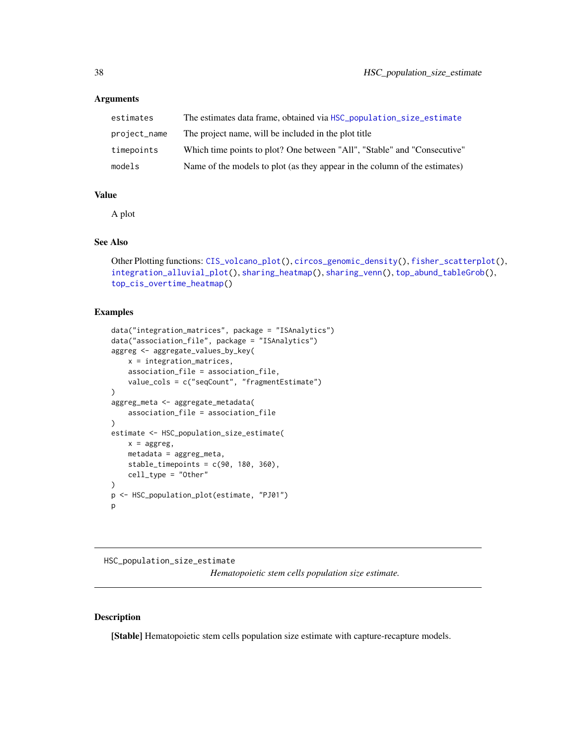### Arguments

| | |
|---|---|
| `estimates` | The estimates data frame, obtained via `HSC_population_size_estimate` |
| `project_name` | The project name, will be included in the plot title |
| `timepoints` | Which time points to plot? One between "All", "Stable" and "Consecutive" |
| `models` | Name of the models to plot (as they appear in the column of the estimates) |

### Value

A plot

### See Also

Other Plotting functions: `CIS_volcano_plot()`, `circos_genomic_density()`, `fisher_scatterplot()`, `integration_alluvial_plot()`, `sharing_heatmap()`, `sharing_venn()`, `top_abund_tableGrob()`, `top_cis_overtime_heatmap()`

### Examples

```
data("integration_matrices", package = "ISAnalytics")
data("association_file", package = "ISAnalytics")
aggreg <- aggregate_values_by_key(
    x = integration_matrices,
    association_file = association_file,
    value_cols = c("seqCount", "fragmentEstimate")
)
aggreg_meta <- aggregate_metadata(
    association_file = association_file
)
estimate <- HSC_population_size_estimate(
    x = aggreg,
    metadata = aggreg_meta,
    stable_timepoints = c(90, 180, 360),
    cell_type = "Other"
)
p <- HSC_population_plot(estimate, "PJ01")
p
```

---

## HSC_population_size_estimate

*Hematopoietic stem cells population size estimate.*

---

### Description

**[Stable]** Hematopoietic stem cells population size estimate with capture-recapture models.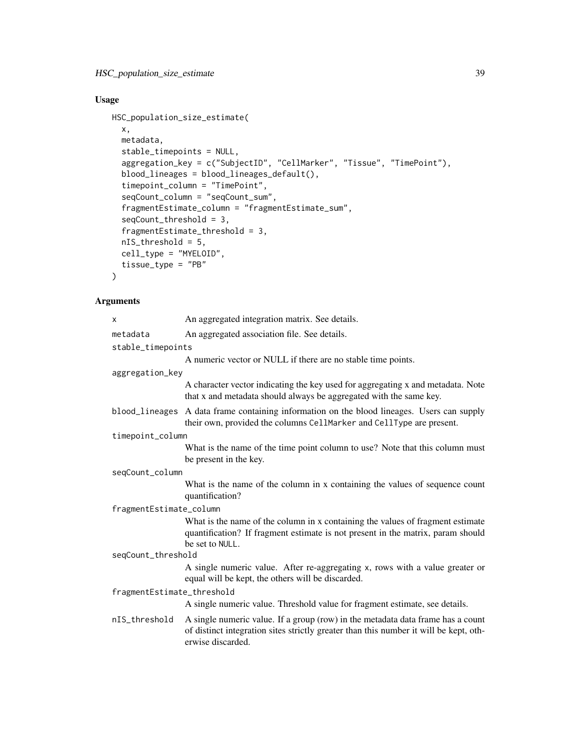## Usage

```
HSC_population_size_estimate(
  x,
  metadata,
  stable_timepoints = NULL,
  aggregation_key = c("SubjectID", "CellMarker", "Tissue", "TimePoint"),
  blood_lineages = blood_lineages_default(),
  timepoint_column = "TimePoint",
  seqCount_column = "seqCount_sum",
  fragmentEstimate_column = "fragmentEstimate_sum",
  seqCount_threshold = 3,
  fragmentEstimate_threshold = 3,
  nIS_threshold = 5,
  cell_type = "MYELOID",
  tissue_type = "PB"
)
```

## Arguments

| Argument | Description |
|---|---|
| `x` | An aggregated integration matrix. See details. |
| `metadata` | An aggregated association file. See details. |
| `stable_timepoints` | A numeric vector or NULL if there are no stable time points. |
| `aggregation_key` | A character vector indicating the key used for aggregating x and metadata. Note that x and metadata should always be aggregated with the same key. |
| `blood_lineages` | A data frame containing information on the blood lineages. Users can supply their own, provided the columns `CellMarker` and `CellType` are present. |
| `timepoint_column` | What is the name of the time point column to use? Note that this column must be present in the key. |
| `seqCount_column` | What is the name of the column in x containing the values of sequence count quantification? |
| `fragmentEstimate_column` | What is the name of the column in x containing the values of fragment estimate quantification? If fragment estimate is not present in the matrix, param should be set to `NULL`. |
| `seqCount_threshold` | A single numeric value. After re-aggregating `x`, rows with a value greater or equal will be kept, the others will be discarded. |
| `fragmentEstimate_threshold` | A single numeric value. Threshold value for fragment estimate, see details. |
| `nIS_threshold` | A single numeric value. If a group (row) in the metadata data frame has a count of distinct integration sites strictly greater than this number it will be kept, otherwise discarded. |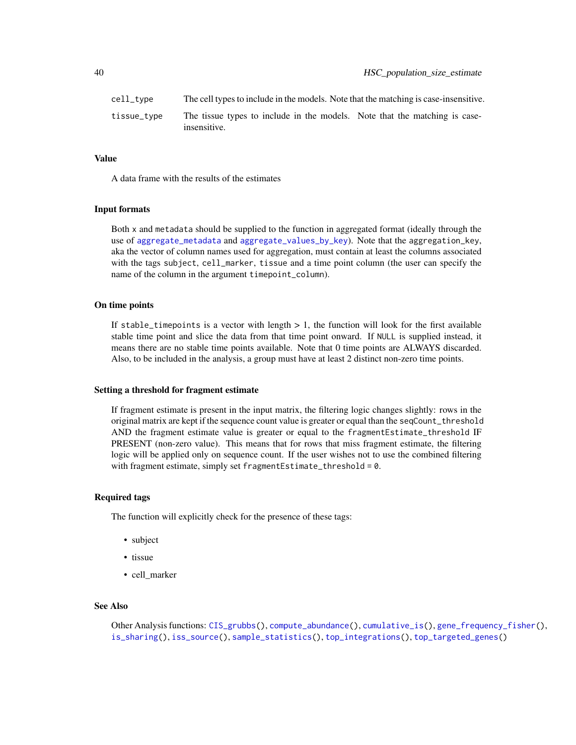| | |
|---|---|
| `cell_type` | The cell types to include in the models. Note that the matching is case-insensitive. |
| `tissue_type` | The tissue types to include in the models. Note that the matching is case-insensitive. |

### Value

A data frame with the results of the estimates

### Input formats

Both `x` and `metadata` should be supplied to the function in aggregated format (ideally through the use of `aggregate_metadata` and `aggregate_values_by_key`). Note that the `aggregation_key`, aka the vector of column names used for aggregation, must contain at least the columns associated with the tags `subject`, `cell_marker`, `tissue` and a time point column (the user can specify the name of the column in the argument `timepoint_column`).

### On time points

If `stable_timepoints` is a vector with length > 1, the function will look for the first available stable time point and slice the data from that time point onward. If `NULL` is supplied instead, it means there are no stable time points available. Note that 0 time points are ALWAYS discarded. Also, to be included in the analysis, a group must have at least 2 distinct non-zero time points.

### Setting a threshold for fragment estimate

If fragment estimate is present in the input matrix, the filtering logic changes slightly: rows in the original matrix are kept if the sequence count value is greater or equal than the `seqCount_threshold` AND the fragment estimate value is greater or equal to the `fragmentEstimate_threshold` IF PRESENT (non-zero value). This means that for rows that miss fragment estimate, the filtering logic will be applied only on sequence count. If the user wishes not to use the combined filtering with fragment estimate, simply set `fragmentEstimate_threshold = 0`.

### Required tags

The function will explicitly check for the presence of these tags:

- subject
- tissue
- cell_marker

### See Also

Other Analysis functions: `CIS_grubbs()`, `compute_abundance()`, `cumulative_is()`, `gene_frequency_fisher()`, `is_sharing()`, `iss_source()`, `sample_statistics()`, `top_integrations()`, `top_targeted_genes()`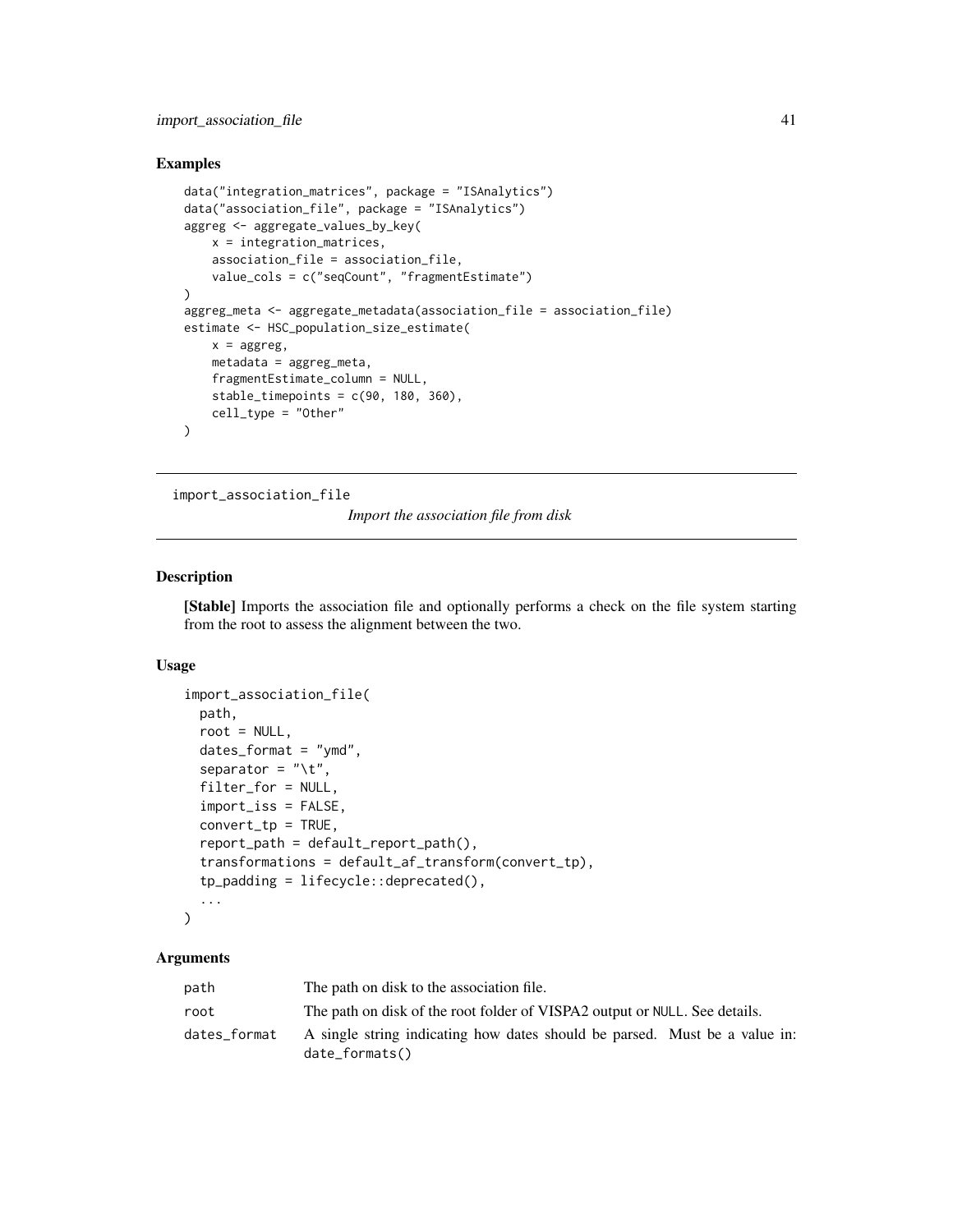## Examples

```
data("integration_matrices", package = "ISAnalytics")
data("association_file", package = "ISAnalytics")
aggreg <- aggregate_values_by_key(
    x = integration_matrices,
    association_file = association_file,
    value_cols = c("seqCount", "fragmentEstimate")
)
aggreg_meta <- aggregate_metadata(association_file = association_file)
estimate <- HSC_population_size_estimate(
    x = aggreg,
    metadata = aggreg_meta,
    fragmentEstimate_column = NULL,
    stable_timepoints = c(90, 180, 360),
    cell_type = "Other"
)
```

---

# import_association_file

*Import the association file from disk*

---

## Description

**[Stable]** Imports the association file and optionally performs a check on the file system starting from the root to assess the alignment between the two.

## Usage

```
import_association_file(
  path,
  root = NULL,
  dates_format = "ymd",
  separator = "\t",
  filter_for = NULL,
  import_iss = FALSE,
  convert_tp = TRUE,
  report_path = default_report_path(),
  transformations = default_af_transform(convert_tp),
  tp_padding = lifecycle::deprecated(),
  ...
)
```

## Arguments

| | |
|---|---|
| `path` | The path on disk to the association file. |
| `root` | The path on disk of the root folder of VISPA2 output or `NULL`. See details. |
| `dates_format` | A single string indicating how dates should be parsed. Must be a value in: `date_formats()` |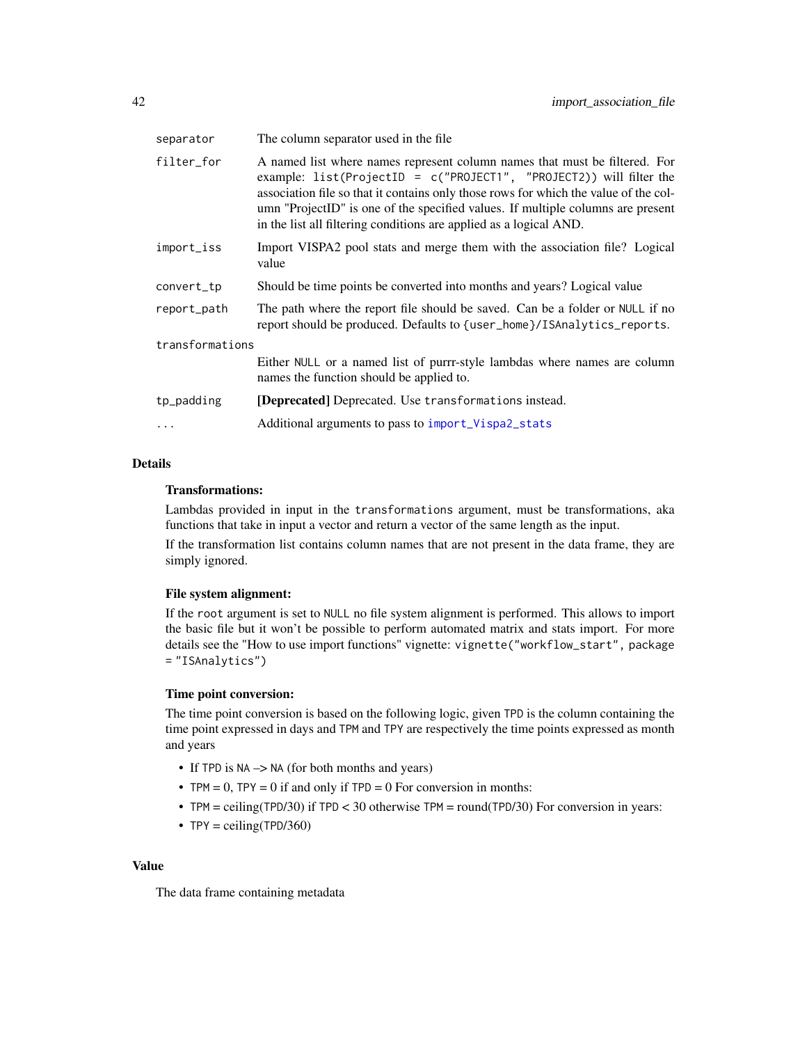| | |
|---|---|
| `separator` | The column separator used in the file |
| `filter_for` | A named list where names represent column names that must be filtered. For example: `list(ProjectID = c("PROJECT1", "PROJECT2"))` will filter the association file so that it contains only those rows for which the value of the column "ProjectID" is one of the specified values. If multiple columns are present in the list all filtering conditions are applied as a logical AND. |
| `import_iss` | Import VISPA2 pool stats and merge them with the association file? Logical value |
| `convert_tp` | Should be time points be converted into months and years? Logical value |
| `report_path` | The path where the report file should be saved. Can be a folder or `NULL` if no report should be produced. Defaults to `{user_home}/ISAnalytics_reports`. |
| `transformations` | Either `NULL` or a named list of purrr-style lambdas where names are column names the function should be applied to. |
| `tp_padding` | **[Deprecated]** Deprecated. Use `transformations` instead. |
| `...` | Additional arguments to pass to `import_Vispa2_stats` |

## Details

### Transformations:

Lambdas provided in input in the `transformations` argument, must be transformations, aka functions that take in input a vector and return a vector of the same length as the input.

If the transformation list contains column names that are not present in the data frame, they are simply ignored.

### File system alignment:

If the `root` argument is set to `NULL` no file system alignment is performed. This allows to import the basic file but it won't be possible to perform automated matrix and stats import. For more details see the "How to use import functions" vignette: `vignette("workflow_start", package = "ISAnalytics")`

### Time point conversion:

The time point conversion is based on the following logic, given `TPD` is the column containing the time point expressed in days and `TPM` and `TPY` are respectively the time points expressed as month and years

- If `TPD` is `NA` –> `NA` (for both months and years)
- `TPM` = 0, `TPY` = 0 if and only if `TPD` = 0 For conversion in months:
- `TPM` = ceiling(`TPD`/30) if `TPD` < 30 otherwise `TPM` = round(`TPD`/30) For conversion in years:
- `TPY` = ceiling(`TPD`/360)

## Value

The data frame containing metadata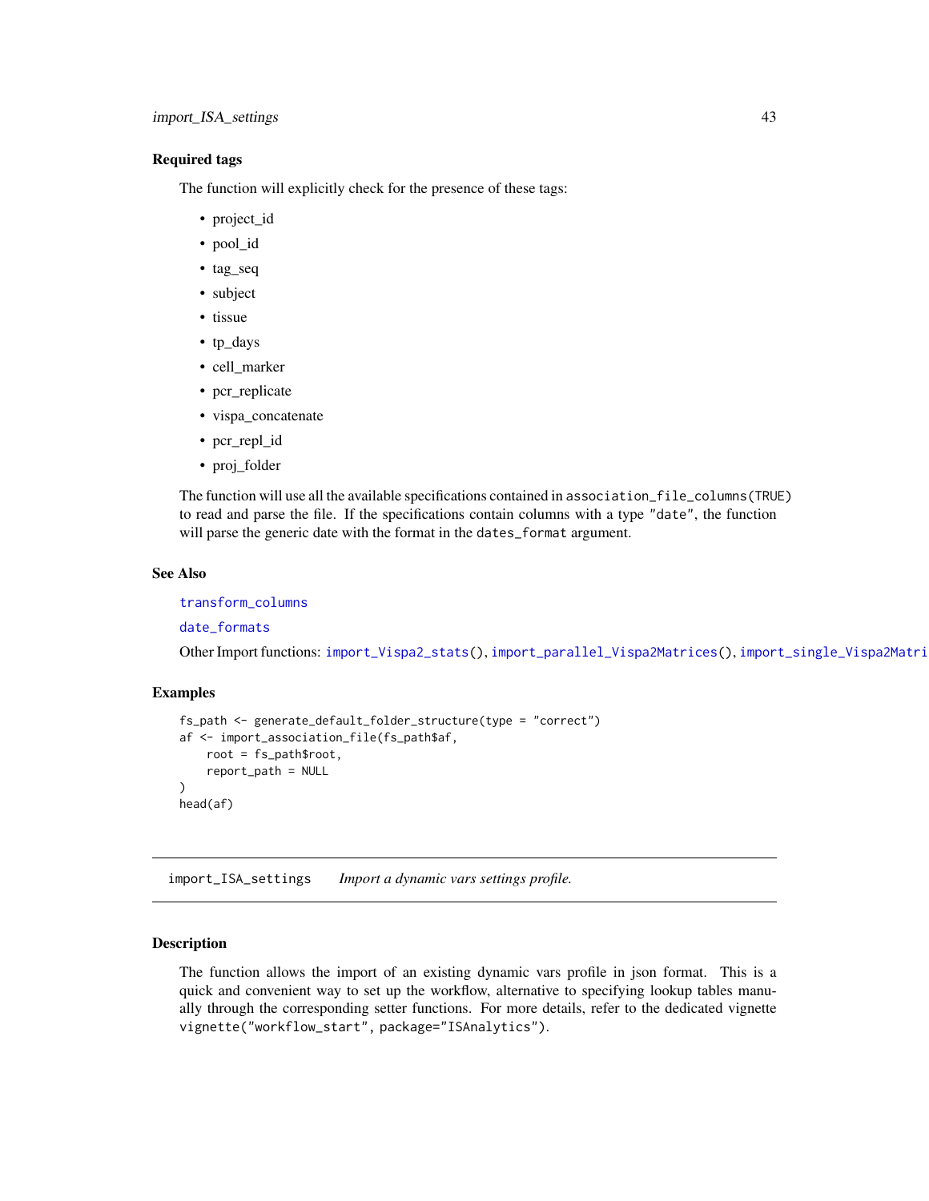### Required tags

The function will explicitly check for the presence of these tags:

- project_id
- pool_id
- tag_seq
- subject
- tissue
- tp_days
- cell_marker
- pcr_replicate
- vispa_concatenate
- pcr_repl_id
- proj_folder

The function will use all the available specifications contained in `association_file_columns(TRUE)` to read and parse the file. If the specifications contain columns with a type `"date"`, the function will parse the generic date with the format in the `dates_format` argument.

### See Also

`transform_columns`

`date_formats`

Other Import functions: `import_Vispa2_stats()`, `import_parallel_Vispa2Matrices()`, `import_single_Vispa2Matri`

### Examples

```
fs_path <- generate_default_folder_structure(type = "correct")
af <- import_association_file(fs_path$af,
    root = fs_path$root,
    report_path = NULL
)
head(af)
```

---

## import_ISA_settings — *Import a dynamic vars settings profile.*

### Description

The function allows the import of an existing dynamic vars profile in json format. This is a quick and convenient way to set up the workflow, alternative to specifying lookup tables manually through the corresponding setter functions. For more details, refer to the dedicated vignette `vignette("workflow_start", package="ISAnalytics")`.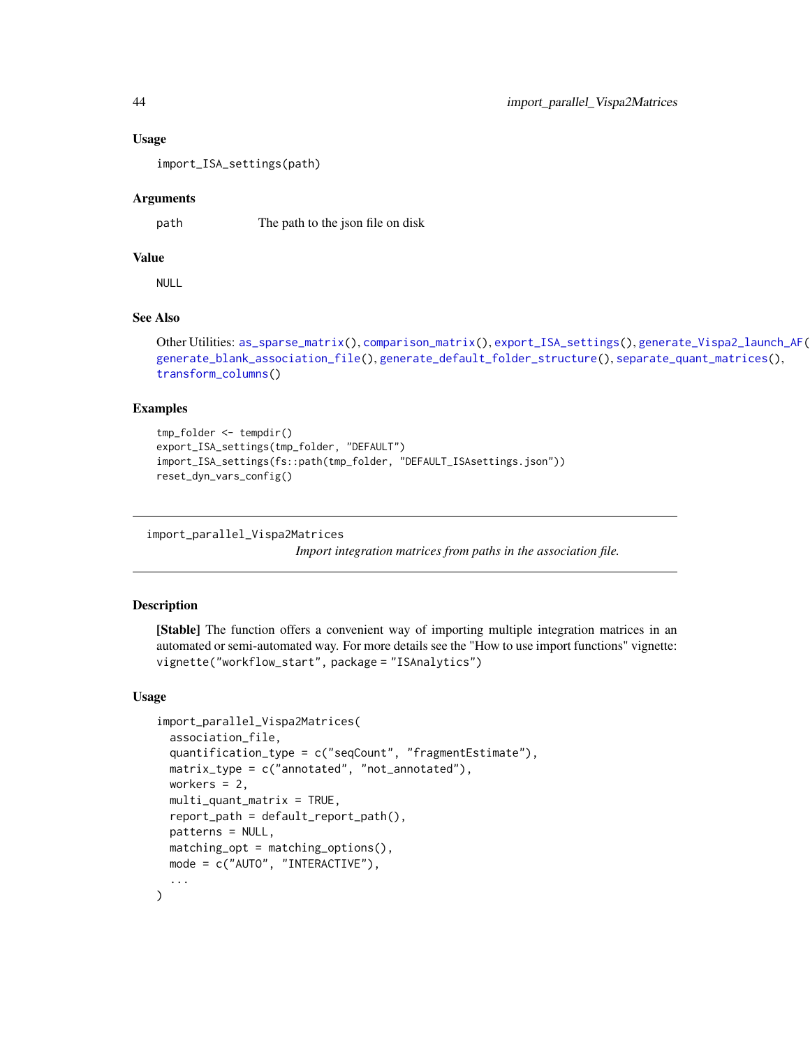### Usage

```
import_ISA_settings(path)
```

### Arguments

| | |
|---|---|
| path | The path to the json file on disk |

### Value

NULL

### See Also

Other Utilities: as_sparse_matrix(), comparison_matrix(), export_ISA_settings(), generate_Vispa2_launch_AF(), generate_blank_association_file(), generate_default_folder_structure(), separate_quant_matrices(), transform_columns()

### Examples

```
tmp_folder <- tempdir()
export_ISA_settings(tmp_folder, "DEFAULT")
import_ISA_settings(fs::path(tmp_folder, "DEFAULT_ISAsettings.json"))
reset_dyn_vars_config()
```

---

## import_parallel_Vispa2Matrices

*Import integration matrices from paths in the association file.*

---

### Description

**[Stable]** The function offers a convenient way of importing multiple integration matrices in an automated or semi-automated way. For more details see the "How to use import functions" vignette: `vignette("workflow_start", package = "ISAnalytics")`

### Usage

```
import_parallel_Vispa2Matrices(
  association_file,
  quantification_type = c("seqCount", "fragmentEstimate"),
  matrix_type = c("annotated", "not_annotated"),
  workers = 2,
  multi_quant_matrix = TRUE,
  report_path = default_report_path(),
  patterns = NULL,
  matching_opt = matching_options(),
  mode = c("AUTO", "INTERACTIVE"),
  ...
)
```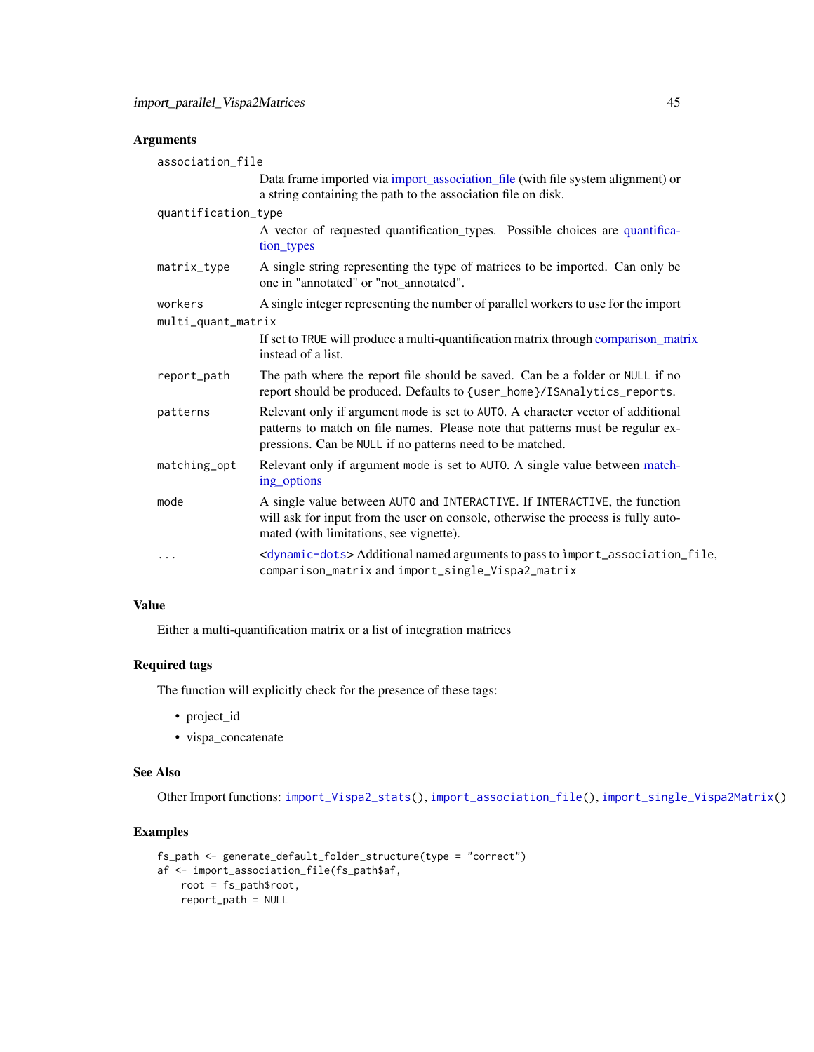## Arguments

**association_file**
: Data frame imported via import_association_file (with file system alignment) or a string containing the path to the association file on disk.

**quantification_type**
: A vector of requested quantification_types. Possible choices are quantification_types

**matrix_type**
: A single string representing the type of matrices to be imported. Can only be one in "annotated" or "not_annotated".

**workers**
: A single integer representing the number of parallel workers to use for the import

**multi_quant_matrix**
: If set to `TRUE` will produce a multi-quantification matrix through comparison_matrix instead of a list.

**report_path**
: The path where the report file should be saved. Can be a folder or `NULL` if no report should be produced. Defaults to `{user_home}/ISAnalytics_reports`.

**patterns**
: Relevant only if argument `mode` is set to `AUTO`. A character vector of additional patterns to match on file names. Please note that patterns must be regular expressions. Can be `NULL` if no patterns need to be matched.

**matching_opt**
: Relevant only if argument `mode` is set to `AUTO`. A single value between matching_options

**mode**
: A single value between `AUTO` and `INTERACTIVE`. If `INTERACTIVE`, the function will ask for input from the user on console, otherwise the process is fully automated (with limitations, see vignette).

**...**
: <`dynamic-dots`> Additional named arguments to pass to `import_association_file`, `comparison_matrix` and `import_single_Vispa2_matrix`

## Value

Either a multi-quantification matrix or a list of integration matrices

## Required tags

The function will explicitly check for the presence of these tags:

- project_id
- vispa_concatenate

## See Also

Other Import functions: `import_Vispa2_stats()`, `import_association_file()`, `import_single_Vispa2Matrix()`

## Examples

```
fs_path <- generate_default_folder_structure(type = "correct")
af <- import_association_file(fs_path$af,
    root = fs_path$root,
    report_path = NULL
```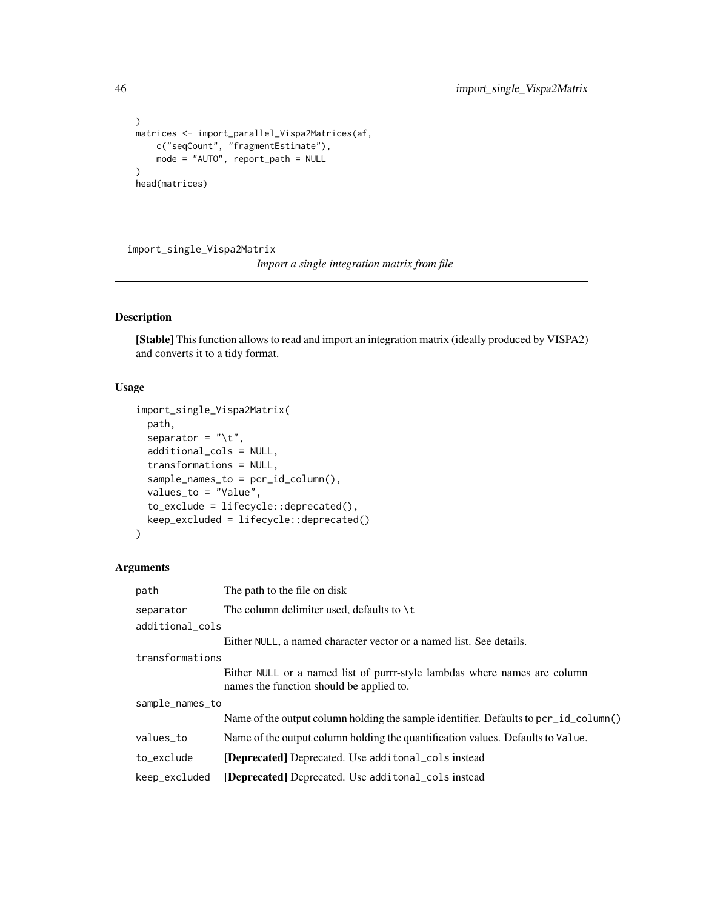```
)
matrices <- import_parallel_Vispa2Matrices(af,
    c("seqCount", "fragmentEstimate"),
    mode = "AUTO", report_path = NULL
)
head(matrices)
```

## import_single_Vispa2Matrix

*Import a single integration matrix from file*

### Description

**[Stable]** This function allows to read and import an integration matrix (ideally produced by VISPA2) and converts it to a tidy format.

### Usage

```
import_single_Vispa2Matrix(
  path,
  separator = "\t",
  additional_cols = NULL,
  transformations = NULL,
  sample_names_to = pcr_id_column(),
  values_to = "Value",
  to_exclude = lifecycle::deprecated(),
  keep_excluded = lifecycle::deprecated()
)
```

### Arguments

| | |
|---|---|
| `path` | The path to the file on disk |
| `separator` | The column delimiter used, defaults to `\t` |
| `additional_cols` | Either `NULL`, a named character vector or a named list. See details. |
| `transformations` | Either `NULL` or a named list of purrr-style lambdas where names are column names the function should be applied to. |
| `sample_names_to` | Name of the output column holding the sample identifier. Defaults to `pcr_id_column()` |
| `values_to` | Name of the output column holding the quantification values. Defaults to `Value`. |
| `to_exclude` | **[Deprecated]** Deprecated. Use `additonal_cols` instead |
| `keep_excluded` | **[Deprecated]** Deprecated. Use `additonal_cols` instead |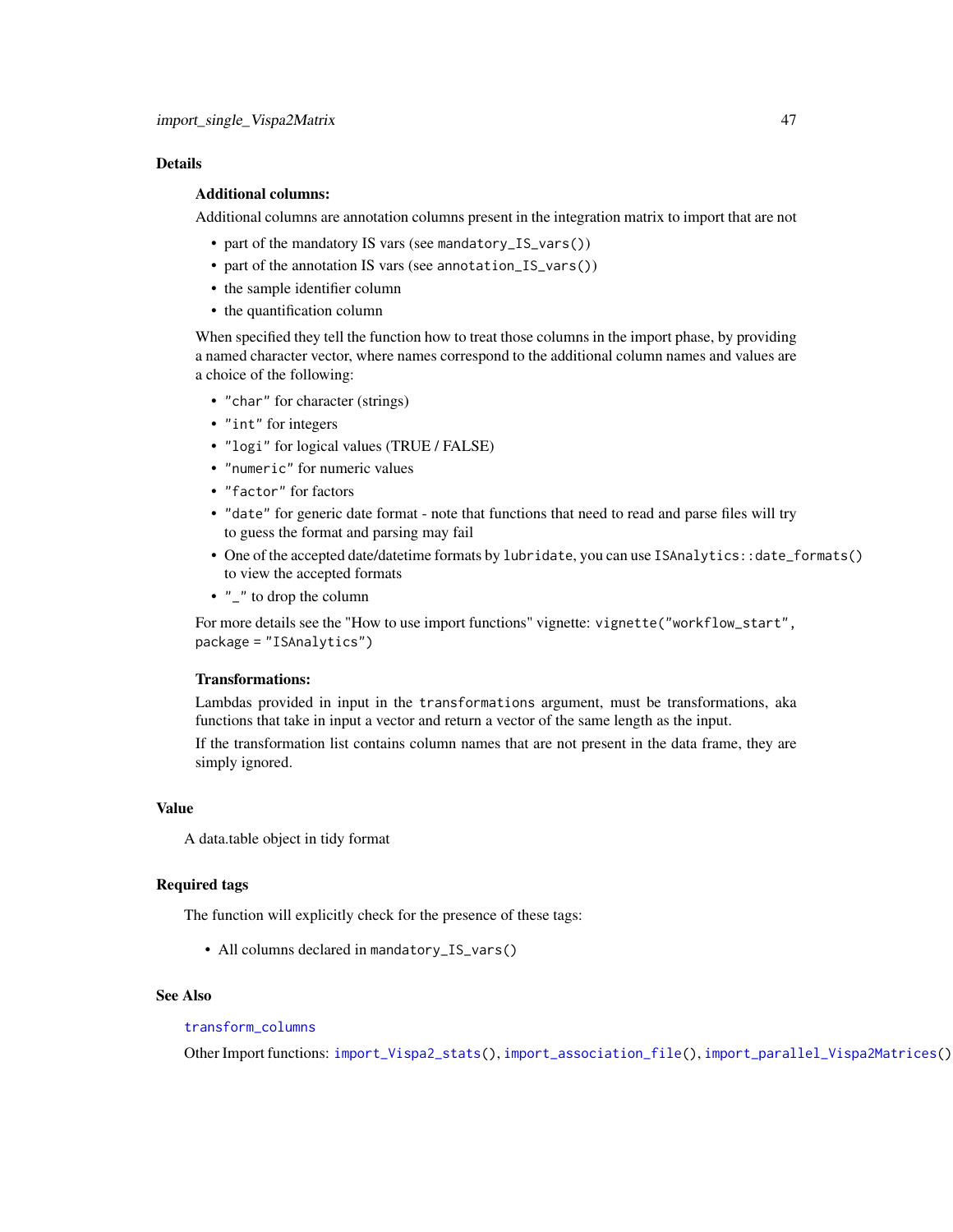## Details

**Additional columns:**

Additional columns are annotation columns present in the integration matrix to import that are not

- part of the mandatory IS vars (see `mandatory_IS_vars()`)
- part of the annotation IS vars (see `annotation_IS_vars()`)
- the sample identifier column
- the quantification column

When specified they tell the function how to treat those columns in the import phase, by providing a named character vector, where names correspond to the additional column names and values are a choice of the following:

- `"char"` for character (strings)
- `"int"` for integers
- `"logi"` for logical values (TRUE / FALSE)
- `"numeric"` for numeric values
- `"factor"` for factors
- `"date"` for generic date format - note that functions that need to read and parse files will try to guess the format and parsing may fail
- One of the accepted date/datetime formats by `lubridate`, you can use `ISAnalytics::date_formats()` to view the accepted formats
- `"_"` to drop the column

For more details see the "How to use import functions" vignette: `vignette("workflow_start", package = "ISAnalytics")`

**Transformations:**

Lambdas provided in input in the `transformations` argument, must be transformations, aka functions that take in input a vector and return a vector of the same length as the input.

If the transformation list contains column names that are not present in the data frame, they are simply ignored.

## Value

A data.table object in tidy format

## Required tags

The function will explicitly check for the presence of these tags:

- All columns declared in `mandatory_IS_vars()`

## See Also

`transform_columns`

Other Import functions: `import_Vispa2_stats()`, `import_association_file()`, `import_parallel_Vispa2Matrices()`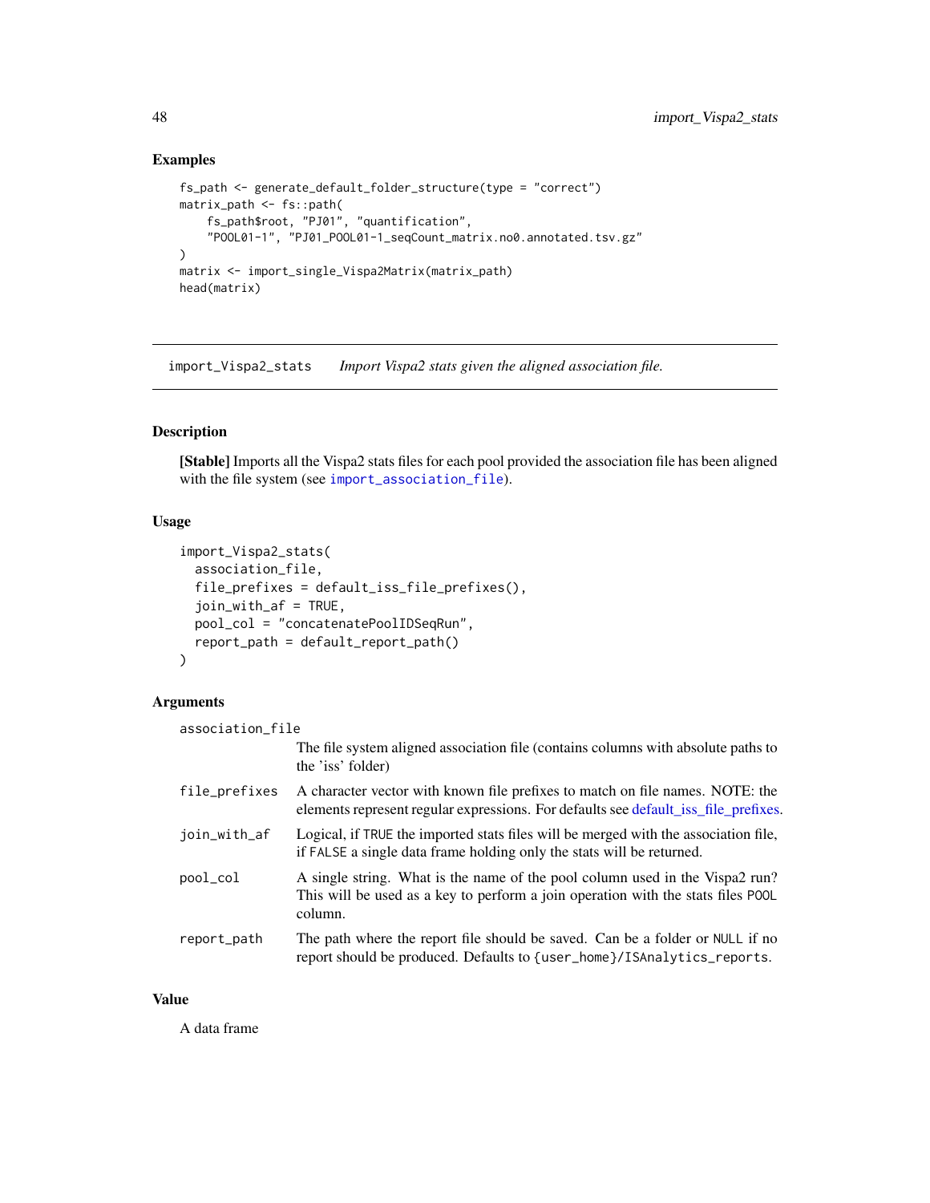## Examples

```
fs_path <- generate_default_folder_structure(type = "correct")
matrix_path <- fs::path(
    fs_path$root, "PJ01", "quantification",
    "POOL01-1", "PJ01_POOL01-1_seqCount_matrix.no0.annotated.tsv.gz"
)
matrix <- import_single_Vispa2Matrix(matrix_path)
head(matrix)
```

---

`import_Vispa2_stats` *Import Vispa2 stats given the aligned association file.*

---

## Description

**[Stable]** Imports all the Vispa2 stats files for each pool provided the association file has been aligned with the file system (see `import_association_file`).

## Usage

```
import_Vispa2_stats(
  association_file,
  file_prefixes = default_iss_file_prefixes(),
  join_with_af = TRUE,
  pool_col = "concatenatePoolIDSeqRun",
  report_path = default_report_path()
)
```

## Arguments

`association_file`
: The file system aligned association file (contains columns with absolute paths to the 'iss' folder)

`file_prefixes`
: A character vector with known file prefixes to match on file names. NOTE: the elements represent regular expressions. For defaults see default_iss_file_prefixes.

`join_with_af`
: Logical, if `TRUE` the imported stats files will be merged with the association file, if `FALSE` a single data frame holding only the stats will be returned.

`pool_col`
: A single string. What is the name of the pool column used in the Vispa2 run? This will be used as a key to perform a join operation with the stats files `POOL` column.

`report_path`
: The path where the report file should be saved. Can be a folder or `NULL` if no report should be produced. Defaults to `{user_home}/ISAnalytics_reports`.

## Value

A data frame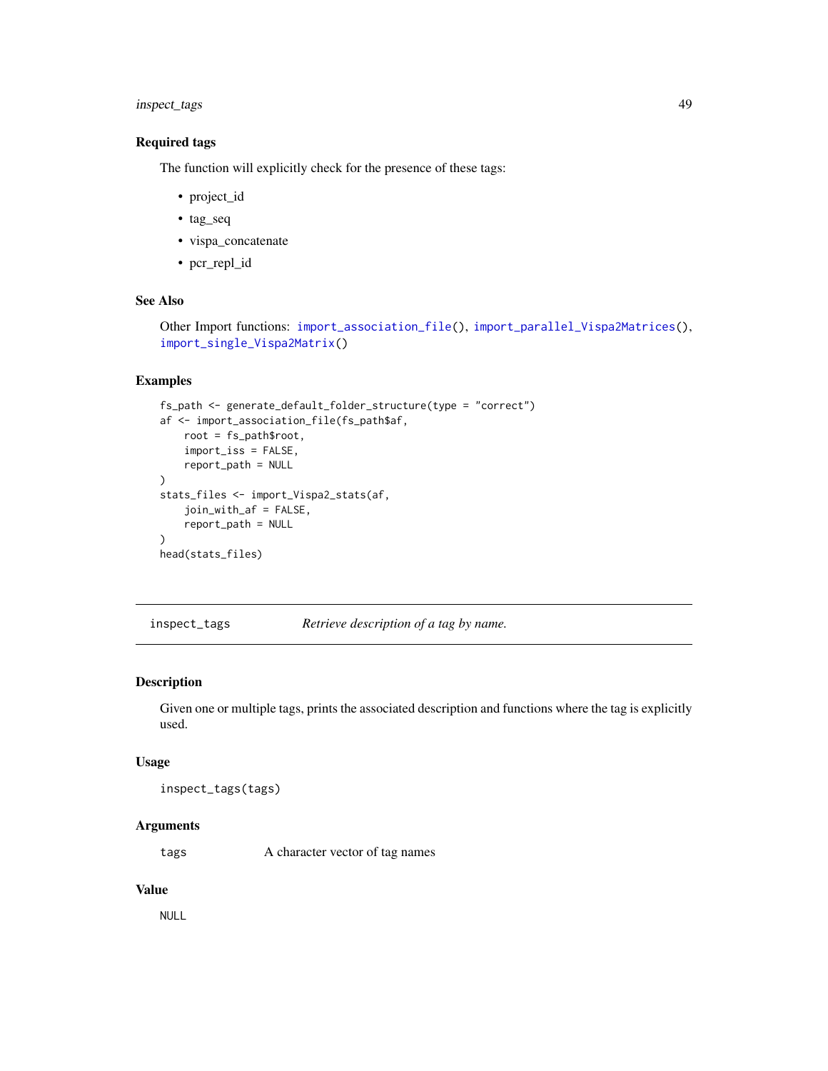### Required tags

The function will explicitly check for the presence of these tags:

- project_id
- tag_seq
- vispa_concatenate
- pcr_repl_id

### See Also

Other Import functions: `import_association_file()`, `import_parallel_Vispa2Matrices()`, `import_single_Vispa2Matrix()`

### Examples

```
fs_path <- generate_default_folder_structure(type = "correct")
af <- import_association_file(fs_path$af,
    root = fs_path$root,
    import_iss = FALSE,
    report_path = NULL
)
stats_files <- import_Vispa2_stats(af,
    join_with_af = FALSE,
    report_path = NULL
)
head(stats_files)
```

---

## inspect_tags — *Retrieve description of a tag by name.*

---

### Description

Given one or multiple tags, prints the associated description and functions where the tag is explicitly used.

### Usage

```
inspect_tags(tags)
```

### Arguments

| | |
|---|---|
| `tags` | A character vector of tag names |

### Value

`NULL`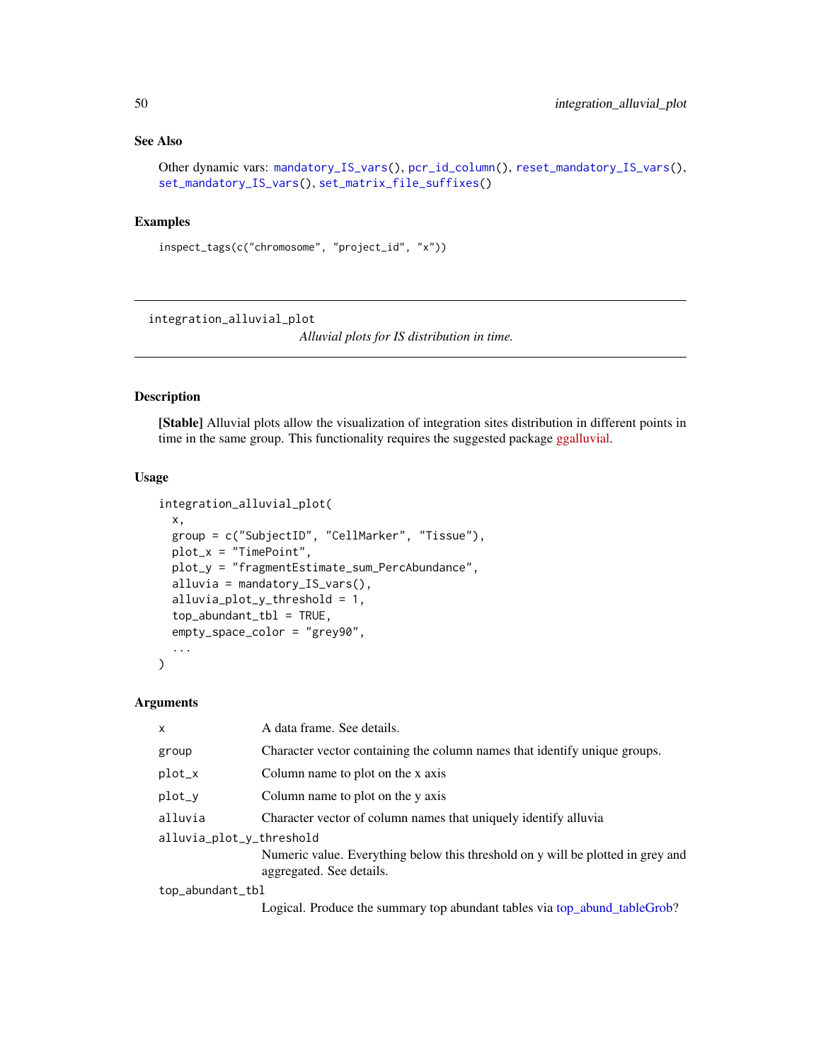## See Also

Other dynamic vars: mandatory_IS_vars(), pcr_id_column(), reset_mandatory_IS_vars(), set_mandatory_IS_vars(), set_matrix_file_suffixes()

## Examples

```
inspect_tags(c("chromosome", "project_id", "x"))
```

---

# integration_alluvial_plot

*Alluvial plots for IS distribution in time.*

---

## Description

**[Stable]** Alluvial plots allow the visualization of integration sites distribution in different points in time in the same group. This functionality requires the suggested package ggalluvial.

## Usage

```
integration_alluvial_plot(
  x,
  group = c("SubjectID", "CellMarker", "Tissue"),
  plot_x = "TimePoint",
  plot_y = "fragmentEstimate_sum_PercAbundance",
  alluvia = mandatory_IS_vars(),
  alluvia_plot_y_threshold = 1,
  top_abundant_tbl = TRUE,
  empty_space_color = "grey90",
  ...
)
```

## Arguments

| | |
|---|---|
| `x` | A data frame. See details. |
| `group` | Character vector containing the column names that identify unique groups. |
| `plot_x` | Column name to plot on the x axis |
| `plot_y` | Column name to plot on the y axis |
| `alluvia` | Character vector of column names that uniquely identify alluvia |
| `alluvia_plot_y_threshold` | Numeric value. Everything below this threshold on y will be plotted in grey and aggregated. See details. |
| `top_abundant_tbl` | Logical. Produce the summary top abundant tables via top_abund_tableGrob? |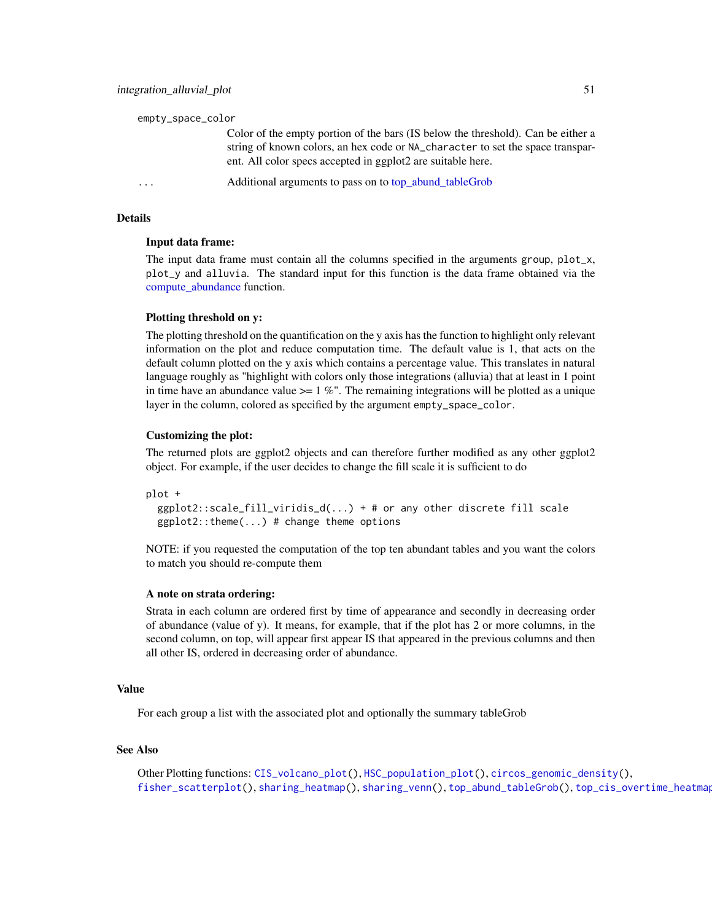empty_space_color
: Color of the empty portion of the bars (IS below the threshold). Can be either a string of known colors, an hex code or `NA_character` to set the space transparent. All color specs accepted in ggplot2 are suitable here.

...
: Additional arguments to pass on to top_abund_tableGrob

## Details

### Input data frame:

The input data frame must contain all the columns specified in the arguments `group`, `plot_x`, `plot_y` and `alluvia`. The standard input for this function is the data frame obtained via the compute_abundance function.

### Plotting threshold on y:

The plotting threshold on the quantification on the y axis has the function to highlight only relevant information on the plot and reduce computation time. The default value is 1, that acts on the default column plotted on the y axis which contains a percentage value. This translates in natural language roughly as "highlight with colors only those integrations (alluvia) that at least in 1 point in time have an abundance value >= 1 %". The remaining integrations will be plotted as a unique layer in the column, colored as specified by the argument `empty_space_color`.

### Customizing the plot:

The returned plots are ggplot2 objects and can therefore further modified as any other ggplot2 object. For example, if the user decides to change the fill scale it is sufficient to do

```
plot +
  ggplot2::scale_fill_viridis_d(...) + # or any other discrete fill scale
  ggplot2::theme(...) # change theme options
```

NOTE: if you requested the computation of the top ten abundant tables and you want the colors to match you should re-compute them

### A note on strata ordering:

Strata in each column are ordered first by time of appearance and secondly in decreasing order of abundance (value of y). It means, for example, that if the plot has 2 or more columns, in the second column, on top, will appear first appear IS that appeared in the previous columns and then all other IS, ordered in decreasing order of abundance.

## Value

For each group a list with the associated plot and optionally the summary tableGrob

## See Also

Other Plotting functions: `CIS_volcano_plot()`, `HSC_population_plot()`, `circos_genomic_density()`, `fisher_scatterplot()`, `sharing_heatmap()`, `sharing_venn()`, `top_abund_tableGrob()`, `top_cis_overtime_heatmap()`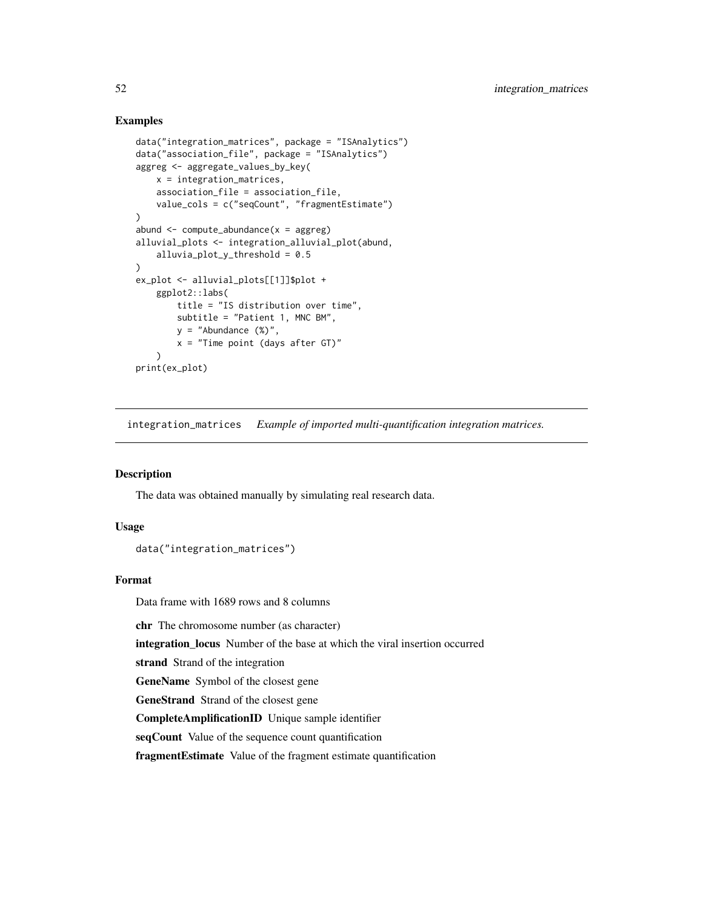### Examples

```
data("integration_matrices", package = "ISAnalytics")
data("association_file", package = "ISAnalytics")
aggreg <- aggregate_values_by_key(
    x = integration_matrices,
    association_file = association_file,
    value_cols = c("seqCount", "fragmentEstimate")
)
abund <- compute_abundance(x = aggreg)
alluvial_plots <- integration_alluvial_plot(abund,
    alluvia_plot_y_threshold = 0.5
)
ex_plot <- alluvial_plots[[1]]$plot +
    ggplot2::labs(
        title = "IS distribution over time",
        subtitle = "Patient 1, MNC BM",
        y = "Abundance (%)",
        x = "Time point (days after GT)"
    )
print(ex_plot)
```

---

## integration_matrices *Example of imported multi-quantification integration matrices.*

---

### Description

The data was obtained manually by simulating real research data.

### Usage

```
data("integration_matrices")
```

### Format

Data frame with 1689 rows and 8 columns

**chr** The chromosome number (as character)

**integration_locus** Number of the base at which the viral insertion occurred

**strand** Strand of the integration

**GeneName** Symbol of the closest gene

**GeneStrand** Strand of the closest gene

**CompleteAmplificationID** Unique sample identifier

**seqCount** Value of the sequence count quantification

**fragmentEstimate** Value of the fragment estimate quantification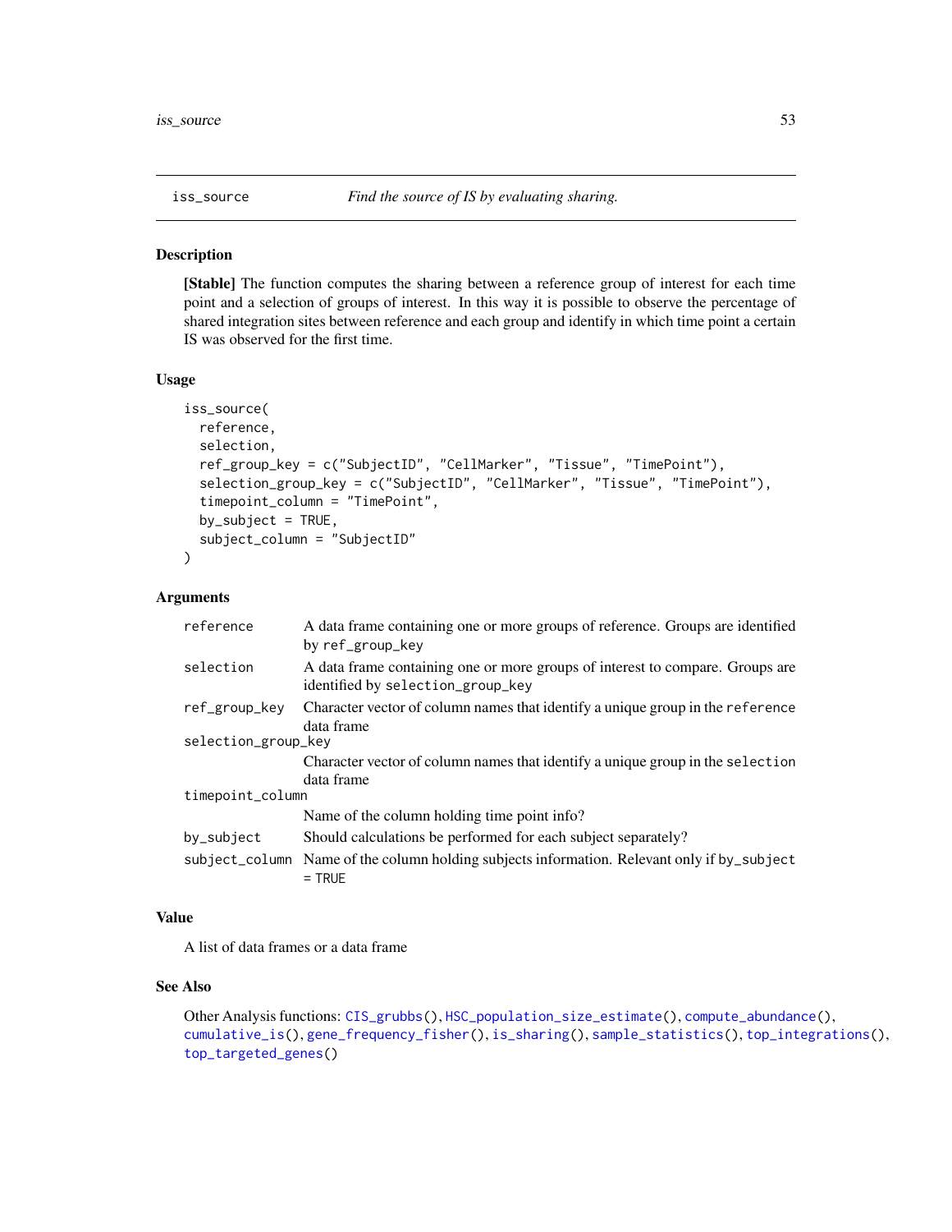# iss_source — *Find the source of IS by evaluating sharing.*

## Description

**[Stable]** The function computes the sharing between a reference group of interest for each time point and a selection of groups of interest. In this way it is possible to observe the percentage of shared integration sites between reference and each group and identify in which time point a certain IS was observed for the first time.

## Usage

```
iss_source(
  reference,
  selection,
  ref_group_key = c("SubjectID", "CellMarker", "Tissue", "TimePoint"),
  selection_group_key = c("SubjectID", "CellMarker", "Tissue", "TimePoint"),
  timepoint_column = "TimePoint",
  by_subject = TRUE,
  subject_column = "SubjectID"
)
```

## Arguments

| Argument | Description |
|---|---|
| `reference` | A data frame containing one or more groups of reference. Groups are identified by `ref_group_key` |
| `selection` | A data frame containing one or more groups of interest to compare. Groups are identified by `selection_group_key` |
| `ref_group_key` | Character vector of column names that identify a unique group in the `reference` data frame |
| `selection_group_key` | Character vector of column names that identify a unique group in the `selection` data frame |
| `timepoint_column` | Name of the column holding time point info? |
| `by_subject` | Should calculations be performed for each subject separately? |
| `subject_column` | Name of the column holding subjects information. Relevant only if `by_subject = TRUE` |

## Value

A list of data frames or a data frame

## See Also

Other Analysis functions: `CIS_grubbs()`, `HSC_population_size_estimate()`, `compute_abundance()`, `cumulative_is()`, `gene_frequency_fisher()`, `is_sharing()`, `sample_statistics()`, `top_integrations()`, `top_targeted_genes()`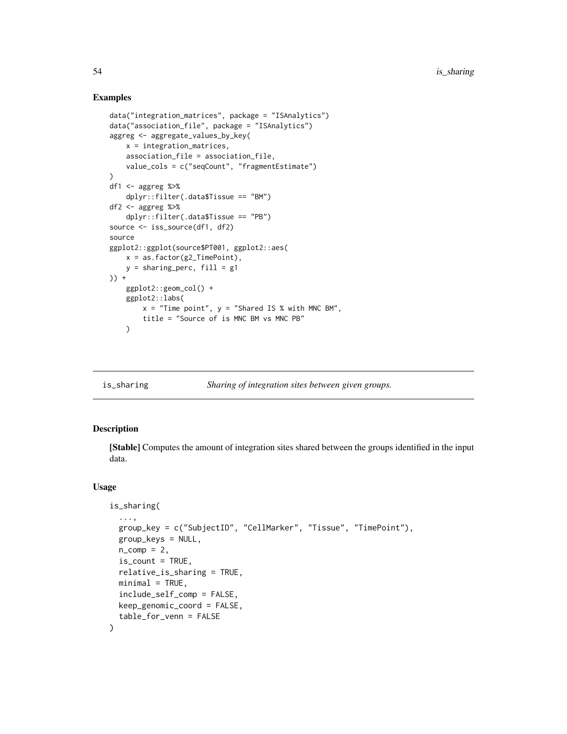## Examples

```
data("integration_matrices", package = "ISAnalytics")
data("association_file", package = "ISAnalytics")
aggreg <- aggregate_values_by_key(
    x = integration_matrices,
    association_file = association_file,
    value_cols = c("seqCount", "fragmentEstimate")
)
df1 <- aggreg %>%
    dplyr::filter(.data$Tissue == "BM")
df2 <- aggreg %>%
    dplyr::filter(.data$Tissue == "PB")
source <- iss_source(df1, df2)
source
ggplot2::ggplot(source$PT001, ggplot2::aes(
    x = as.factor(g2_TimePoint),
    y = sharing_perc, fill = g1
)) +
    ggplot2::geom_col() +
    ggplot2::labs(
        x = "Time point", y = "Shared IS % with MNC BM",
        title = "Source of is MNC BM vs MNC PB"
    )
```

---

# is_sharing — *Sharing of integration sites between given groups.*

---

## Description

**[Stable]** Computes the amount of integration sites shared between the groups identified in the input data.

## Usage

```
is_sharing(
  ...,
  group_key = c("SubjectID", "CellMarker", "Tissue", "TimePoint"),
  group_keys = NULL,
  n_comp = 2,
  is_count = TRUE,
  relative_is_sharing = TRUE,
  minimal = TRUE,
  include_self_comp = FALSE,
  keep_genomic_coord = FALSE,
  table_for_venn = FALSE
)
```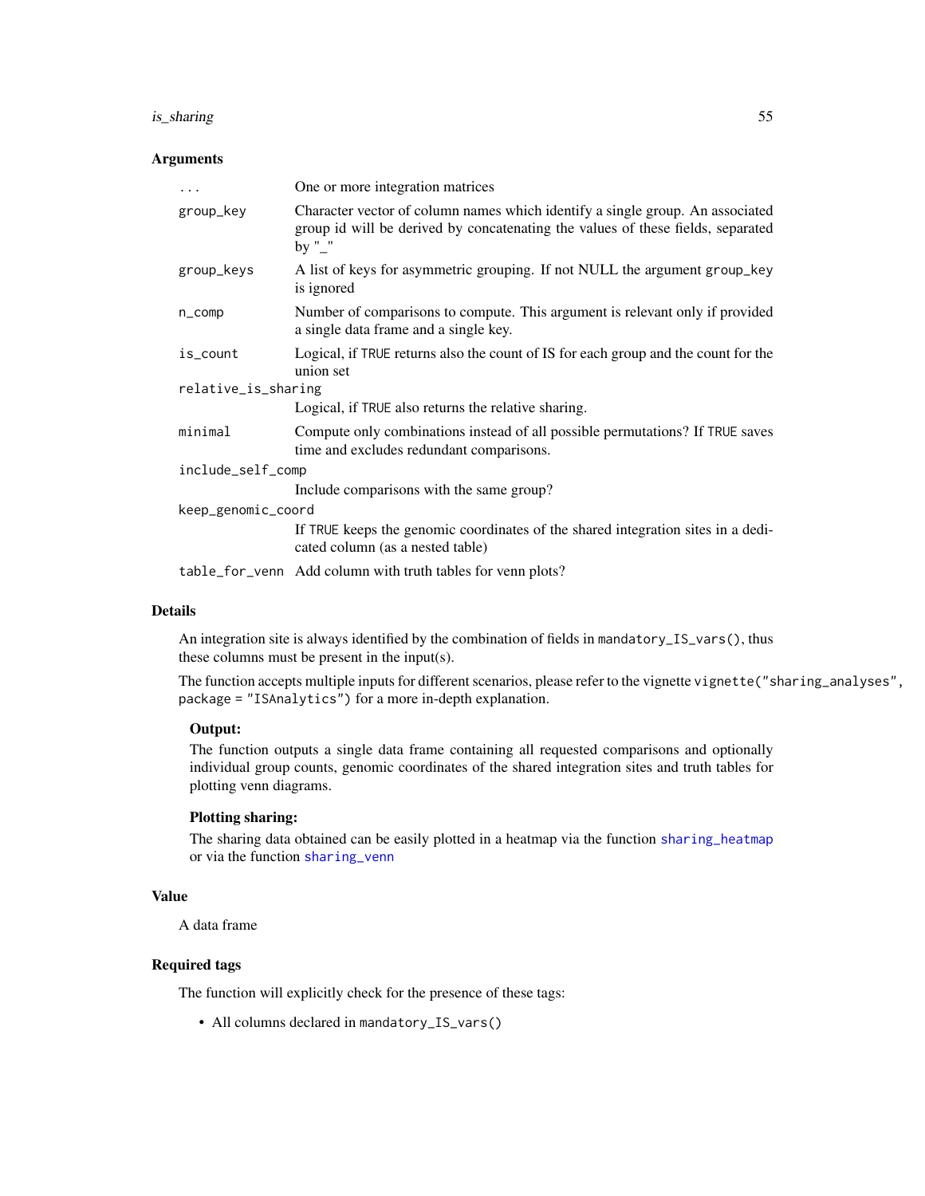## Arguments

| | |
|---|---|
| ... | One or more integration matrices |
| group_key | Character vector of column names which identify a single group. An associated group id will be derived by concatenating the values of these fields, separated by "_" |
| group_keys | A list of keys for asymmetric grouping. If not NULL the argument group_key is ignored |
| n_comp | Number of comparisons to compute. This argument is relevant only if provided a single data frame and a single key. |
| is_count | Logical, if TRUE returns also the count of IS for each group and the count for the union set |
| relative_is_sharing | Logical, if TRUE also returns the relative sharing. |
| minimal | Compute only combinations instead of all possible permutations? If TRUE saves time and excludes redundant comparisons. |
| include_self_comp | Include comparisons with the same group? |
| keep_genomic_coord | If TRUE keeps the genomic coordinates of the shared integration sites in a dedicated column (as a nested table) |
| table_for_venn | Add column with truth tables for venn plots? |

## Details

An integration site is always identified by the combination of fields in `mandatory_IS_vars()`, thus these columns must be present in the input(s).

The function accepts multiple inputs for different scenarios, please refer to the vignette `vignette("sharing_analyses", package = "ISAnalytics")` for a more in-depth explanation.

**Output:**

The function outputs a single data frame containing all requested comparisons and optionally individual group counts, genomic coordinates of the shared integration sites and truth tables for plotting venn diagrams.

**Plotting sharing:**

The sharing data obtained can be easily plotted in a heatmap via the function sharing_heatmap or via the function sharing_venn

## Value

A data frame

## Required tags

The function will explicitly check for the presence of these tags:

- All columns declared in `mandatory_IS_vars()`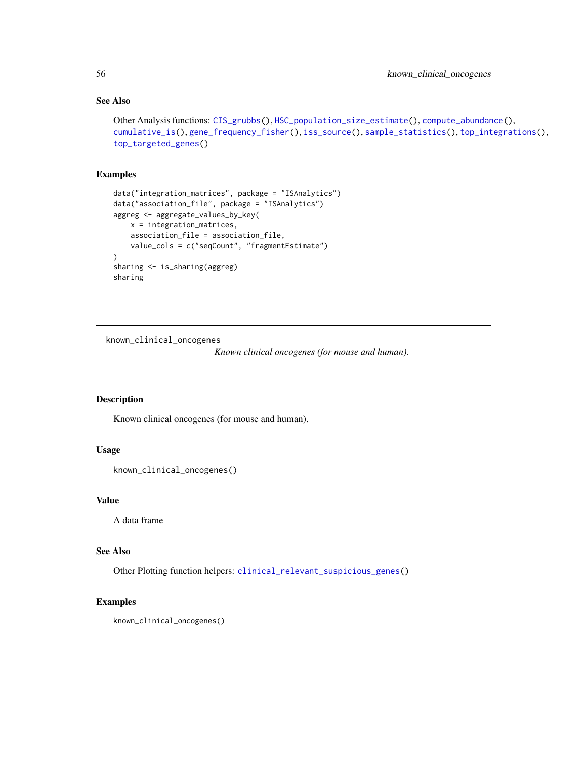### See Also

Other Analysis functions: CIS_grubbs(), HSC_population_size_estimate(), compute_abundance(), cumulative_is(), gene_frequency_fisher(), iss_source(), sample_statistics(), top_integrations(), top_targeted_genes()

### Examples

```
data("integration_matrices", package = "ISAnalytics")
data("association_file", package = "ISAnalytics")
aggreg <- aggregate_values_by_key(
    x = integration_matrices,
    association_file = association_file,
    value_cols = c("seqCount", "fragmentEstimate")
)
sharing <- is_sharing(aggreg)
sharing
```

---

## known_clinical_oncogenes

*Known clinical oncogenes (for mouse and human).*

---

### Description

Known clinical oncogenes (for mouse and human).

### Usage

```
known_clinical_oncogenes()
```

### Value

A data frame

### See Also

Other Plotting function helpers: clinical_relevant_suspicious_genes()

### Examples

```
known_clinical_oncogenes()
```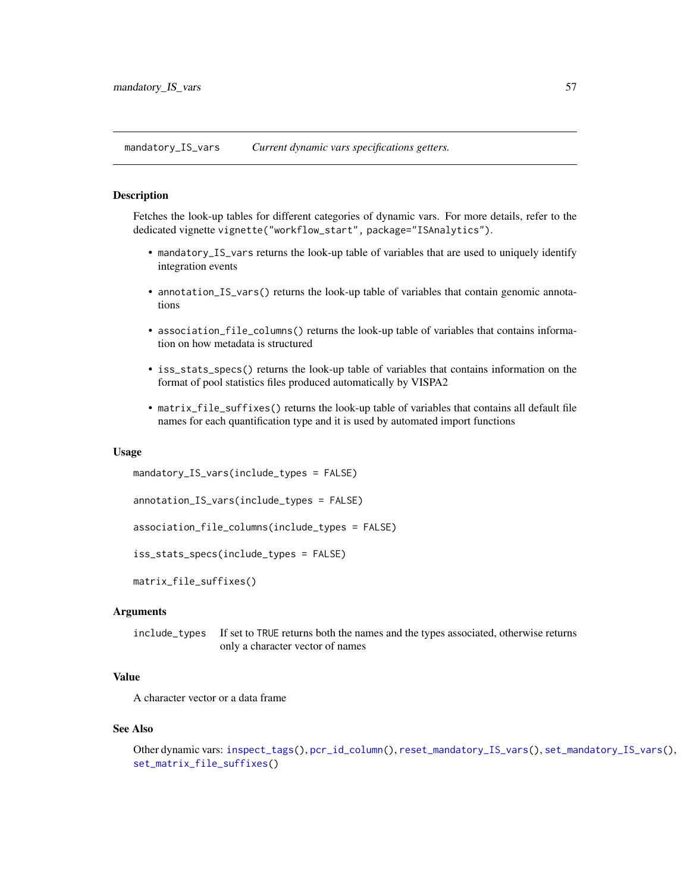## mandatory_IS_vars — *Current dynamic vars specifications getters.*

### Description

Fetches the look-up tables for different categories of dynamic vars. For more details, refer to the dedicated vignette `vignette("workflow_start", package="ISAnalytics")`.

- `mandatory_IS_vars` returns the look-up table of variables that are used to uniquely identify integration events
- `annotation_IS_vars()` returns the look-up table of variables that contain genomic annotations
- `association_file_columns()` returns the look-up table of variables that contains information on how metadata is structured
- `iss_stats_specs()` returns the look-up table of variables that contains information on the format of pool statistics files produced automatically by VISPA2
- `matrix_file_suffixes()` returns the look-up table of variables that contains all default file names for each quantification type and it is used by automated import functions

### Usage

```
mandatory_IS_vars(include_types = FALSE)

annotation_IS_vars(include_types = FALSE)

association_file_columns(include_types = FALSE)

iss_stats_specs(include_types = FALSE)

matrix_file_suffixes()
```

### Arguments

| | |
|---|---|
| `include_types` | If set to `TRUE` returns both the names and the types associated, otherwise returns only a character vector of names |

### Value

A character vector or a data frame

### See Also

Other dynamic vars: `inspect_tags()`, `pcr_id_column()`, `reset_mandatory_IS_vars()`, `set_mandatory_IS_vars()`, `set_matrix_file_suffixes()`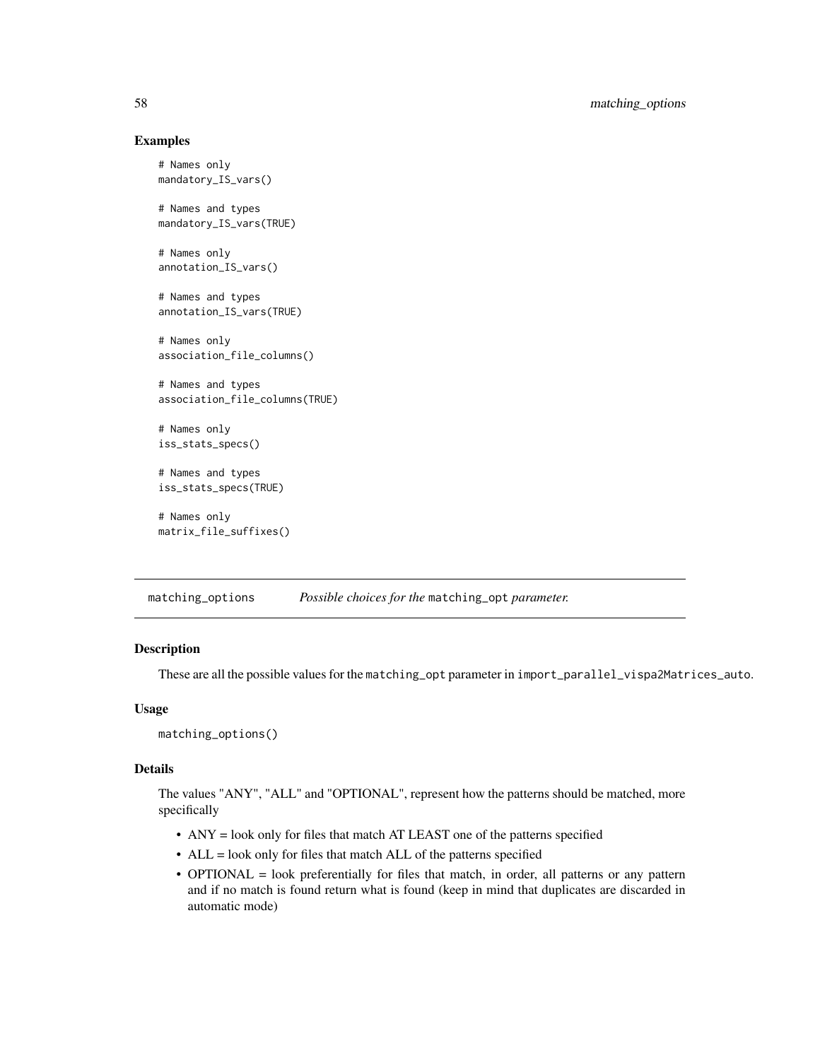## Examples

```
# Names only
mandatory_IS_vars()

# Names and types
mandatory_IS_vars(TRUE)

# Names only
annotation_IS_vars()

# Names and types
annotation_IS_vars(TRUE)

# Names only
association_file_columns()

# Names and types
association_file_columns(TRUE)

# Names only
iss_stats_specs()

# Names and types
iss_stats_specs(TRUE)

# Names only
matrix_file_suffixes()
```

---

# matching_options — *Possible choices for the* `matching_opt` *parameter.*

---

## Description

These are all the possible values for the `matching_opt` parameter in `import_parallel_vispa2Matrices_auto`.

## Usage

```
matching_options()
```

## Details

The values "ANY", "ALL" and "OPTIONAL", represent how the patterns should be matched, more specifically

- ANY = look only for files that match AT LEAST one of the patterns specified
- ALL = look only for files that match ALL of the patterns specified
- OPTIONAL = look preferentially for files that match, in order, all patterns or any pattern and if no match is found return what is found (keep in mind that duplicates are discarded in automatic mode)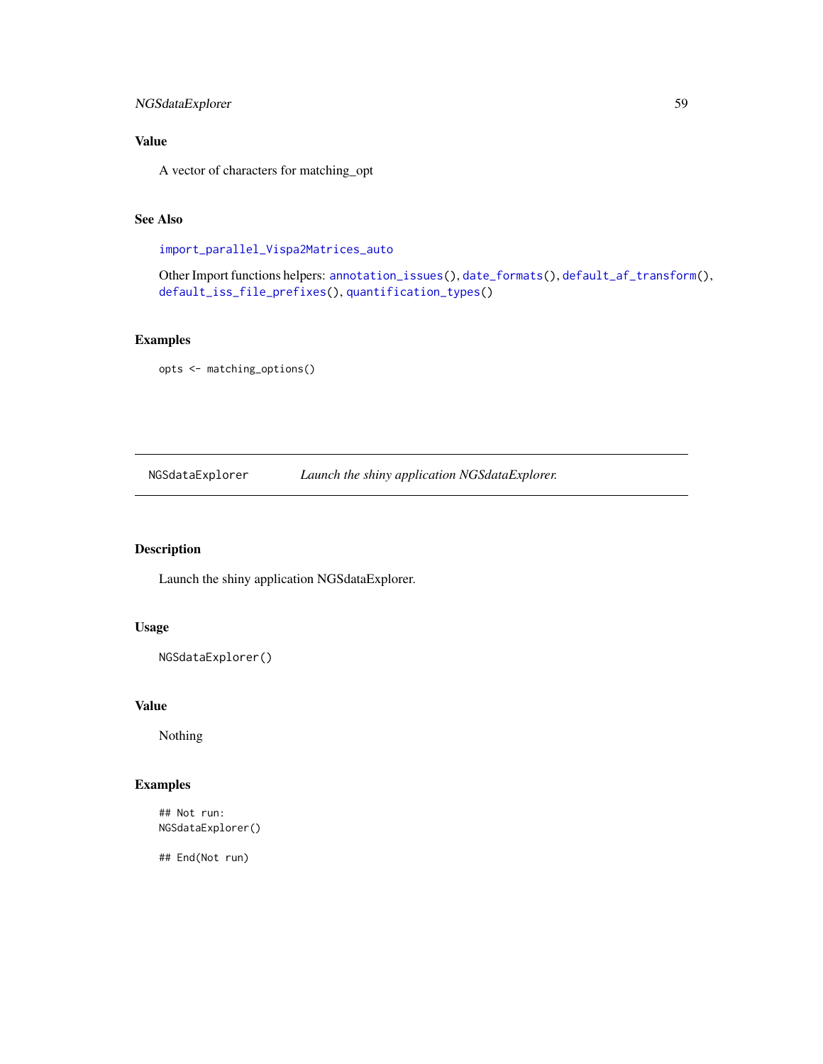### Value

A vector of characters for matching_opt

### See Also

import_parallel_Vispa2Matrices_auto

Other Import functions helpers: annotation_issues(), date_formats(), default_af_transform(), default_iss_file_prefixes(), quantification_types()

### Examples

```
opts <- matching_options()
```

---

## NGSdataExplorer — *Launch the shiny application NGSdataExplorer.*

---

### Description

Launch the shiny application NGSdataExplorer.

### Usage

```
NGSdataExplorer()
```

### Value

Nothing

### Examples

```
## Not run:
NGSdataExplorer()

## End(Not run)
```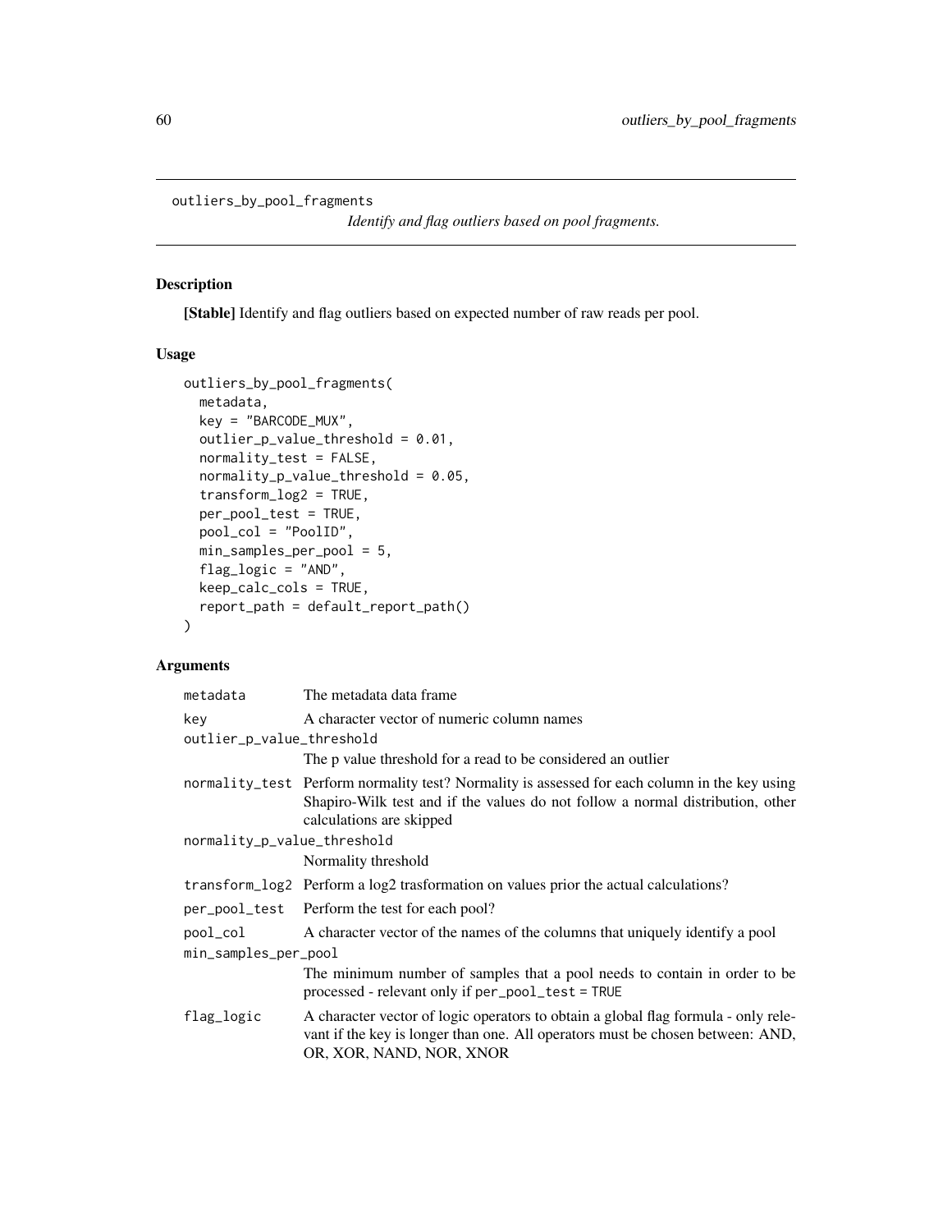outliers_by_pool_fragments *Identify and flag outliers based on pool fragments.*

## Description

**[Stable]** Identify and flag outliers based on expected number of raw reads per pool.

## Usage

```
outliers_by_pool_fragments(
  metadata,
  key = "BARCODE_MUX",
  outlier_p_value_threshold = 0.01,
  normality_test = FALSE,
  normality_p_value_threshold = 0.05,
  transform_log2 = TRUE,
  per_pool_test = TRUE,
  pool_col = "PoolID",
  min_samples_per_pool = 5,
  flag_logic = "AND",
  keep_calc_cols = TRUE,
  report_path = default_report_path()
)
```

## Arguments

| | |
|---|---|
| metadata | The metadata data frame |
| key | A character vector of numeric column names |
| outlier_p_value_threshold | The p value threshold for a read to be considered an outlier |
| normality_test | Perform normality test? Normality is assessed for each column in the key using Shapiro-Wilk test and if the values do not follow a normal distribution, other calculations are skipped |
| normality_p_value_threshold | Normality threshold |
| transform_log2 | Perform a log2 trasformation on values prior the actual calculations? |
| per_pool_test | Perform the test for each pool? |
| pool_col | A character vector of the names of the columns that uniquely identify a pool |
| min_samples_per_pool | The minimum number of samples that a pool needs to contain in order to be processed - relevant only if per_pool_test = TRUE |
| flag_logic | A character vector of logic operators to obtain a global flag formula - only relevant if the key is longer than one. All operators must be chosen between: AND, OR, XOR, NAND, NOR, XNOR |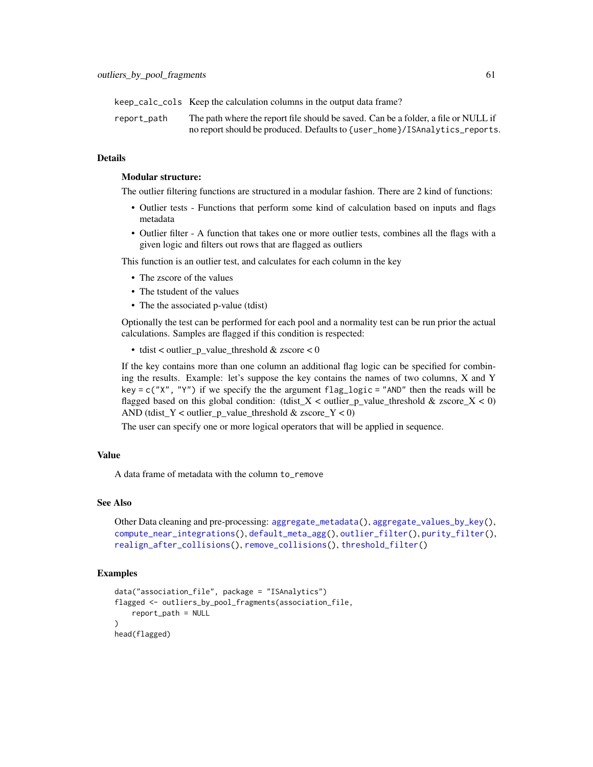| | |
|---|---|
| `keep_calc_cols` | Keep the calculation columns in the output data frame? |
| `report_path` | The path where the report file should be saved. Can be a folder, a file or NULL if no report should be produced. Defaults to `{user_home}/ISAnalytics_reports`. |

## Details

**Modular structure:**

The outlier filtering functions are structured in a modular fashion. There are 2 kind of functions:

- Outlier tests - Functions that perform some kind of calculation based on inputs and flags metadata
- Outlier filter - A function that takes one or more outlier tests, combines all the flags with a given logic and filters out rows that are flagged as outliers

This function is an outlier test, and calculates for each column in the key

- The zscore of the values
- The tstudent of the values
- The the associated p-value (tdist)

Optionally the test can be performed for each pool and a normality test can be run prior the actual calculations. Samples are flagged if this condition is respected:

- tdist < outlier_p_value_threshold & zscore < 0

If the key contains more than one column an additional flag logic can be specified for combining the results. Example: let's suppose the key contains the names of two columns, X and Y `key = c("X", "Y")` if we specify the the argument `flag_logic = "AND"` then the reads will be flagged based on this global condition: (tdist_X < outlier_p_value_threshold & zscore_X < 0) AND (tdist_Y < outlier_p_value_threshold & zscore_Y < 0)

The user can specify one or more logical operators that will be applied in sequence.

## Value

A data frame of metadata with the column `to_remove`

## See Also

Other Data cleaning and pre-processing: `aggregate_metadata()`, `aggregate_values_by_key()`, `compute_near_integrations()`, `default_meta_agg()`, `outlier_filter()`, `purity_filter()`, `realign_after_collisions()`, `remove_collisions()`, `threshold_filter()`

## Examples

```
data("association_file", package = "ISAnalytics")
flagged <- outliers_by_pool_fragments(association_file,
    report_path = NULL
)
head(flagged)
```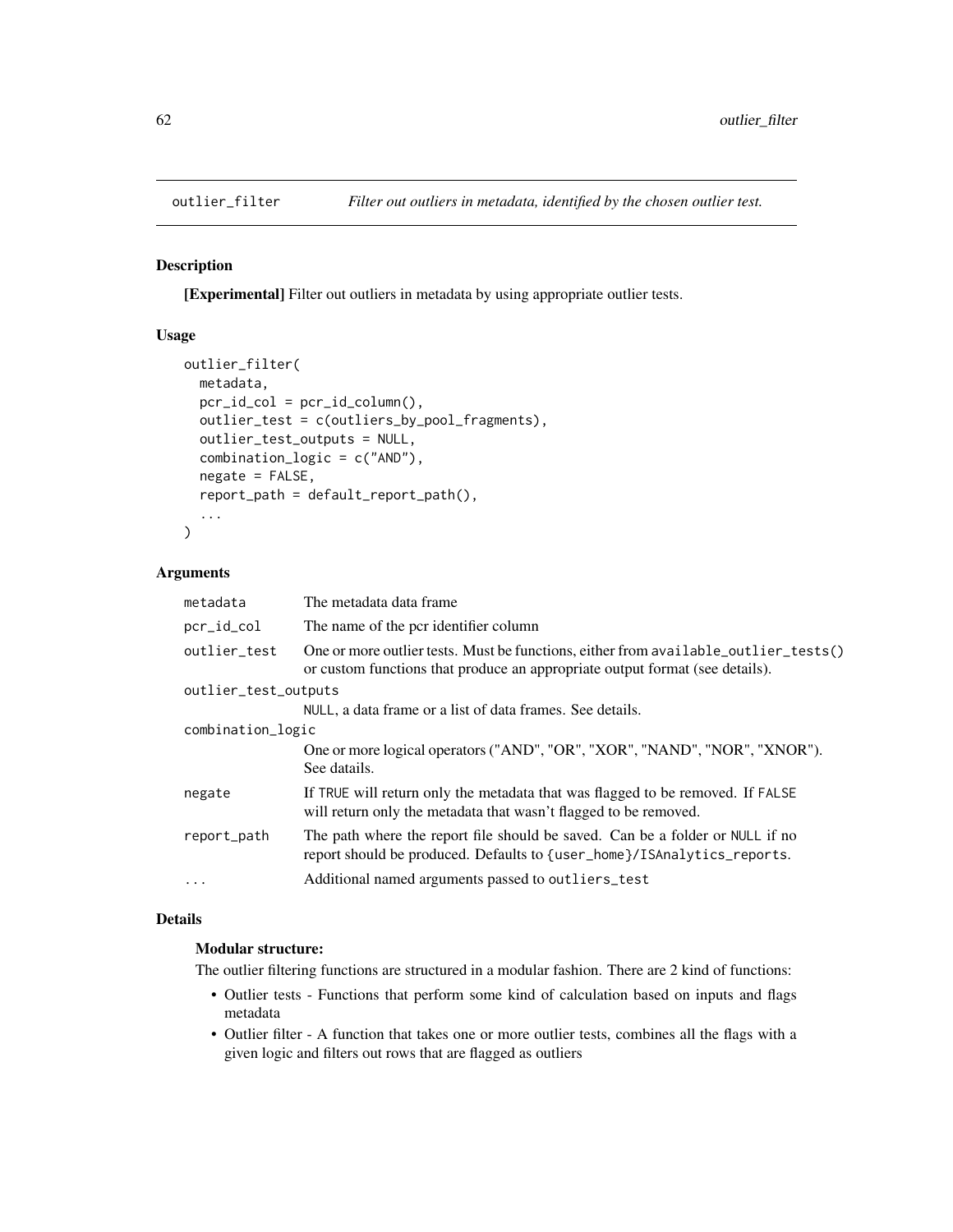## outlier_filter — *Filter out outliers in metadata, identified by the chosen outlier test.*

### Description

**[Experimental]** Filter out outliers in metadata by using appropriate outlier tests.

### Usage

```
outlier_filter(
  metadata,
  pcr_id_col = pcr_id_column(),
  outlier_test = c(outliers_by_pool_fragments),
  outlier_test_outputs = NULL,
  combination_logic = c("AND"),
  negate = FALSE,
  report_path = default_report_path(),
  ...
)
```

### Arguments

| | |
|---|---|
| `metadata` | The metadata data frame |
| `pcr_id_col` | The name of the pcr identifier column |
| `outlier_test` | One or more outlier tests. Must be functions, either from `available_outlier_tests()` or custom functions that produce an appropriate output format (see details). |
| `outlier_test_outputs` | `NULL`, a data frame or a list of data frames. See details. |
| `combination_logic` | One or more logical operators ("AND", "OR", "XOR", "NAND", "NOR", "XNOR"). See datails. |
| `negate` | If `TRUE` will return only the metadata that was flagged to be removed. If `FALSE` will return only the metadata that wasn't flagged to be removed. |
| `report_path` | The path where the report file should be saved. Can be a folder or `NULL` if no report should be produced. Defaults to `{user_home}/ISAnalytics_reports`. |
| `...` | Additional named arguments passed to `outliers_test` |

### Details

**Modular structure:**

The outlier filtering functions are structured in a modular fashion. There are 2 kind of functions:

- Outlier tests - Functions that perform some kind of calculation based on inputs and flags metadata
- Outlier filter - A function that takes one or more outlier tests, combines all the flags with a given logic and filters out rows that are flagged as outliers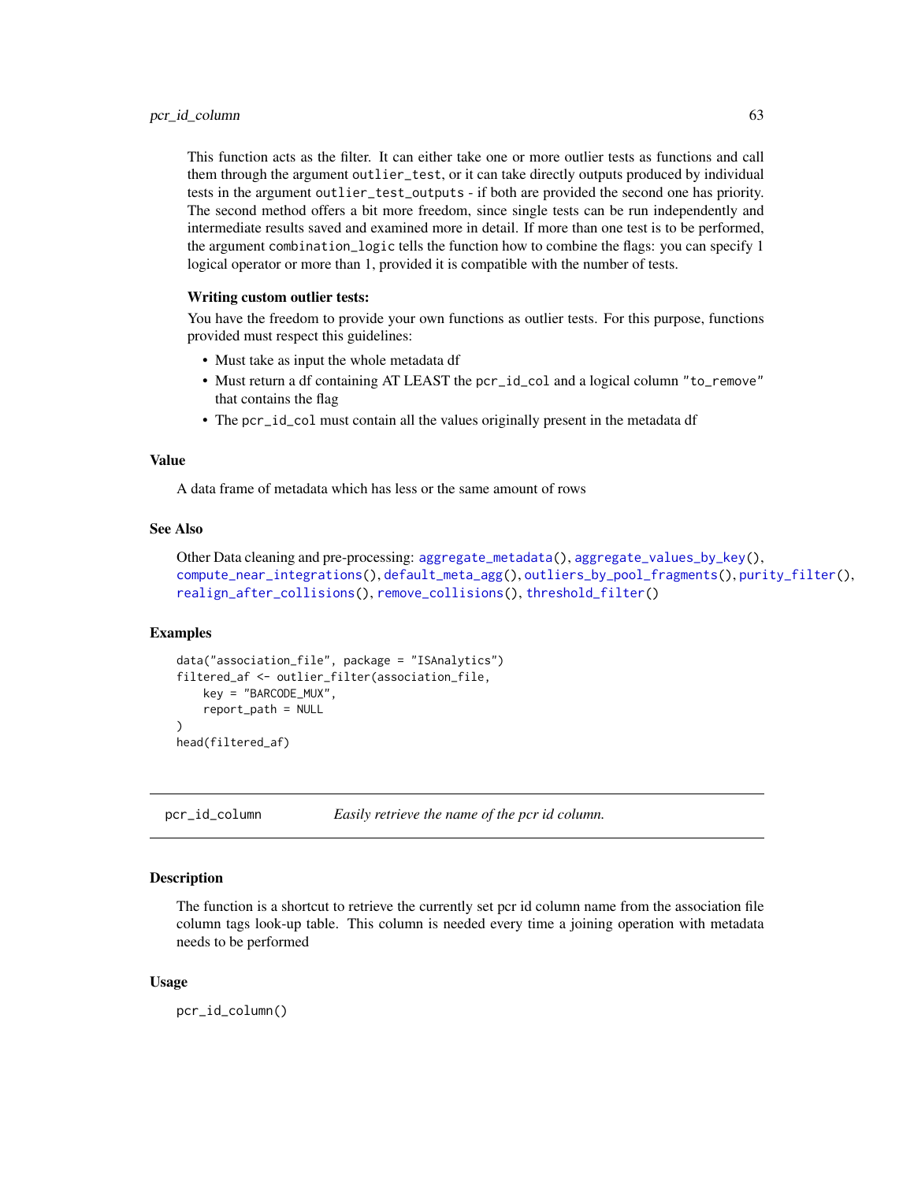This function acts as the filter. It can either take one or more outlier tests as functions and call them through the argument `outlier_test`, or it can take directly outputs produced by individual tests in the argument `outlier_test_outputs` - if both are provided the second one has priority. The second method offers a bit more freedom, since single tests can be run independently and intermediate results saved and examined more in detail. If more than one test is to be performed, the argument `combination_logic` tells the function how to combine the flags: you can specify 1 logical operator or more than 1, provided it is compatible with the number of tests.

**Writing custom outlier tests:**

You have the freedom to provide your own functions as outlier tests. For this purpose, functions provided must respect this guidelines:

- Must take as input the whole metadata df
- Must return a df containing AT LEAST the `pcr_id_col` and a logical column `"to_remove"` that contains the flag
- The `pcr_id_col` must contain all the values originally present in the metadata df

### Value

A data frame of metadata which has less or the same amount of rows

### See Also

Other Data cleaning and pre-processing: `aggregate_metadata()`, `aggregate_values_by_key()`, `compute_near_integrations()`, `default_meta_agg()`, `outliers_by_pool_fragments()`, `purity_filter()`, `realign_after_collisions()`, `remove_collisions()`, `threshold_filter()`

### Examples

```
data("association_file", package = "ISAnalytics")
filtered_af <- outlier_filter(association_file,
    key = "BARCODE_MUX",
    report_path = NULL
)
head(filtered_af)
```

---

## pcr_id_column — *Easily retrieve the name of the pcr id column.*

### Description

The function is a shortcut to retrieve the currently set pcr id column name from the association file column tags look-up table. This column is needed every time a joining operation with metadata needs to be performed

### Usage

```
pcr_id_column()
```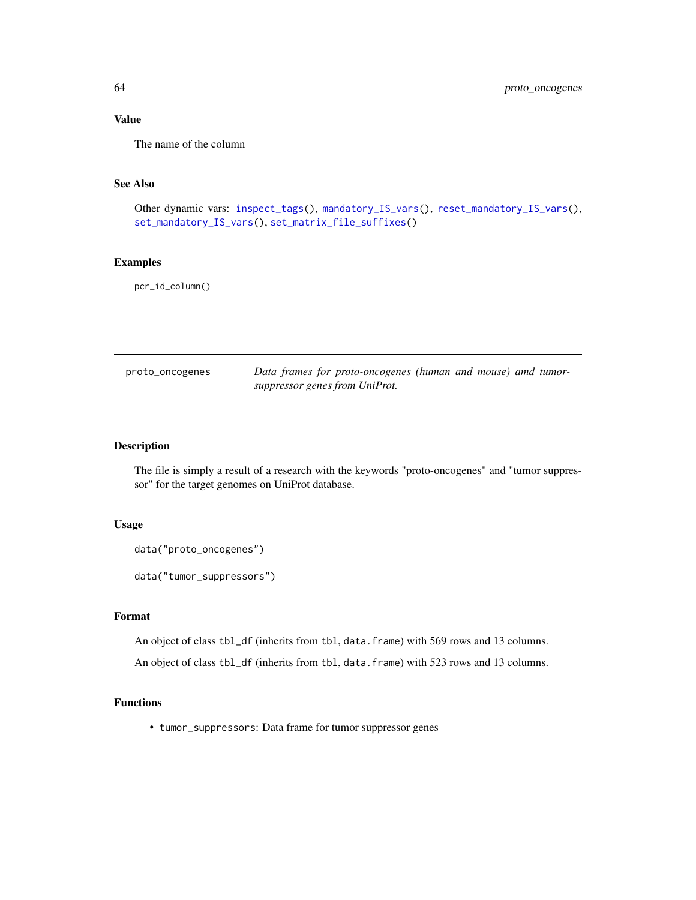### Value

The name of the column

### See Also

Other dynamic vars: `inspect_tags()`, `mandatory_IS_vars()`, `reset_mandatory_IS_vars()`, `set_mandatory_IS_vars()`, `set_matrix_file_suffixes()`

### Examples

```
pcr_id_column()
```

---

## proto_oncogenes — *Data frames for proto-oncogenes (human and mouse) amd tumor-suppressor genes from UniProt.*

---

### Description

The file is simply a result of a research with the keywords "proto-oncogenes" and "tumor suppressor" for the target genomes on UniProt database.

### Usage

```
data("proto_oncogenes")

data("tumor_suppressors")
```

### Format

An object of class `tbl_df` (inherits from `tbl`, `data.frame`) with 569 rows and 13 columns.

An object of class `tbl_df` (inherits from `tbl`, `data.frame`) with 523 rows and 13 columns.

### Functions

- `tumor_suppressors`: Data frame for tumor suppressor genes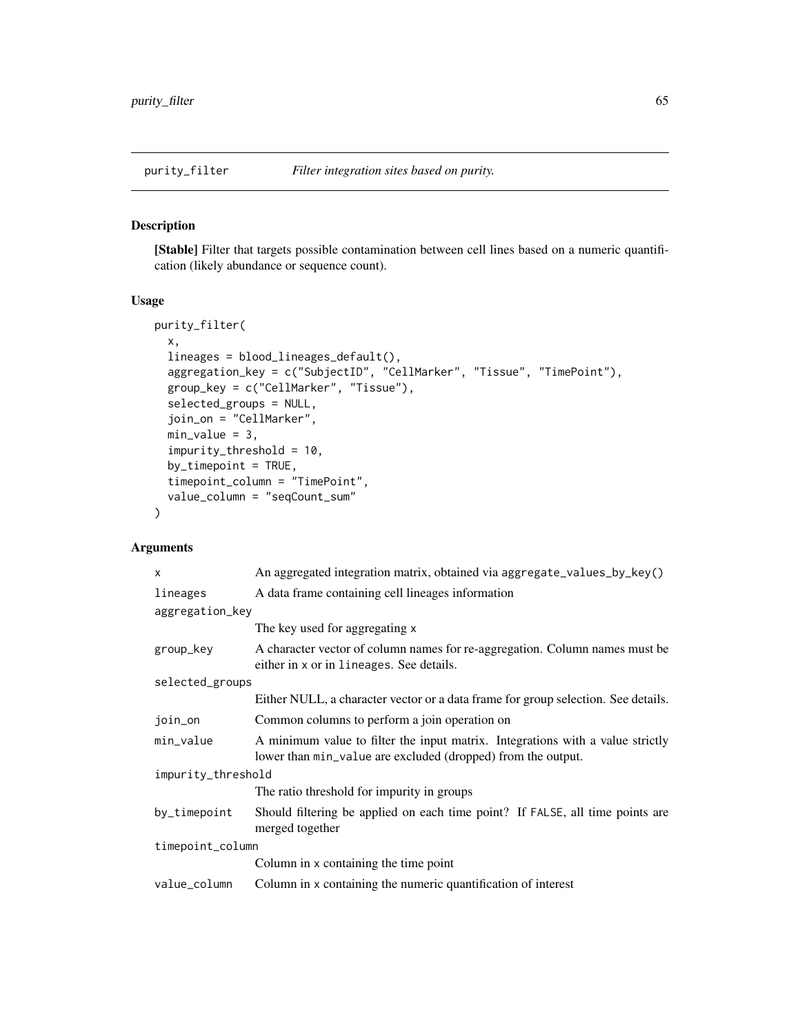purity_filter *Filter integration sites based on purity.*

## Description

**[Stable]** Filter that targets possible contamination between cell lines based on a numeric quantification (likely abundance or sequence count).

## Usage

```
purity_filter(
  x,
  lineages = blood_lineages_default(),
  aggregation_key = c("SubjectID", "CellMarker", "Tissue", "TimePoint"),
  group_key = c("CellMarker", "Tissue"),
  selected_groups = NULL,
  join_on = "CellMarker",
  min_value = 3,
  impurity_threshold = 10,
  by_timepoint = TRUE,
  timepoint_column = "TimePoint",
  value_column = "seqCount_sum"
)
```

## Arguments

| Argument | Description |
|---|---|
| `x` | An aggregated integration matrix, obtained via `aggregate_values_by_key()` |
| `lineages` | A data frame containing cell lineages information |
| `aggregation_key` | The key used for aggregating `x` |
| `group_key` | A character vector of column names for re-aggregation. Column names must be either in `x` or in `lineages`. See details. |
| `selected_groups` | Either NULL, a character vector or a data frame for group selection. See details. |
| `join_on` | Common columns to perform a join operation on |
| `min_value` | A minimum value to filter the input matrix. Integrations with a value strictly lower than `min_value` are excluded (dropped) from the output. |
| `impurity_threshold` | The ratio threshold for impurity in groups |
| `by_timepoint` | Should filtering be applied on each time point? If `FALSE`, all time points are merged together |
| `timepoint_column` | Column in `x` containing the time point |
| `value_column` | Column in `x` containing the numeric quantification of interest |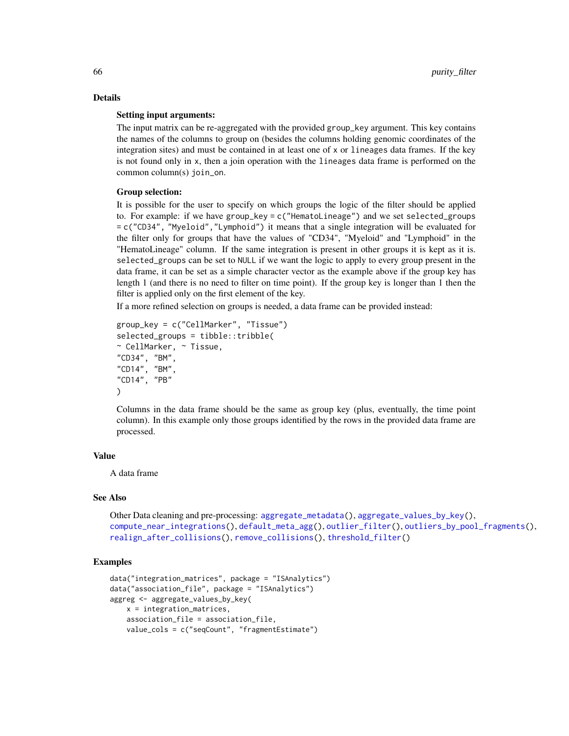## Details

**Setting input arguments:**

The input matrix can be re-aggregated with the provided `group_key` argument. This key contains the names of the columns to group on (besides the columns holding genomic coordinates of the integration sites) and must be contained in at least one of `x` or `lineages` data frames. If the key is not found only in `x`, then a join operation with the `lineages` data frame is performed on the common column(s) `join_on`.

**Group selection:**

It is possible for the user to specify on which groups the logic of the filter should be applied to. For example: if we have `group_key = c("HematoLineage")` and we set `selected_groups = c("CD34", "Myeloid","Lymphoid")` it means that a single integration will be evaluated for the filter only for groups that have the values of "CD34", "Myeloid" and "Lymphoid" in the "HematoLineage" column. If the same integration is present in other groups it is kept as it is. `selected_groups` can be set to `NULL` if we want the logic to apply to every group present in the data frame, it can be set as a simple character vector as the example above if the group key has length 1 (and there is no need to filter on time point). If the group key is longer than 1 then the filter is applied only on the first element of the key.

If a more refined selection on groups is needed, a data frame can be provided instead:

```
group_key = c("CellMarker", "Tissue")
selected_groups = tibble::tribble(
~ CellMarker, ~ Tissue,
"CD34", "BM",
"CD14", "BM",
"CD14", "PB"
)
```

Columns in the data frame should be the same as group key (plus, eventually, the time point column). In this example only those groups identified by the rows in the provided data frame are processed.

## Value

A data frame

## See Also

Other Data cleaning and pre-processing: `aggregate_metadata()`, `aggregate_values_by_key()`, `compute_near_integrations()`, `default_meta_agg()`, `outlier_filter()`, `outliers_by_pool_fragments()`, `realign_after_collisions()`, `remove_collisions()`, `threshold_filter()`

## Examples

```
data("integration_matrices", package = "ISAnalytics")
data("association_file", package = "ISAnalytics")
aggreg <- aggregate_values_by_key(
    x = integration_matrices,
    association_file = association_file,
    value_cols = c("seqCount", "fragmentEstimate")
```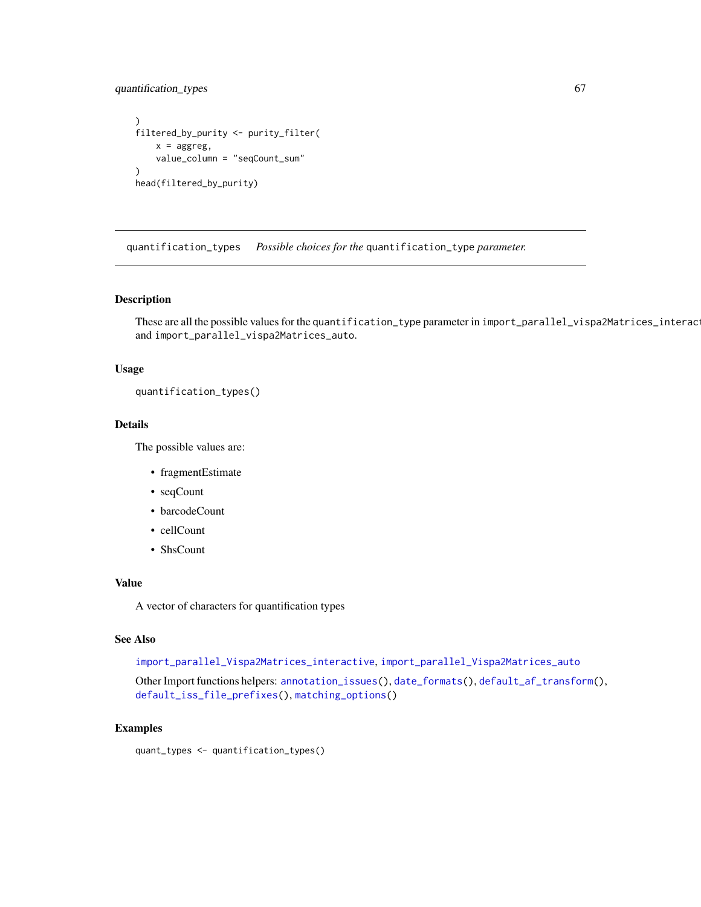```
)
filtered_by_purity <- purity_filter(
    x = aggreg,
    value_column = "seqCount_sum"
)
head(filtered_by_purity)
```

## quantification_types    *Possible choices for the* `quantification_type` *parameter.*

### Description

These are all the possible values for the `quantification_type` parameter in `import_parallel_vispa2Matrices_interact` and `import_parallel_vispa2Matrices_auto`.

### Usage

```
quantification_types()
```

### Details

The possible values are:

- fragmentEstimate
- seqCount
- barcodeCount
- cellCount
- ShsCount

### Value

A vector of characters for quantification types

### See Also

`import_parallel_Vispa2Matrices_interactive`, `import_parallel_Vispa2Matrices_auto`

Other Import functions helpers: `annotation_issues()`, `date_formats()`, `default_af_transform()`, `default_iss_file_prefixes()`, `matching_options()`

### Examples

```
quant_types <- quantification_types()
```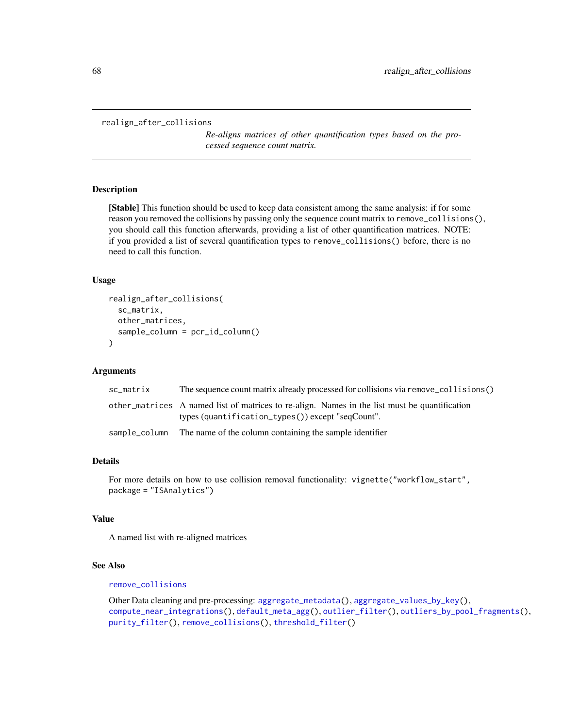# realign_after_collisions

*Re-aligns matrices of other quantification types based on the processed sequence count matrix.*

## Description

**[Stable]** This function should be used to keep data consistent among the same analysis: if for some reason you removed the collisions by passing only the sequence count matrix to `remove_collisions()`, you should call this function afterwards, providing a list of other quantification matrices. NOTE: if you provided a list of several quantification types to `remove_collisions()` before, there is no need to call this function.

## Usage

```
realign_after_collisions(
  sc_matrix,
  other_matrices,
  sample_column = pcr_id_column()
)
```

## Arguments

| Argument | Description |
|---|---|
| `sc_matrix` | The sequence count matrix already processed for collisions via `remove_collisions()` |
| `other_matrices` | A named list of matrices to re-align. Names in the list must be quantification types (`quantification_types()`) except "seqCount". |
| `sample_column` | The name of the column containing the sample identifier |

## Details

For more details on how to use collision removal functionality: `vignette("workflow_start", package = "ISAnalytics")`

## Value

A named list with re-aligned matrices

## See Also

`remove_collisions`

Other Data cleaning and pre-processing: `aggregate_metadata()`, `aggregate_values_by_key()`, `compute_near_integrations()`, `default_meta_agg()`, `outlier_filter()`, `outliers_by_pool_fragments()`, `purity_filter()`, `remove_collisions()`, `threshold_filter()`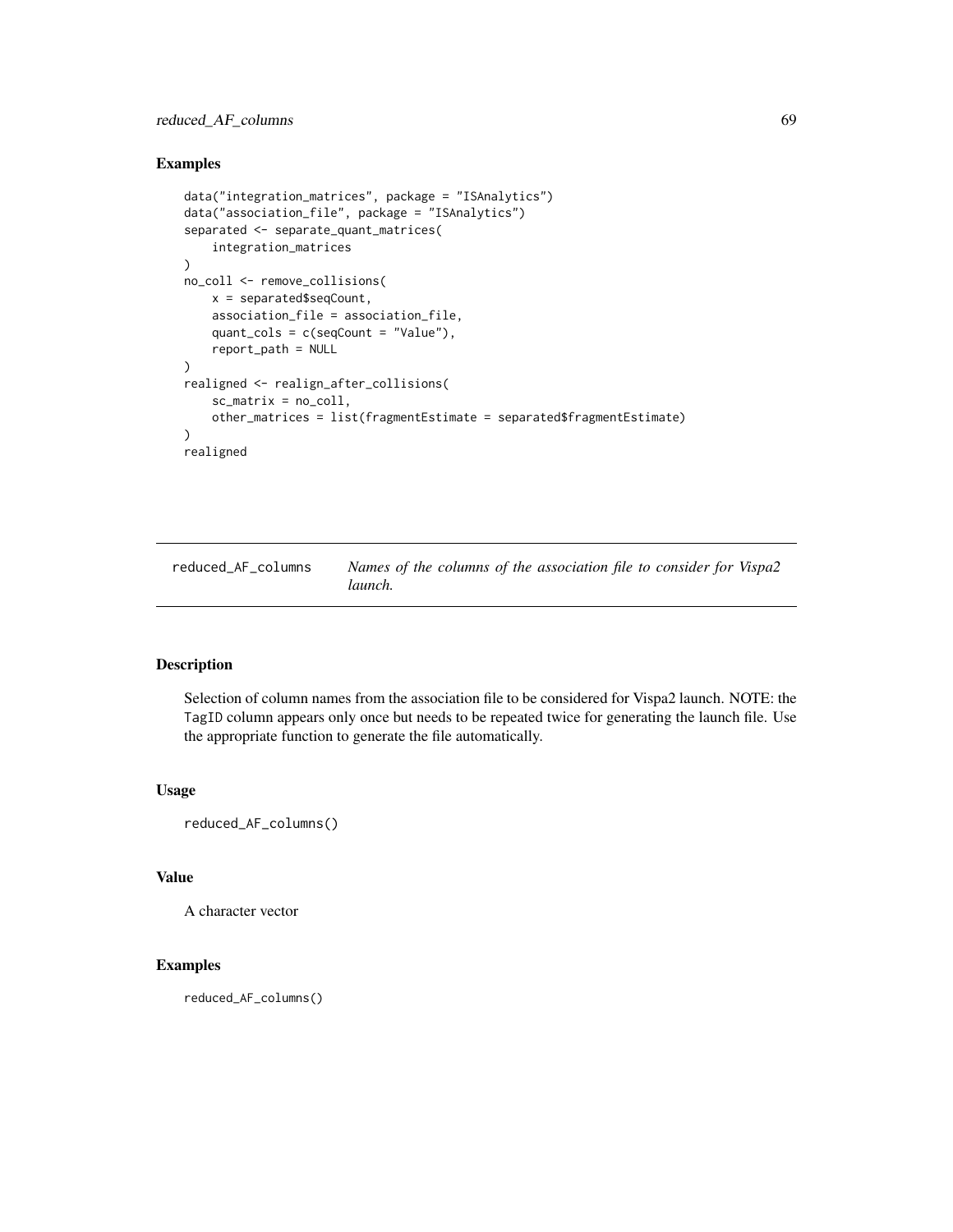## Examples

```
data("integration_matrices", package = "ISAnalytics")
data("association_file", package = "ISAnalytics")
separated <- separate_quant_matrices(
    integration_matrices
)
no_coll <- remove_collisions(
    x = separated$seqCount,
    association_file = association_file,
    quant_cols = c(seqCount = "Value"),
    report_path = NULL
)
realigned <- realign_after_collisions(
    sc_matrix = no_coll,
    other_matrices = list(fragmentEstimate = separated$fragmentEstimate)
)
realigned
```

---

# reduced_AF_columns — *Names of the columns of the association file to consider for Vispa2 launch.*

---

## Description

Selection of column names from the association file to be considered for Vispa2 launch. NOTE: the `TagID` column appears only once but needs to be repeated twice for generating the launch file. Use the appropriate function to generate the file automatically.

## Usage

```
reduced_AF_columns()
```

## Value

A character vector

## Examples

```
reduced_AF_columns()
```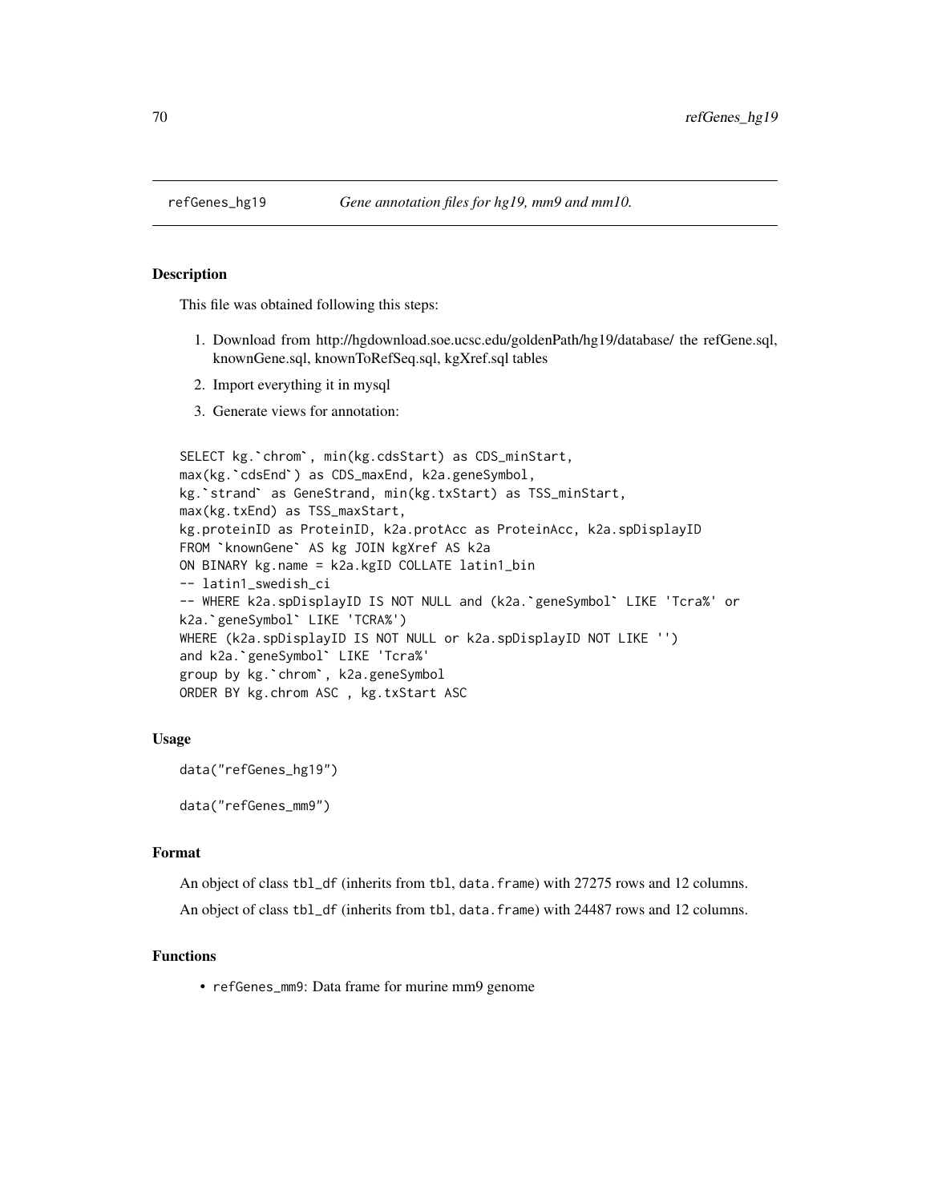refGenes_hg19 *Gene annotation files for hg19, mm9 and mm10.*

## Description

This file was obtained following this steps:

1. Download from http://hgdownload.soe.ucsc.edu/goldenPath/hg19/database/ the refGene.sql, knownGene.sql, knownToRefSeq.sql, kgXref.sql tables
2. Import everything it in mysql
3. Generate views for annotation:

```
SELECT kg.`chrom`, min(kg.cdsStart) as CDS_minStart,
max(kg.`cdsEnd`) as CDS_maxEnd, k2a.geneSymbol,
kg.`strand` as GeneStrand, min(kg.txStart) as TSS_minStart,
max(kg.txEnd) as TSS_maxStart,
kg.proteinID as ProteinID, k2a.protAcc as ProteinAcc, k2a.spDisplayID
FROM `knownGene` AS kg JOIN kgXref AS k2a
ON BINARY kg.name = k2a.kgID COLLATE latin1_bin
-- latin1_swedish_ci
-- WHERE k2a.spDisplayID IS NOT NULL and (k2a.`geneSymbol` LIKE 'Tcra%' or
k2a.`geneSymbol` LIKE 'TCRA%')
WHERE (k2a.spDisplayID IS NOT NULL or k2a.spDisplayID NOT LIKE '')
and k2a.`geneSymbol` LIKE 'Tcra%'
group by kg.`chrom`, k2a.geneSymbol
ORDER BY kg.chrom ASC , kg.txStart ASC
```

## Usage

```
data("refGenes_hg19")

data("refGenes_mm9")
```

## Format

An object of class `tbl_df` (inherits from `tbl`, `data.frame`) with 27275 rows and 12 columns.

An object of class `tbl_df` (inherits from `tbl`, `data.frame`) with 24487 rows and 12 columns.

## Functions

- `refGenes_mm9`: Data frame for murine mm9 genome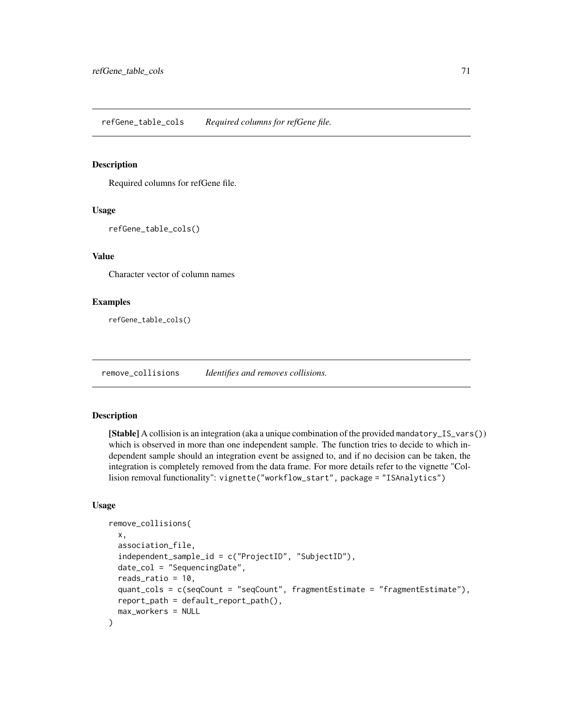## refGene_table_cols — *Required columns for refGene file.*

### Description

Required columns for refGene file.

### Usage

```
refGene_table_cols()
```

### Value

Character vector of column names

### Examples

```
refGene_table_cols()
```

## remove_collisions — *Identifies and removes collisions.*

### Description

**[Stable]** A collision is an integration (aka a unique combination of the provided `mandatory_IS_vars()`) which is observed in more than one independent sample. The function tries to decide to which independent sample should an integration event be assigned to, and if no decision can be taken, the integration is completely removed from the data frame. For more details refer to the vignette "Collision removal functionality": `vignette("workflow_start", package = "ISAnalytics")`

### Usage

```
remove_collisions(
  x,
  association_file,
  independent_sample_id = c("ProjectID", "SubjectID"),
  date_col = "SequencingDate",
  reads_ratio = 10,
  quant_cols = c(seqCount = "seqCount", fragmentEstimate = "fragmentEstimate"),
  report_path = default_report_path(),
  max_workers = NULL
)
```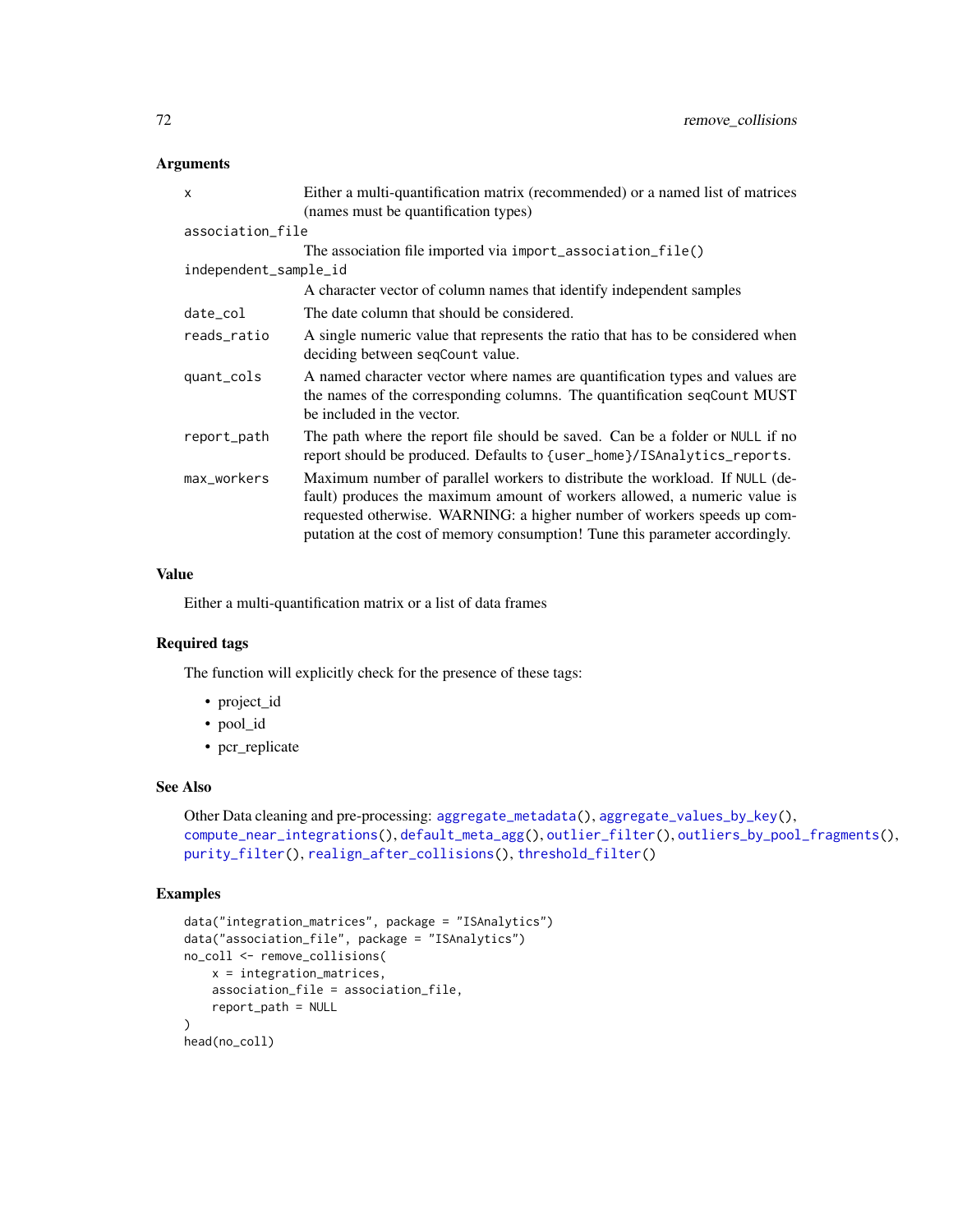## Arguments

| | |
|---|---|
| `x` | Either a multi-quantification matrix (recommended) or a named list of matrices (names must be quantification types) |
| `association_file` | The association file imported via `import_association_file()` |
| `independent_sample_id` | A character vector of column names that identify independent samples |
| `date_col` | The date column that should be considered. |
| `reads_ratio` | A single numeric value that represents the ratio that has to be considered when deciding between `seqCount` value. |
| `quant_cols` | A named character vector where names are quantification types and values are the names of the corresponding columns. The quantification `seqCount` MUST be included in the vector. |
| `report_path` | The path where the report file should be saved. Can be a folder or `NULL` if no report should be produced. Defaults to `{user_home}/ISAnalytics_reports`. |
| `max_workers` | Maximum number of parallel workers to distribute the workload. If `NULL` (default) produces the maximum amount of workers allowed, a numeric value is requested otherwise. WARNING: a higher number of workers speeds up computation at the cost of memory consumption! Tune this parameter accordingly. |

## Value

Either a multi-quantification matrix or a list of data frames

## Required tags

The function will explicitly check for the presence of these tags:

- project_id
- pool_id
- pcr_replicate

## See Also

Other Data cleaning and pre-processing: `aggregate_metadata()`, `aggregate_values_by_key()`, `compute_near_integrations()`, `default_meta_agg()`, `outlier_filter()`, `outliers_by_pool_fragments()`, `purity_filter()`, `realign_after_collisions()`, `threshold_filter()`

## Examples

```
data("integration_matrices", package = "ISAnalytics")
data("association_file", package = "ISAnalytics")
no_coll <- remove_collisions(
    x = integration_matrices,
    association_file = association_file,
    report_path = NULL
)
head(no_coll)
```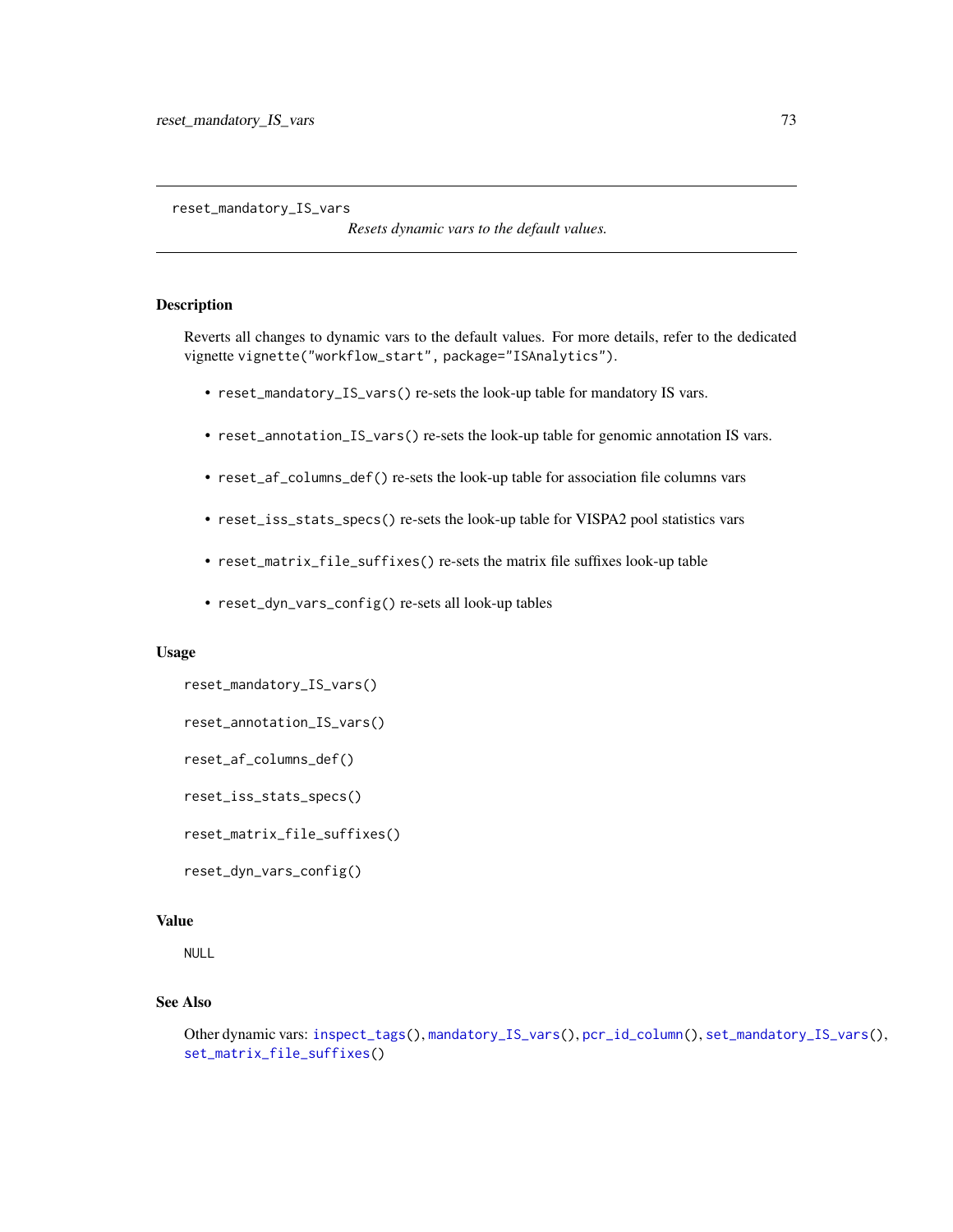# reset_mandatory_IS_vars

*Resets dynamic vars to the default values.*

## Description

Reverts all changes to dynamic vars to the default values. For more details, refer to the dedicated vignette `vignette("workflow_start", package="ISAnalytics")`.

- `reset_mandatory_IS_vars()` re-sets the look-up table for mandatory IS vars.
- `reset_annotation_IS_vars()` re-sets the look-up table for genomic annotation IS vars.
- `reset_af_columns_def()` re-sets the look-up table for association file columns vars
- `reset_iss_stats_specs()` re-sets the look-up table for VISPA2 pool statistics vars
- `reset_matrix_file_suffixes()` re-sets the matrix file suffixes look-up table
- `reset_dyn_vars_config()` re-sets all look-up tables

## Usage

```
reset_mandatory_IS_vars()

reset_annotation_IS_vars()

reset_af_columns_def()

reset_iss_stats_specs()

reset_matrix_file_suffixes()

reset_dyn_vars_config()
```

## Value

NULL

## See Also

Other dynamic vars: `inspect_tags()`, `mandatory_IS_vars()`, `pcr_id_column()`, `set_mandatory_IS_vars()`, `set_matrix_file_suffixes()`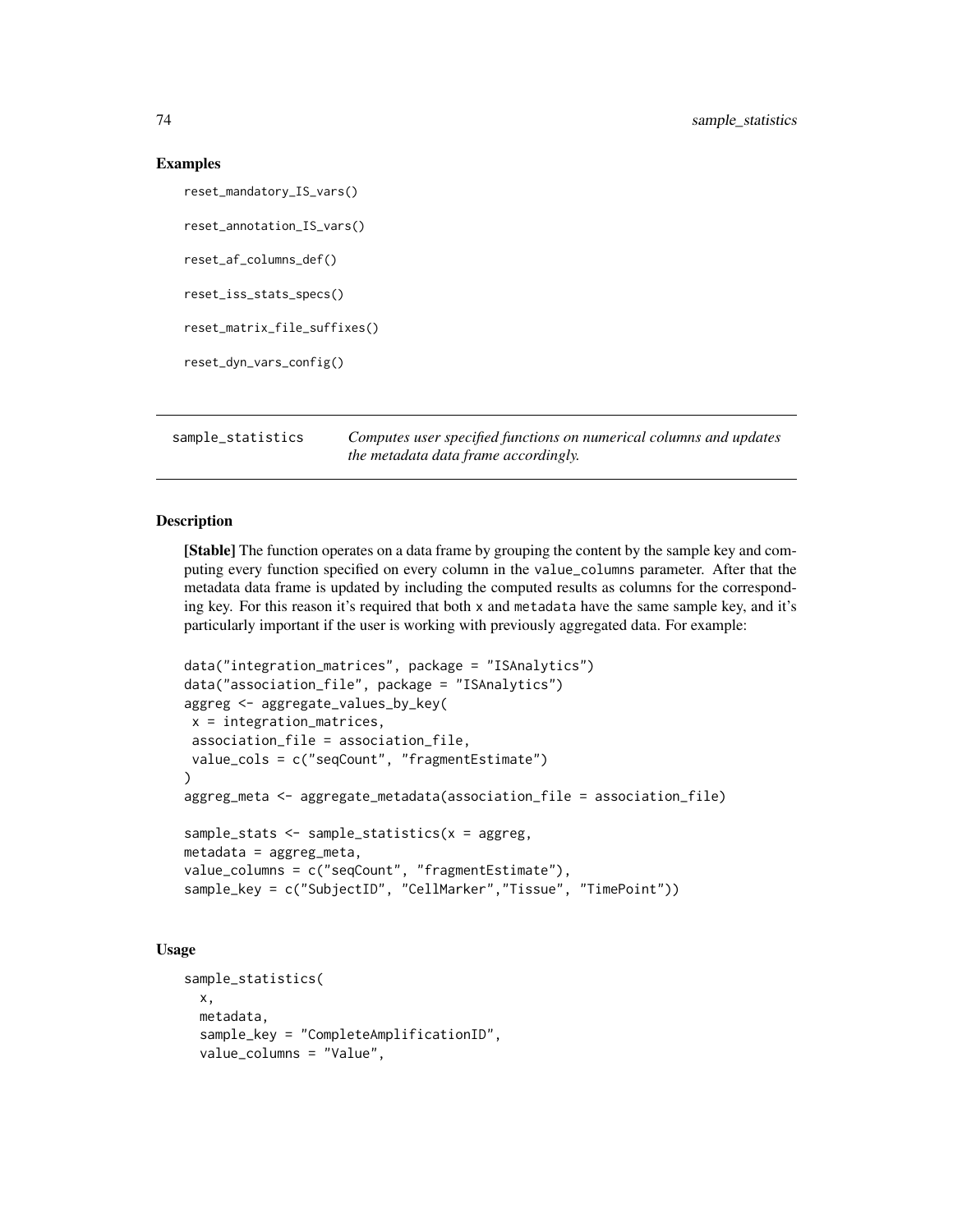### Examples

```
reset_mandatory_IS_vars()

reset_annotation_IS_vars()

reset_af_columns_def()

reset_iss_stats_specs()

reset_matrix_file_suffixes()

reset_dyn_vars_config()
```

---

## sample_statistics — *Computes user specified functions on numerical columns and updates the metadata data frame accordingly.*

---

### Description

**[Stable]** The function operates on a data frame by grouping the content by the sample key and computing every function specified on every column in the `value_columns` parameter. After that the metadata data frame is updated by including the computed results as columns for the corresponding key. For this reason it's required that both `x` and `metadata` have the same sample key, and it's particularly important if the user is working with previously aggregated data. For example:

```
data("integration_matrices", package = "ISAnalytics")
data("association_file", package = "ISAnalytics")
aggreg <- aggregate_values_by_key(
 x = integration_matrices,
 association_file = association_file,
 value_cols = c("seqCount", "fragmentEstimate")
)
aggreg_meta <- aggregate_metadata(association_file = association_file)

sample_stats <- sample_statistics(x = aggreg,
metadata = aggreg_meta,
value_columns = c("seqCount", "fragmentEstimate"),
sample_key = c("SubjectID", "CellMarker","Tissue", "TimePoint"))
```

### Usage

```
sample_statistics(
  x,
  metadata,
  sample_key = "CompleteAmplificationID",
  value_columns = "Value",
```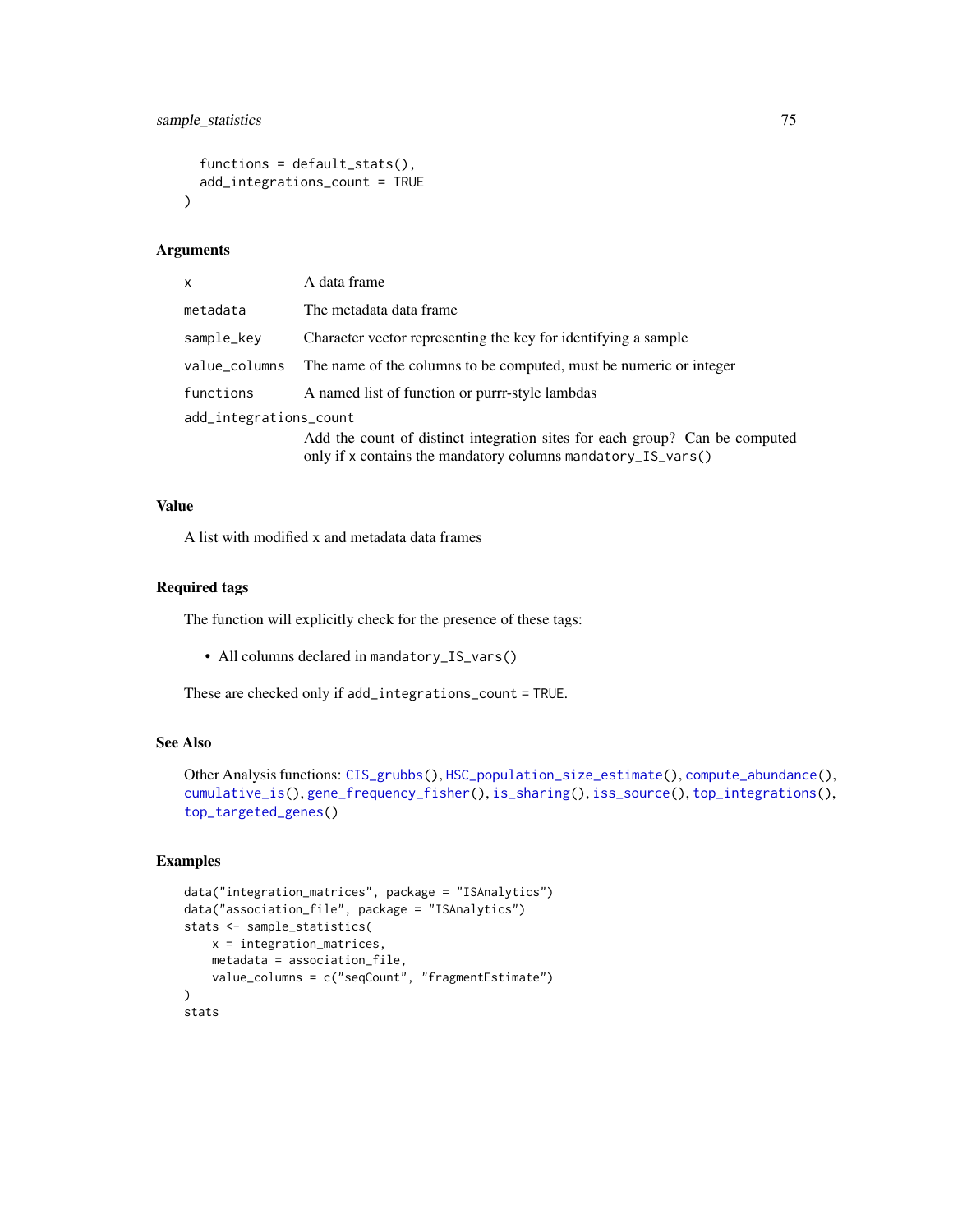```
  functions = default_stats(),
  add_integrations_count = TRUE
)
```

### Arguments

| | |
|---|---|
| `x` | A data frame |
| `metadata` | The metadata data frame |
| `sample_key` | Character vector representing the key for identifying a sample |
| `value_columns` | The name of the columns to be computed, must be numeric or integer |
| `functions` | A named list of function or purrr-style lambdas |
| `add_integrations_count` | Add the count of distinct integration sites for each group? Can be computed only if x contains the mandatory columns `mandatory_IS_vars()` |

### Value

A list with modified x and metadata data frames

### Required tags

The function will explicitly check for the presence of these tags:

- All columns declared in `mandatory_IS_vars()`

These are checked only if `add_integrations_count = TRUE`.

### See Also

Other Analysis functions: `CIS_grubbs()`, `HSC_population_size_estimate()`, `compute_abundance()`, `cumulative_is()`, `gene_frequency_fisher()`, `is_sharing()`, `iss_source()`, `top_integrations()`, `top_targeted_genes()`

### Examples

```
data("integration_matrices", package = "ISAnalytics")
data("association_file", package = "ISAnalytics")
stats <- sample_statistics(
    x = integration_matrices,
    metadata = association_file,
    value_columns = c("seqCount", "fragmentEstimate")
)
stats
```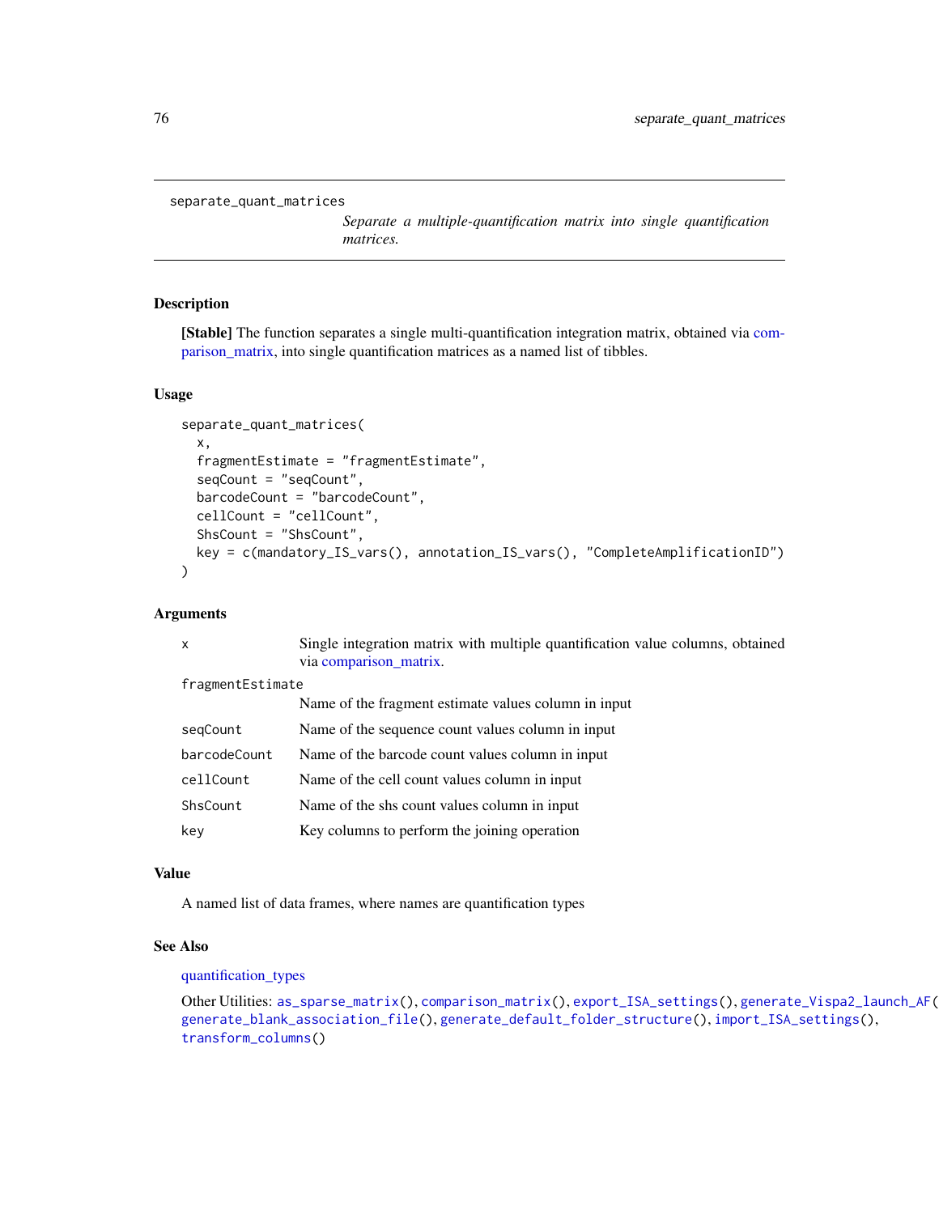# separate_quant_matrices

*Separate a multiple-quantification matrix into single quantification matrices.*

## Description

**[Stable]** The function separates a single multi-quantification integration matrix, obtained via comparison_matrix, into single quantification matrices as a named list of tibbles.

## Usage

```
separate_quant_matrices(
  x,
  fragmentEstimate = "fragmentEstimate",
  seqCount = "seqCount",
  barcodeCount = "barcodeCount",
  cellCount = "cellCount",
  ShsCount = "ShsCount",
  key = c(mandatory_IS_vars(), annotation_IS_vars(), "CompleteAmplificationID")
)
```

## Arguments

| | |
|---|---|
| `x` | Single integration matrix with multiple quantification value columns, obtained via comparison_matrix. |
| `fragmentEstimate` | Name of the fragment estimate values column in input |
| `seqCount` | Name of the sequence count values column in input |
| `barcodeCount` | Name of the barcode count values column in input |
| `cellCount` | Name of the cell count values column in input |
| `ShsCount` | Name of the shs count values column in input |
| `key` | Key columns to perform the joining operation |

## Value

A named list of data frames, where names are quantification types

## See Also

quantification_types

Other Utilities: `as_sparse_matrix()`, `comparison_matrix()`, `export_ISA_settings()`, `generate_Vispa2_launch_AF()`, `generate_blank_association_file()`, `generate_default_folder_structure()`, `import_ISA_settings()`, `transform_columns()`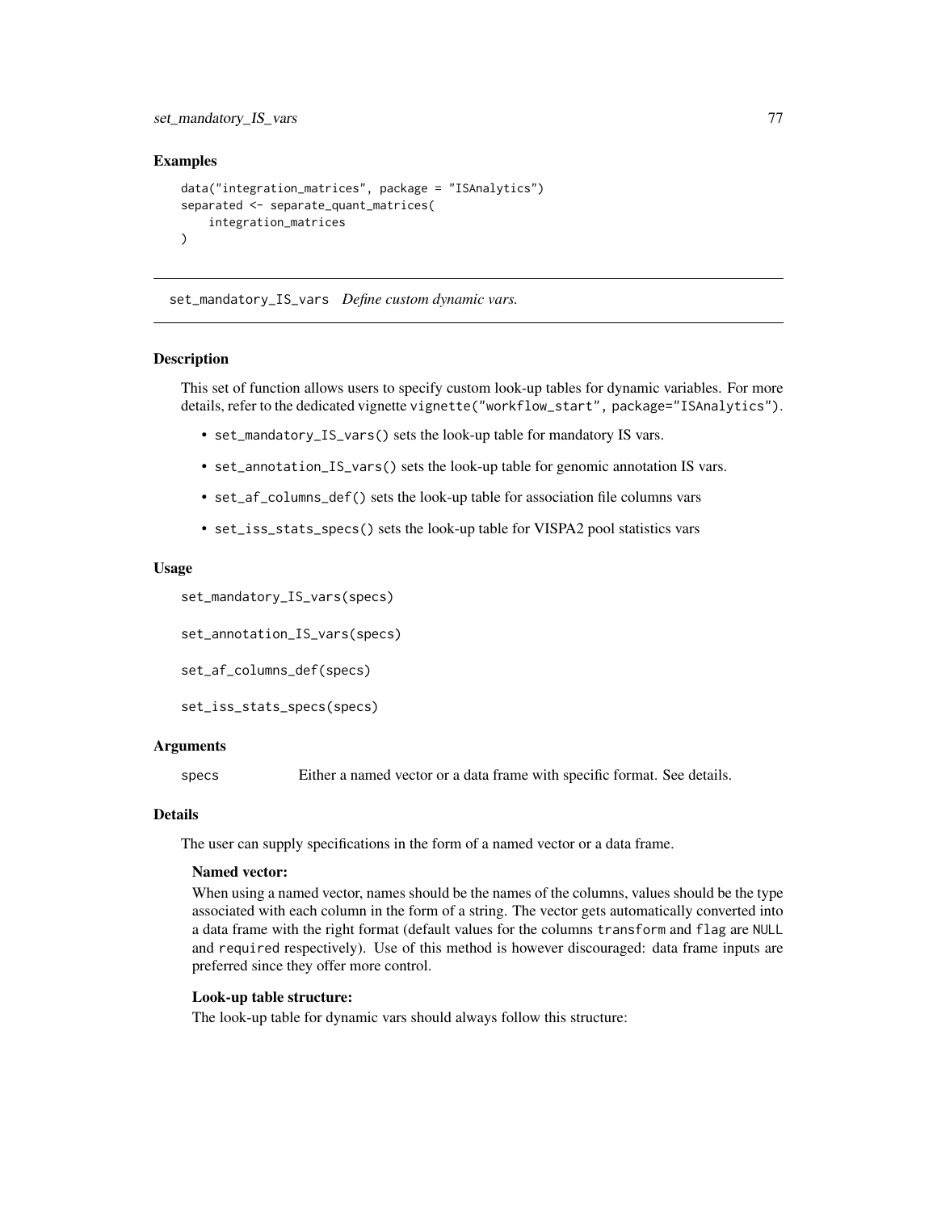### Examples

```
data("integration_matrices", package = "ISAnalytics")
separated <- separate_quant_matrices(
    integration_matrices
)
```

---

## set_mandatory_IS_vars *Define custom dynamic vars.*

---

### Description

This set of function allows users to specify custom look-up tables for dynamic variables. For more details, refer to the dedicated vignette `vignette("workflow_start", package="ISAnalytics")`.

- `set_mandatory_IS_vars()` sets the look-up table for mandatory IS vars.
- `set_annotation_IS_vars()` sets the look-up table for genomic annotation IS vars.
- `set_af_columns_def()` sets the look-up table for association file columns vars
- `set_iss_stats_specs()` sets the look-up table for VISPA2 pool statistics vars

### Usage

```
set_mandatory_IS_vars(specs)

set_annotation_IS_vars(specs)

set_af_columns_def(specs)

set_iss_stats_specs(specs)
```

### Arguments

| | |
|---|---|
| `specs` | Either a named vector or a data frame with specific format. See details. |

### Details

The user can supply specifications in the form of a named vector or a data frame.

**Named vector:**

When using a named vector, names should be the names of the columns, values should be the type associated with each column in the form of a string. The vector gets automatically converted into a data frame with the right format (default values for the columns `transform` and `flag` are `NULL` and `required` respectively). Use of this method is however discouraged: data frame inputs are preferred since they offer more control.

**Look-up table structure:**

The look-up table for dynamic vars should always follow this structure: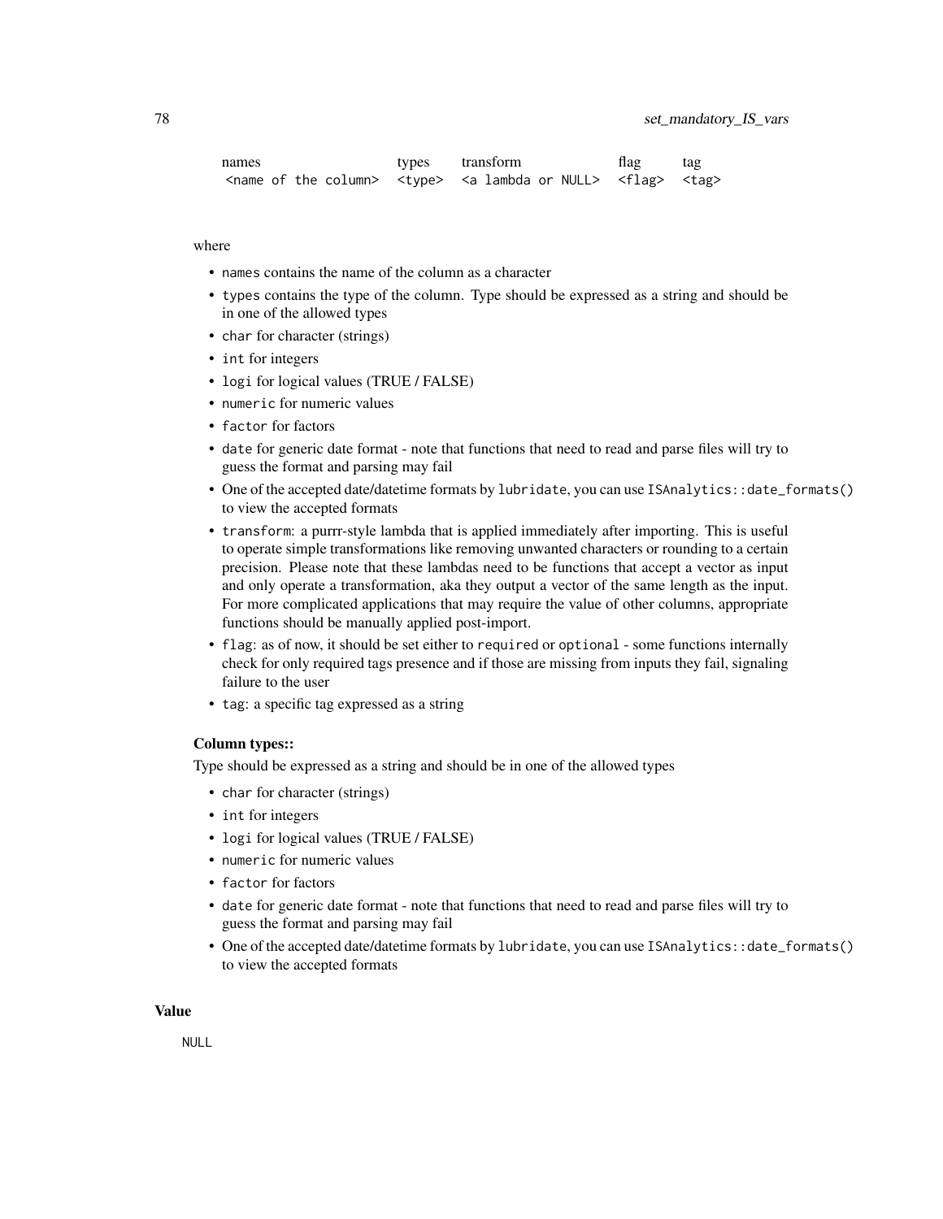```
names                  types   transform           flag    tag
<name of the column>  <type>  <a lambda or NULL>  <flag>  <tag>
```

where

- `names` contains the name of the column as a character
- `types` contains the type of the column. Type should be expressed as a string and should be in one of the allowed types
- `char` for character (strings)
- `int` for integers
- `logi` for logical values (TRUE / FALSE)
- `numeric` for numeric values
- `factor` for factors
- `date` for generic date format - note that functions that need to read and parse files will try to guess the format and parsing may fail
- One of the accepted date/datetime formats by `lubridate`, you can use `ISAnalytics::date_formats()` to view the accepted formats
- `transform`: a purrr-style lambda that is applied immediately after importing. This is useful to operate simple transformations like removing unwanted characters or rounding to a certain precision. Please note that these lambdas need to be functions that accept a vector as input and only operate a transformation, aka they output a vector of the same length as the input. For more complicated applications that may require the value of other columns, appropriate functions should be manually applied post-import.
- `flag`: as of now, it should be set either to `required` or `optional` - some functions internally check for only required tags presence and if those are missing from inputs they fail, signaling failure to the user
- `tag`: a specific tag expressed as a string

**Column types::**

Type should be expressed as a string and should be in one of the allowed types

- `char` for character (strings)
- `int` for integers
- `logi` for logical values (TRUE / FALSE)
- `numeric` for numeric values
- `factor` for factors
- `date` for generic date format - note that functions that need to read and parse files will try to guess the format and parsing may fail
- One of the accepted date/datetime formats by `lubridate`, you can use `ISAnalytics::date_formats()` to view the accepted formats

## Value

`NULL`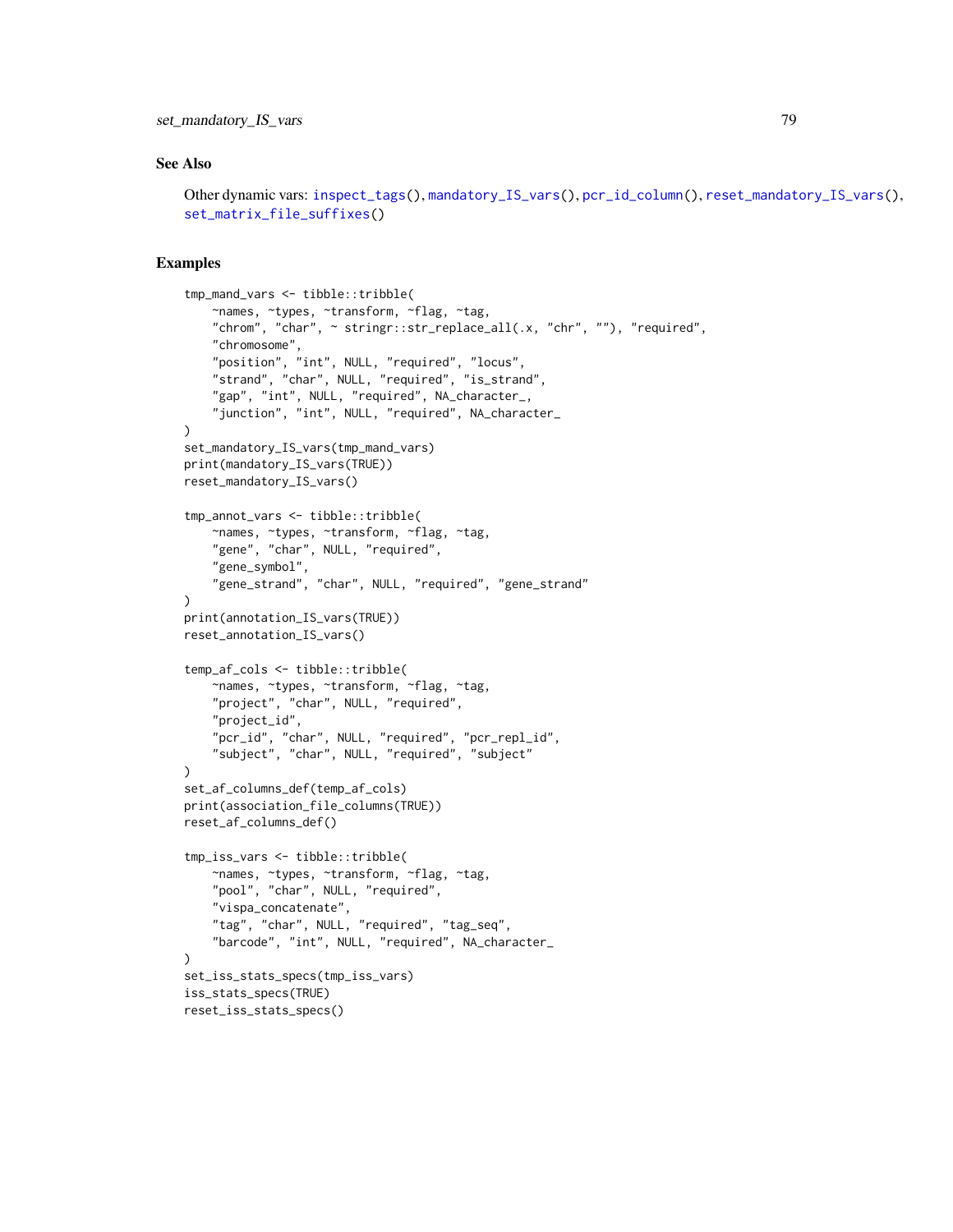## See Also

Other dynamic vars: inspect_tags(), mandatory_IS_vars(), pcr_id_column(), reset_mandatory_IS_vars(), set_matrix_file_suffixes()

## Examples

```
tmp_mand_vars <- tibble::tribble(
    ~names, ~types, ~transform, ~flag, ~tag,
    "chrom", "char", ~ stringr::str_replace_all(.x, "chr", ""), "required",
    "chromosome",
    "position", "int", NULL, "required", "locus",
    "strand", "char", NULL, "required", "is_strand",
    "gap", "int", NULL, "required", NA_character_,
    "junction", "int", NULL, "required", NA_character_
)
set_mandatory_IS_vars(tmp_mand_vars)
print(mandatory_IS_vars(TRUE))
reset_mandatory_IS_vars()

tmp_annot_vars <- tibble::tribble(
    ~names, ~types, ~transform, ~flag, ~tag,
    "gene", "char", NULL, "required",
    "gene_symbol",
    "gene_strand", "char", NULL, "required", "gene_strand"
)
print(annotation_IS_vars(TRUE))
reset_annotation_IS_vars()

temp_af_cols <- tibble::tribble(
    ~names, ~types, ~transform, ~flag, ~tag,
    "project", "char", NULL, "required",
    "project_id",
    "pcr_id", "char", NULL, "required", "pcr_repl_id",
    "subject", "char", NULL, "required", "subject"
)
set_af_columns_def(temp_af_cols)
print(association_file_columns(TRUE))
reset_af_columns_def()

tmp_iss_vars <- tibble::tribble(
    ~names, ~types, ~transform, ~flag, ~tag,
    "pool", "char", NULL, "required",
    "vispa_concatenate",
    "tag", "char", NULL, "required", "tag_seq",
    "barcode", "int", NULL, "required", NA_character_
)
set_iss_stats_specs(tmp_iss_vars)
iss_stats_specs(TRUE)
reset_iss_stats_specs()
```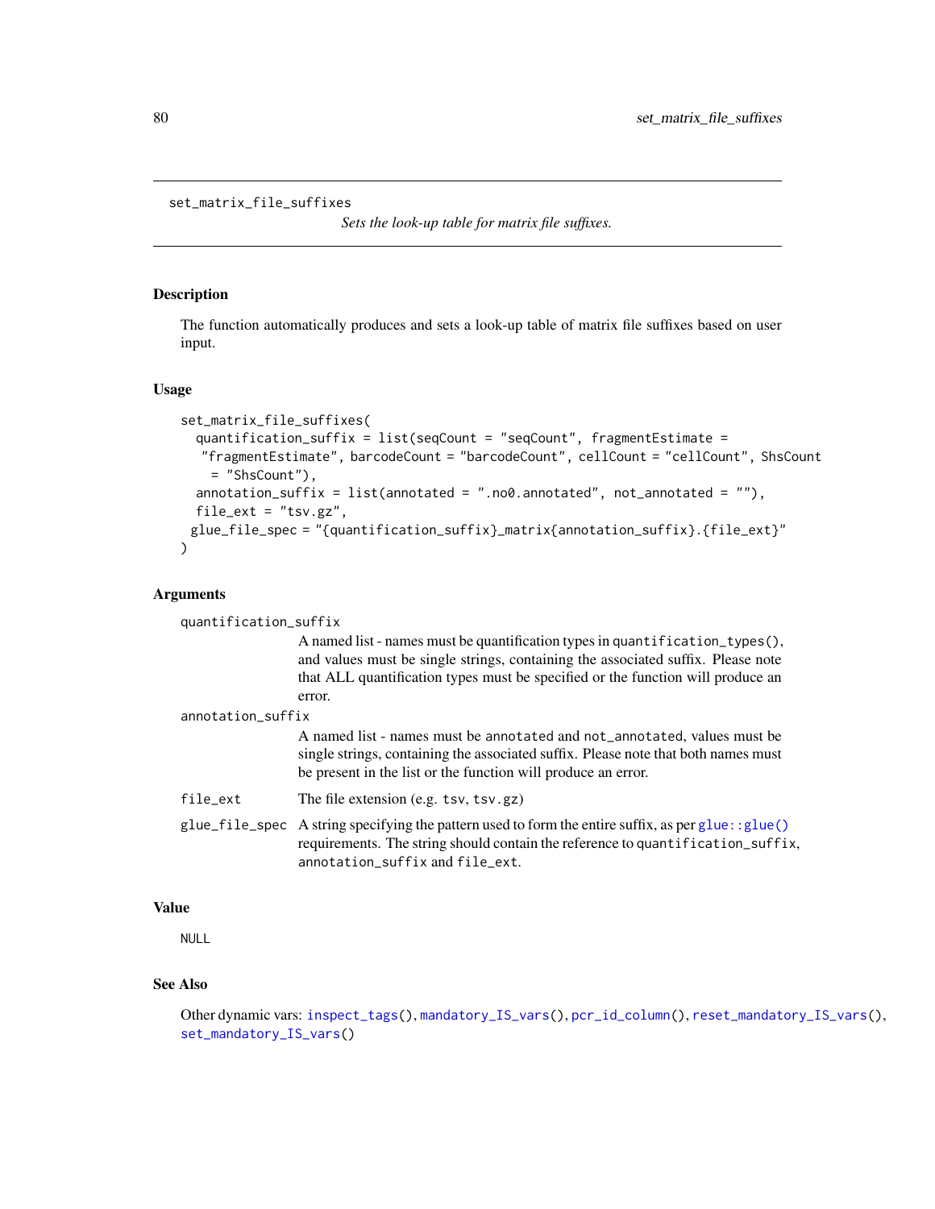# set_matrix_file_suffixes

*Sets the look-up table for matrix file suffixes.*

## Description

The function automatically produces and sets a look-up table of matrix file suffixes based on user input.

## Usage

```
set_matrix_file_suffixes(
  quantification_suffix = list(seqCount = "seqCount", fragmentEstimate =
   "fragmentEstimate", barcodeCount = "barcodeCount", cellCount = "cellCount", ShsCount
    = "ShsCount"),
  annotation_suffix = list(annotated = ".no0.annotated", not_annotated = ""),
  file_ext = "tsv.gz",
 glue_file_spec = "{quantification_suffix}_matrix{annotation_suffix}.{file_ext}"
)
```

## Arguments

`quantification_suffix`
: A named list - names must be quantification types in `quantification_types()`, and values must be single strings, containing the associated suffix. Please note that ALL quantification types must be specified or the function will produce an error.

`annotation_suffix`
: A named list - names must be `annotated` and `not_annotated`, values must be single strings, containing the associated suffix. Please note that both names must be present in the list or the function will produce an error.

`file_ext`
: The file extension (e.g. `tsv`, `tsv.gz`)

`glue_file_spec`
: A string specifying the pattern used to form the entire suffix, as per `glue::glue()` requirements. The string should contain the reference to `quantification_suffix`, `annotation_suffix` and `file_ext`.

## Value

NULL

## See Also

Other dynamic vars: `inspect_tags()`, `mandatory_IS_vars()`, `pcr_id_column()`, `reset_mandatory_IS_vars()`, `set_mandatory_IS_vars()`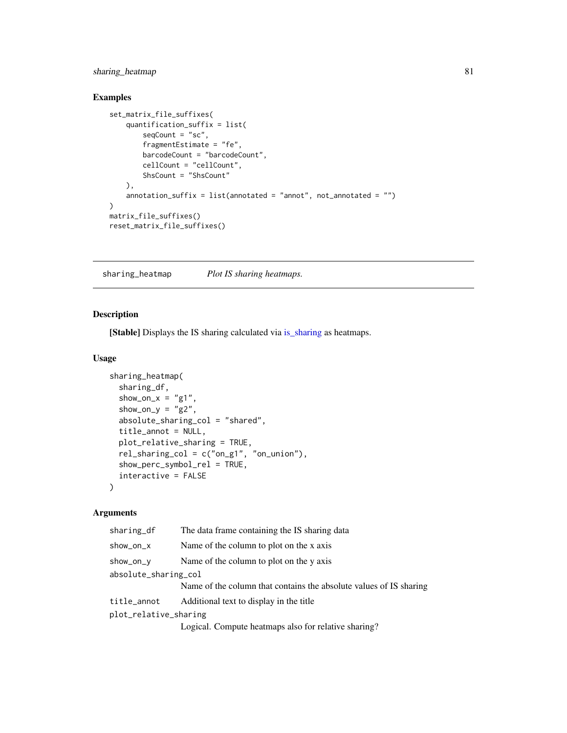## Examples

```
set_matrix_file_suffixes(
    quantification_suffix = list(
        seqCount = "sc",
        fragmentEstimate = "fe",
        barcodeCount = "barcodeCount",
        cellCount = "cellCount",
        ShsCount = "ShsCount"
    ),
    annotation_suffix = list(annotated = "annot", not_annotated = "")
)
matrix_file_suffixes()
reset_matrix_file_suffixes()
```

---

# sharing_heatmap    *Plot IS sharing heatmaps.*

---

## Description

**[Stable]** Displays the IS sharing calculated via is_sharing as heatmaps.

## Usage

```
sharing_heatmap(
  sharing_df,
  show_on_x = "g1",
  show_on_y = "g2",
  absolute_sharing_col = "shared",
  title_annot = NULL,
  plot_relative_sharing = TRUE,
  rel_sharing_col = c("on_g1", "on_union"),
  show_perc_symbol_rel = TRUE,
  interactive = FALSE
)
```

## Arguments

| | |
|---|---|
| `sharing_df` | The data frame containing the IS sharing data |
| `show_on_x` | Name of the column to plot on the x axis |
| `show_on_y` | Name of the column to plot on the y axis |
| `absolute_sharing_col` | Name of the column that contains the absolute values of IS sharing |
| `title_annot` | Additional text to display in the title |
| `plot_relative_sharing` | Logical. Compute heatmaps also for relative sharing? |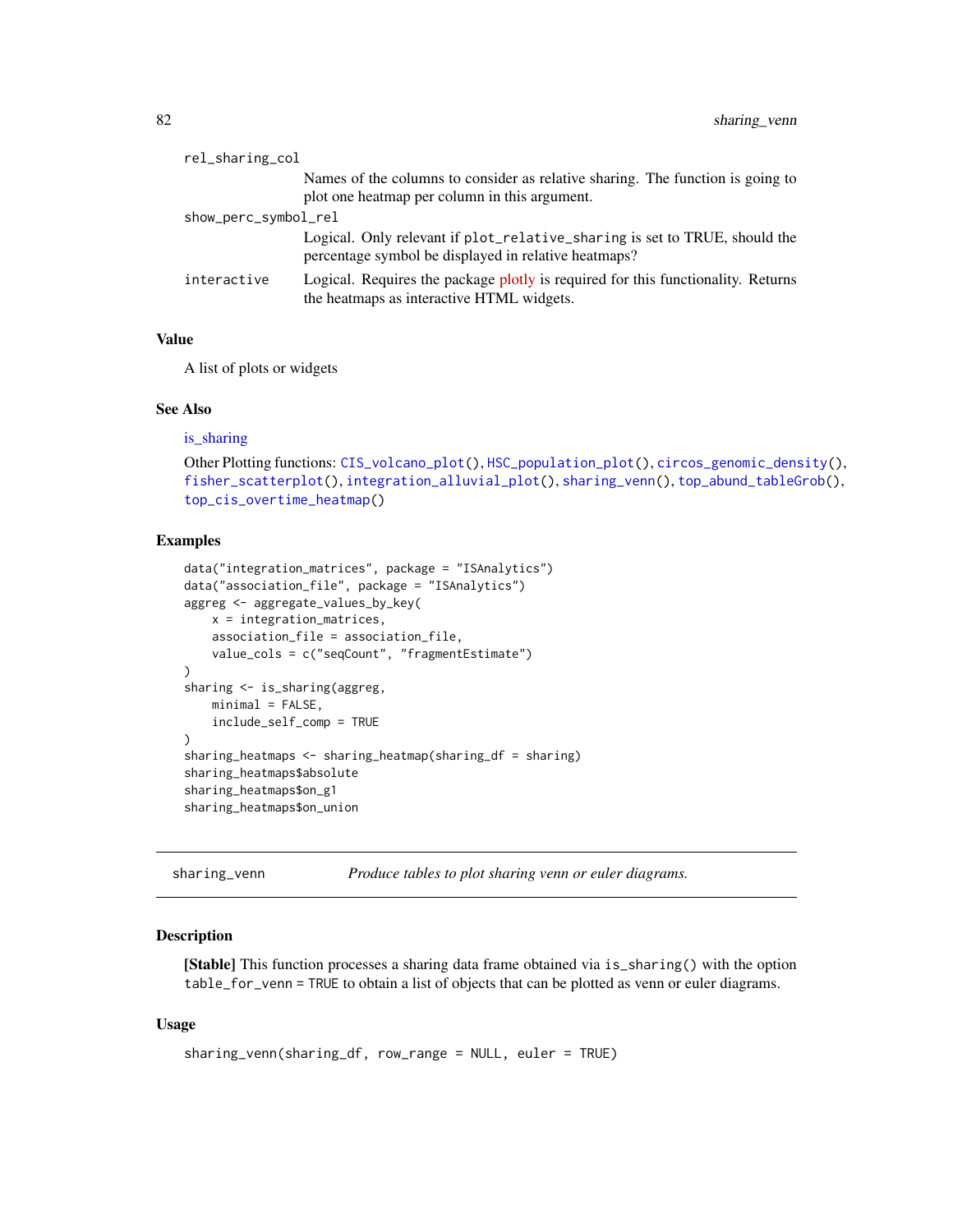rel_sharing_col
: Names of the columns to consider as relative sharing. The function is going to plot one heatmap per column in this argument.

show_perc_symbol_rel
: Logical. Only relevant if `plot_relative_sharing` is set to TRUE, should the percentage symbol be displayed in relative heatmaps?

interactive
: Logical. Requires the package plotly is required for this functionality. Returns the heatmaps as interactive HTML widgets.

### Value

A list of plots or widgets

### See Also

is_sharing

Other Plotting functions: `CIS_volcano_plot()`, `HSC_population_plot()`, `circos_genomic_density()`, `fisher_scatterplot()`, `integration_alluvial_plot()`, `sharing_venn()`, `top_abund_tableGrob()`, `top_cis_overtime_heatmap()`

### Examples

```
data("integration_matrices", package = "ISAnalytics")
data("association_file", package = "ISAnalytics")
aggreg <- aggregate_values_by_key(
    x = integration_matrices,
    association_file = association_file,
    value_cols = c("seqCount", "fragmentEstimate")
)
sharing <- is_sharing(aggreg,
    minimal = FALSE,
    include_self_comp = TRUE
)
sharing_heatmaps <- sharing_heatmap(sharing_df = sharing)
sharing_heatmaps$absolute
sharing_heatmaps$on_g1
sharing_heatmaps$on_union
```

---

## sharing_venn — *Produce tables to plot sharing venn or euler diagrams.*

### Description

**[Stable]** This function processes a sharing data frame obtained via `is_sharing()` with the option `table_for_venn = TRUE` to obtain a list of objects that can be plotted as venn or euler diagrams.

### Usage

```
sharing_venn(sharing_df, row_range = NULL, euler = TRUE)
```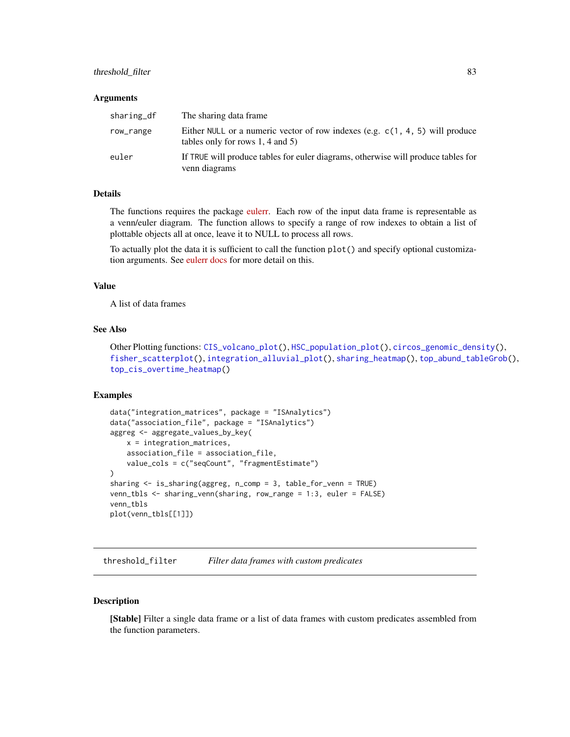### Arguments

| | |
|---|---|
| sharing_df | The sharing data frame |
| row_range | Either NULL or a numeric vector of row indexes (e.g. c(1, 4, 5) will produce tables only for rows 1, 4 and 5) |
| euler | If TRUE will produce tables for euler diagrams, otherwise will produce tables for venn diagrams |

### Details

The functions requires the package eulerr. Each row of the input data frame is representable as a venn/euler diagram. The function allows to specify a range of row indexes to obtain a list of plottable objects all at once, leave it to NULL to process all rows.

To actually plot the data it is sufficient to call the function plot() and specify optional customization arguments. See eulerr docs for more detail on this.

### Value

A list of data frames

### See Also

Other Plotting functions: CIS_volcano_plot(), HSC_population_plot(), circos_genomic_density(), fisher_scatterplot(), integration_alluvial_plot(), sharing_heatmap(), top_abund_tableGrob(), top_cis_overtime_heatmap()

### Examples

```
data("integration_matrices", package = "ISAnalytics")
data("association_file", package = "ISAnalytics")
aggreg <- aggregate_values_by_key(
    x = integration_matrices,
    association_file = association_file,
    value_cols = c("seqCount", "fragmentEstimate")
)
sharing <- is_sharing(aggreg, n_comp = 3, table_for_venn = TRUE)
venn_tbls <- sharing_venn(sharing, row_range = 1:3, euler = FALSE)
venn_tbls
plot(venn_tbls[[1]])
```

---

## threshold_filter *Filter data frames with custom predicates*

### Description

**[Stable]** Filter a single data frame or a list of data frames with custom predicates assembled from the function parameters.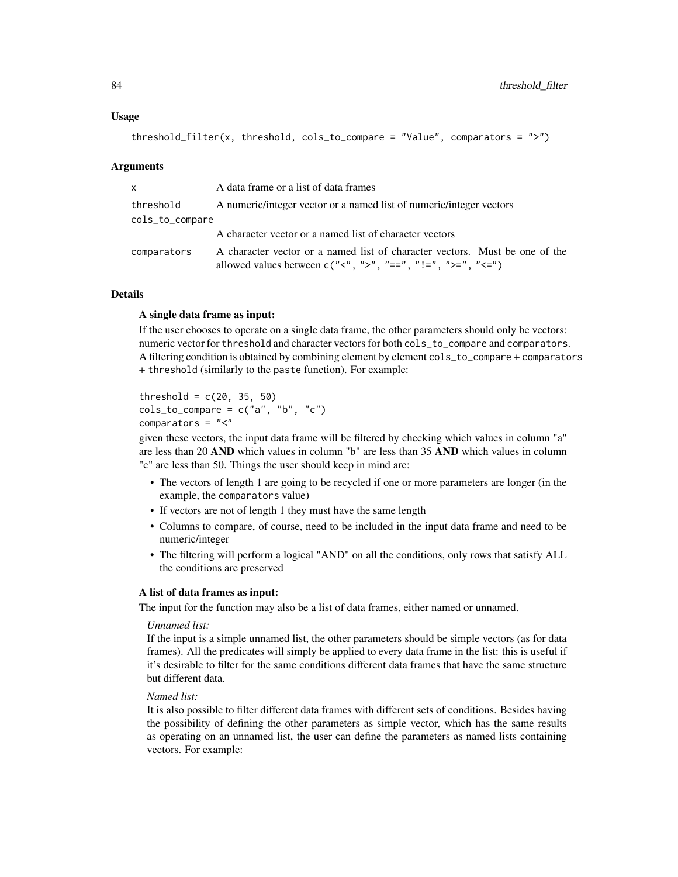### Usage

```
threshold_filter(x, threshold, cols_to_compare = "Value", comparators = ">")
```

### Arguments

| | |
|---|---|
| `x` | A data frame or a list of data frames |
| `threshold` | A numeric/integer vector or a named list of numeric/integer vectors |
| `cols_to_compare` | A character vector or a named list of character vectors |
| `comparators` | A character vector or a named list of character vectors. Must be one of the allowed values between `c("<", ">", "==", "!=", ">=", "<=")` |

### Details

**A single data frame as input:**

If the user chooses to operate on a single data frame, the other parameters should only be vectors: numeric vector for `threshold` and character vectors for both `cols_to_compare` and `comparators`. A filtering condition is obtained by combining element by element `cols_to_compare` + `comparators` + `threshold` (similarly to the `paste` function). For example:

```
threshold = c(20, 35, 50)
cols_to_compare = c("a", "b", "c")
comparators = "<"
```

given these vectors, the input data frame will be filtered by checking which values in column "a" are less than 20 **AND** which values in column "b" are less than 35 **AND** which values in column "c" are less than 50. Things the user should keep in mind are:

- The vectors of length 1 are going to be recycled if one or more parameters are longer (in the example, the `comparators` value)
- If vectors are not of length 1 they must have the same length
- Columns to compare, of course, need to be included in the input data frame and need to be numeric/integer
- The filtering will perform a logical "AND" on all the conditions, only rows that satisfy ALL the conditions are preserved

**A list of data frames as input:**

The input for the function may also be a list of data frames, either named or unnamed.

*Unnamed list:*

If the input is a simple unnamed list, the other parameters should be simple vectors (as for data frames). All the predicates will simply be applied to every data frame in the list: this is useful if it's desirable to filter for the same conditions different data frames that have the same structure but different data.

*Named list:*

It is also possible to filter different data frames with different sets of conditions. Besides having the possibility of defining the other parameters as simple vector, which has the same results as operating on an unnamed list, the user can define the parameters as named lists containing vectors. For example: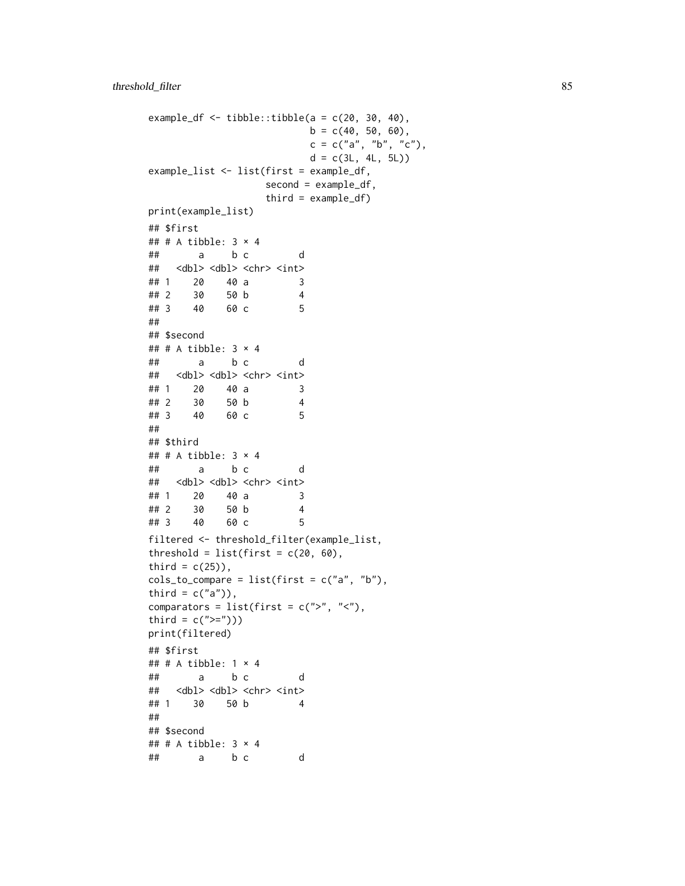```
example_df <- tibble::tibble(a = c(20, 30, 40),
                             b = c(40, 50, 60),
                             c = c("a", "b", "c"),
                             d = c(3L, 4L, 5L))
example_list <- list(first = example_df,
                     second = example_df,
                     third = example_df)
print(example_list)
## $first
## # A tibble: 3 × 4
##       a     b c         d
##   <dbl> <dbl> <chr> <int>
## 1    20    40 a         3
## 2    30    50 b         4
## 3    40    60 c         5
##
## $second
## # A tibble: 3 × 4
##       a     b c         d
##   <dbl> <dbl> <chr> <int>
## 1    20    40 a         3
## 2    30    50 b         4
## 3    40    60 c         5
##
## $third
## # A tibble: 3 × 4
##       a     b c         d
##   <dbl> <dbl> <chr> <int>
## 1    20    40 a         3
## 2    30    50 b         4
## 3    40    60 c         5
filtered <- threshold_filter(example_list,
threshold = list(first = c(20, 60),
third = c(25)),
cols_to_compare = list(first = c("a", "b"),
third = c("a")),
comparators = list(first = c(">", "<"),
third = c(">=")))
print(filtered)
## $first
## # A tibble: 1 × 4
##       a     b c         d
##   <dbl> <dbl> <chr> <int>
## 1    30    50 b         4
##
## $second
## # A tibble: 3 × 4
##       a     b c         d
```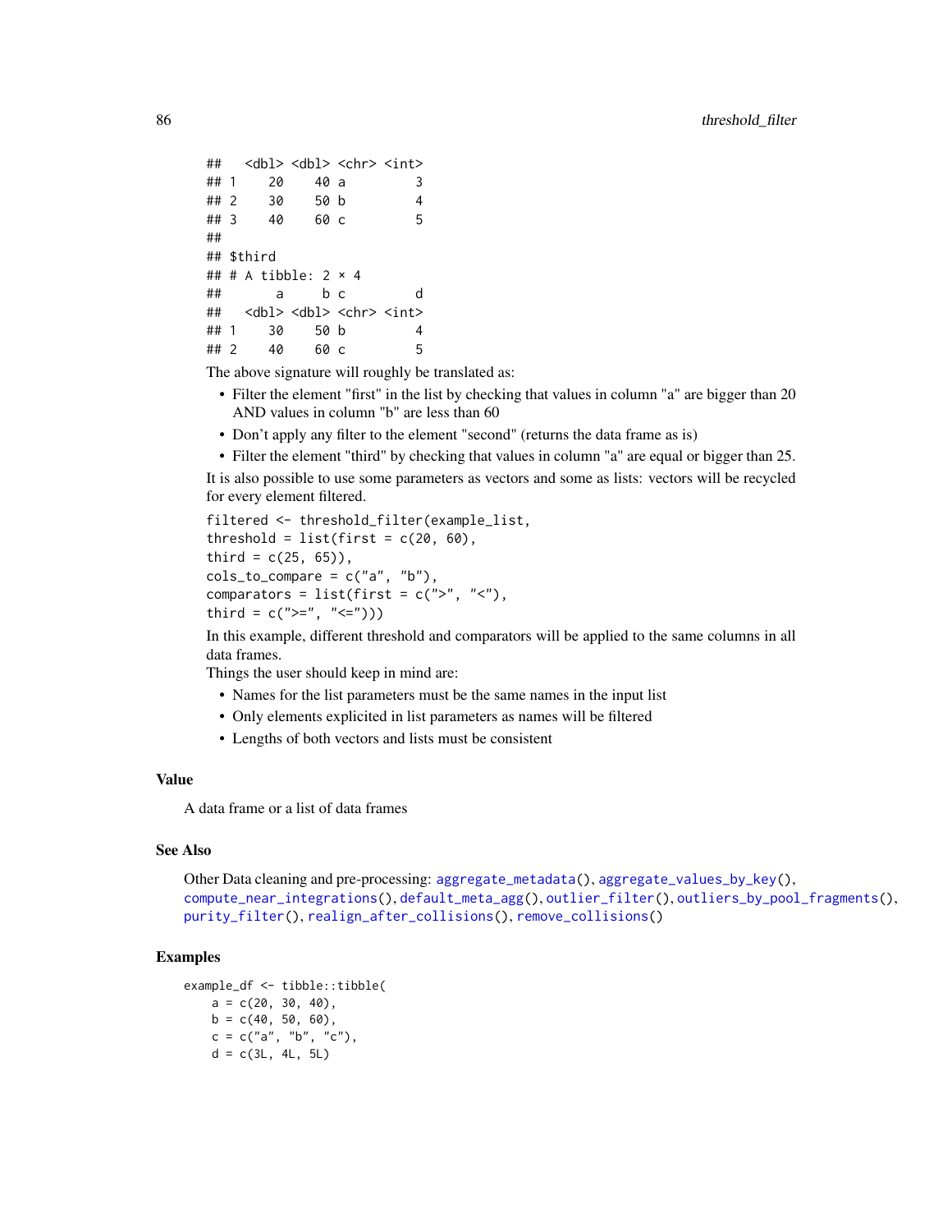```
##   <dbl> <dbl> <chr> <int>
## 1    20    40 a         3
## 2    30    50 b         4
## 3    40    60 c         5
##
## $third
## # A tibble: 2 × 4
##       a     b c         d
##   <dbl> <dbl> <chr> <int>
## 1    30    50 b         4
## 2    40    60 c         5
```

The above signature will roughly be translated as:

- Filter the element "first" in the list by checking that values in column "a" are bigger than 20 AND values in column "b" are less than 60
- Don't apply any filter to the element "second" (returns the data frame as is)
- Filter the element "third" by checking that values in column "a" are equal or bigger than 25.

It is also possible to use some parameters as vectors and some as lists: vectors will be recycled for every element filtered.

```
filtered <- threshold_filter(example_list,
threshold = list(first = c(20, 60),
third = c(25, 65)),
cols_to_compare = c("a", "b"),
comparators = list(first = c(">", "<"),
third = c(">=", "<=")))
```

In this example, different threshold and comparators will be applied to the same columns in all data frames.

Things the user should keep in mind are:

- Names for the list parameters must be the same names in the input list
- Only elements explicited in list parameters as names will be filtered
- Lengths of both vectors and lists must be consistent

### Value

A data frame or a list of data frames

### See Also

Other Data cleaning and pre-processing: `aggregate_metadata()`, `aggregate_values_by_key()`, `compute_near_integrations()`, `default_meta_agg()`, `outlier_filter()`, `outliers_by_pool_fragments()`, `purity_filter()`, `realign_after_collisions()`, `remove_collisions()`

### Examples

```
example_df <- tibble::tibble(
    a = c(20, 30, 40),
    b = c(40, 50, 60),
    c = c("a", "b", "c"),
    d = c(3L, 4L, 5L)
```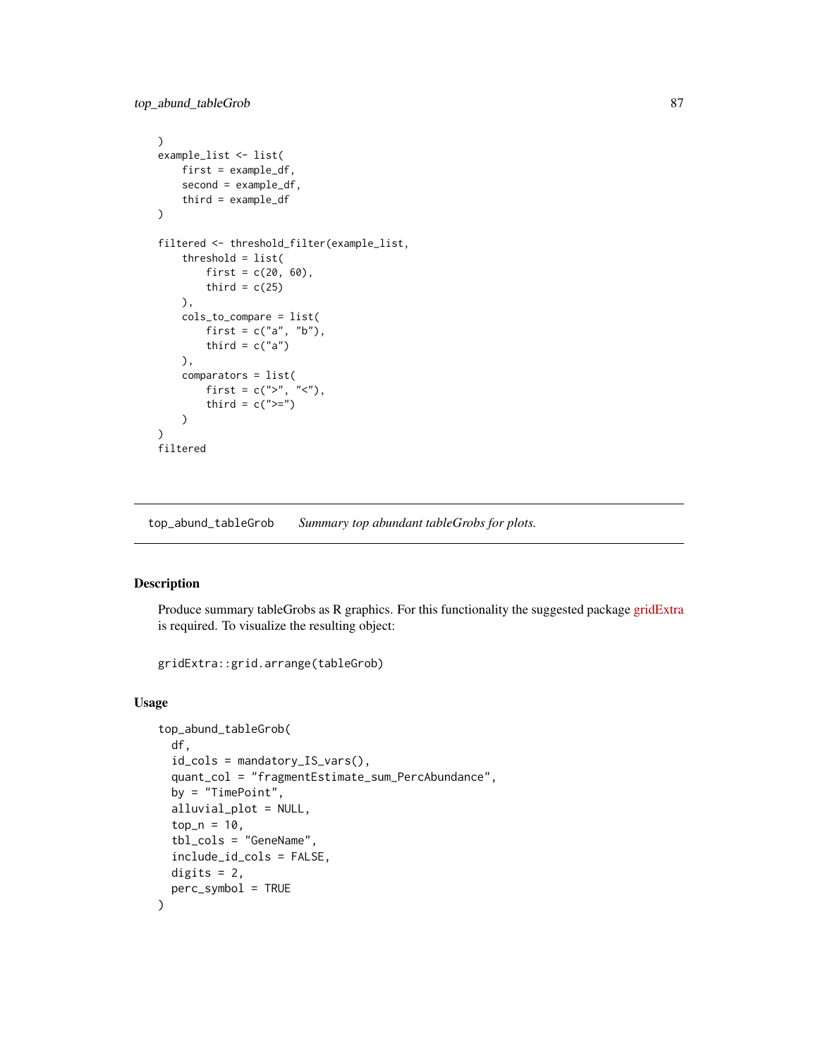```
)
example_list <- list(
    first = example_df,
    second = example_df,
    third = example_df
)

filtered <- threshold_filter(example_list,
    threshold = list(
        first = c(20, 60),
        third = c(25)
    ),
    cols_to_compare = list(
        first = c("a", "b"),
        third = c("a")
    ),
    comparators = list(
        first = c(">", "<"),
        third = c(">=")
    )
)
filtered
```

---

## top_abund_tableGrob — *Summary top abundant tableGrobs for plots.*

---

### Description

Produce summary tableGrobs as R graphics. For this functionality the suggested package gridExtra is required. To visualize the resulting object:

```
gridExtra::grid.arrange(tableGrob)
```

### Usage

```
top_abund_tableGrob(
  df,
  id_cols = mandatory_IS_vars(),
  quant_col = "fragmentEstimate_sum_PercAbundance",
  by = "TimePoint",
  alluvial_plot = NULL,
  top_n = 10,
  tbl_cols = "GeneName",
  include_id_cols = FALSE,
  digits = 2,
  perc_symbol = TRUE
)
```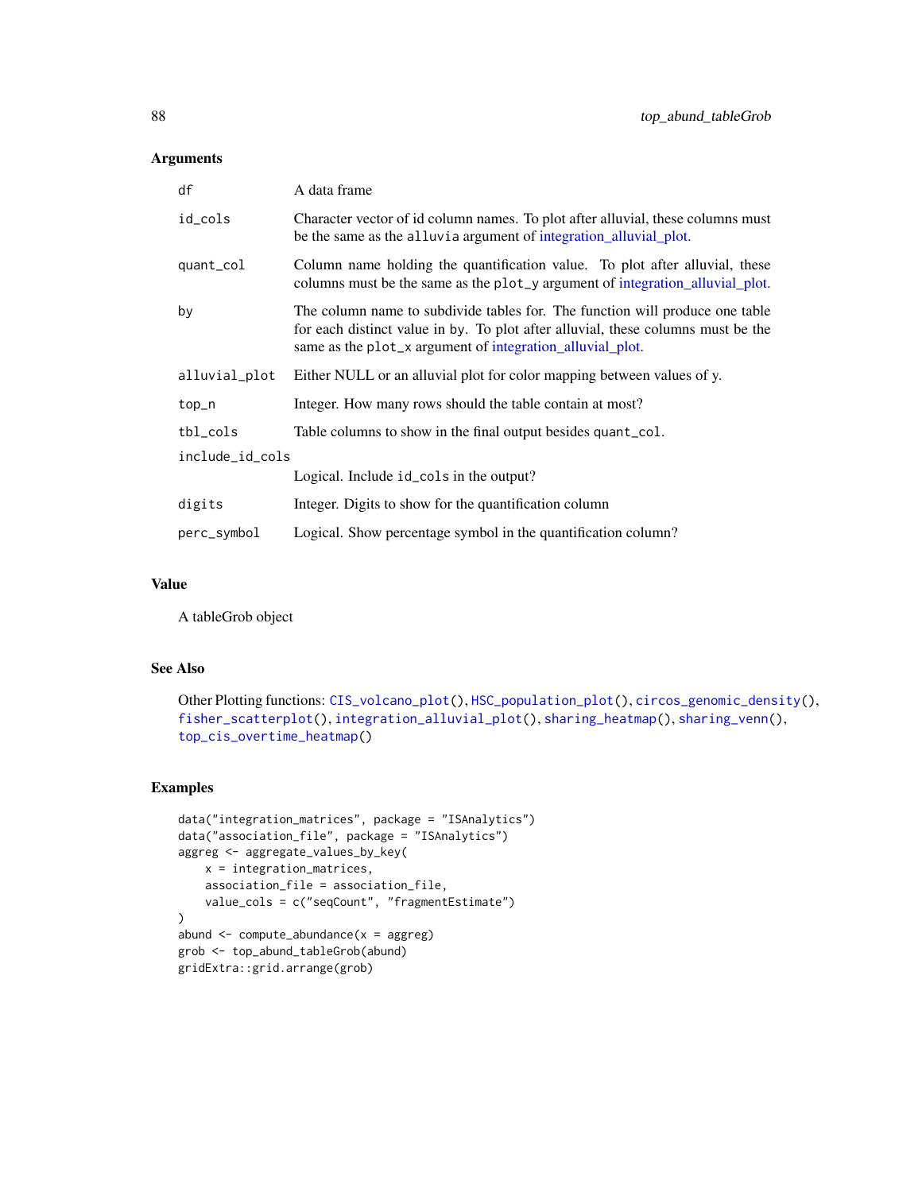## Arguments

| | |
|---|---|
| df | A data frame |
| id_cols | Character vector of id column names. To plot after alluvial, these columns must be the same as the `alluvia` argument of integration_alluvial_plot. |
| quant_col | Column name holding the quantification value. To plot after alluvial, these columns must be the same as the `plot_y` argument of integration_alluvial_plot. |
| by | The column name to subdivide tables for. The function will produce one table for each distinct value in by. To plot after alluvial, these columns must be the same as the `plot_x` argument of integration_alluvial_plot. |
| alluvial_plot | Either NULL or an alluvial plot for color mapping between values of y. |
| top_n | Integer. How many rows should the table contain at most? |
| tbl_cols | Table columns to show in the final output besides `quant_col`. |
| include_id_cols | Logical. Include `id_cols` in the output? |
| digits | Integer. Digits to show for the quantification column |
| perc_symbol | Logical. Show percentage symbol in the quantification column? |

## Value

A tableGrob object

## See Also

Other Plotting functions: `CIS_volcano_plot()`, `HSC_population_plot()`, `circos_genomic_density()`, `fisher_scatterplot()`, `integration_alluvial_plot()`, `sharing_heatmap()`, `sharing_venn()`, `top_cis_overtime_heatmap()`

## Examples

```
data("integration_matrices", package = "ISAnalytics")
data("association_file", package = "ISAnalytics")
aggreg <- aggregate_values_by_key(
    x = integration_matrices,
    association_file = association_file,
    value_cols = c("seqCount", "fragmentEstimate")
)
abund <- compute_abundance(x = aggreg)
grob <- top_abund_tableGrob(abund)
gridExtra::grid.arrange(grob)
```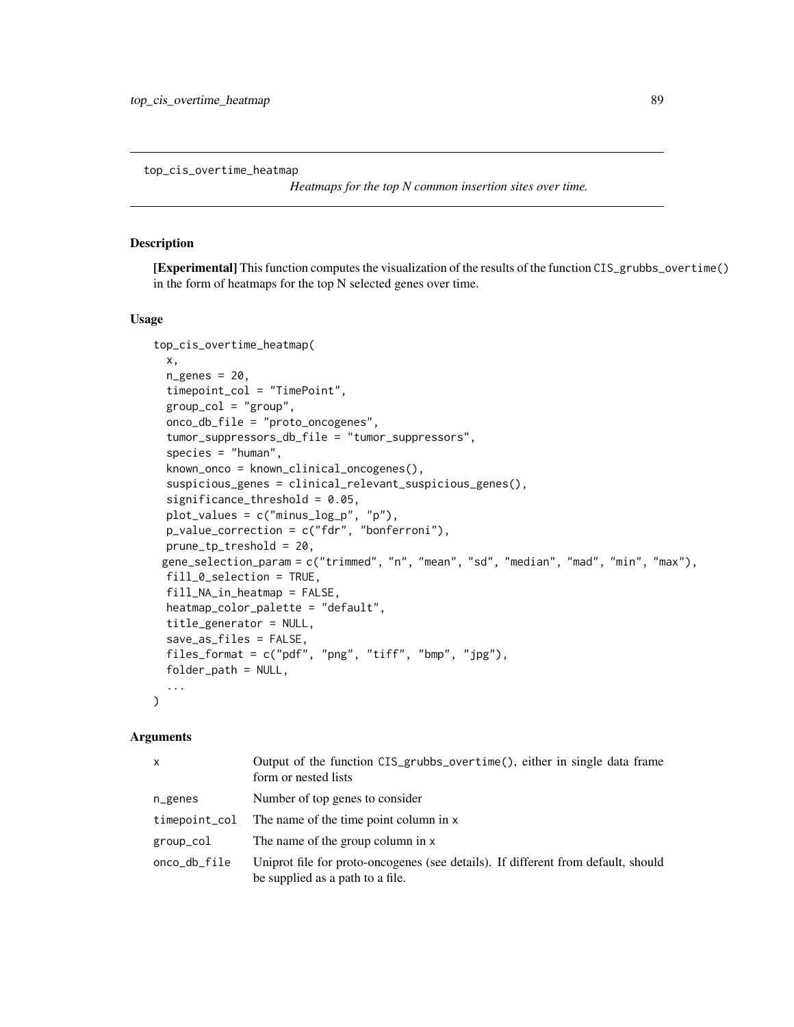## top_cis_overtime_heatmap

*Heatmaps for the top N common insertion sites over time.*

### Description

**[Experimental]** This function computes the visualization of the results of the function `CIS_grubbs_overtime()` in the form of heatmaps for the top N selected genes over time.

### Usage

```
top_cis_overtime_heatmap(
  x,
  n_genes = 20,
  timepoint_col = "TimePoint",
  group_col = "group",
  onco_db_file = "proto_oncogenes",
  tumor_suppressors_db_file = "tumor_suppressors",
  species = "human",
  known_onco = known_clinical_oncogenes(),
  suspicious_genes = clinical_relevant_suspicious_genes(),
  significance_threshold = 0.05,
  plot_values = c("minus_log_p", "p"),
  p_value_correction = c("fdr", "bonferroni"),
  prune_tp_treshold = 20,
  gene_selection_param = c("trimmed", "n", "mean", "sd", "median", "mad", "min", "max"),
  fill_0_selection = TRUE,
  fill_NA_in_heatmap = FALSE,
  heatmap_color_palette = "default",
  title_generator = NULL,
  save_as_files = FALSE,
  files_format = c("pdf", "png", "tiff", "bmp", "jpg"),
  folder_path = NULL,
  ...
)
```

### Arguments

| | |
|---|---|
| `x` | Output of the function `CIS_grubbs_overtime()`, either in single data frame form or nested lists |
| `n_genes` | Number of top genes to consider |
| `timepoint_col` | The name of the time point column in `x` |
| `group_col` | The name of the group column in `x` |
| `onco_db_file` | Uniprot file for proto-oncogenes (see details). If different from default, should be supplied as a path to a file. |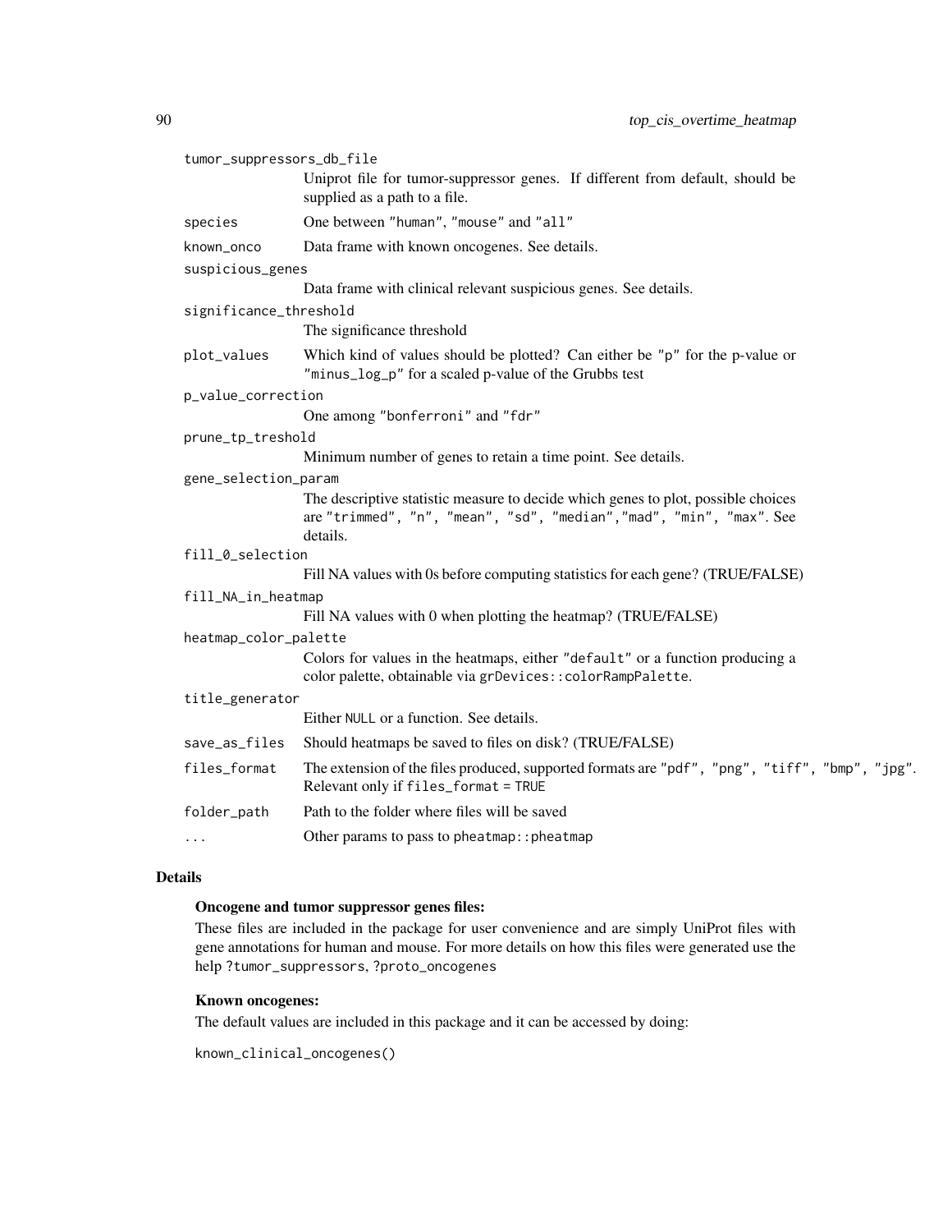| | |
|---|---|
| `tumor_suppressors_db_file` | Uniprot file for tumor-suppressor genes. If different from default, should be supplied as a path to a file. |
| `species` | One between "human", "mouse" and "all" |
| `known_onco` | Data frame with known oncogenes. See details. |
| `suspicious_genes` | Data frame with clinical relevant suspicious genes. See details. |
| `significance_threshold` | The significance threshold |
| `plot_values` | Which kind of values should be plotted? Can either be "p" for the p-value or "minus_log_p" for a scaled p-value of the Grubbs test |
| `p_value_correction` | One among "bonferroni" and "fdr" |
| `prune_tp_treshold` | Minimum number of genes to retain a time point. See details. |
| `gene_selection_param` | The descriptive statistic measure to decide which genes to plot, possible choices are "trimmed", "n", "mean", "sd", "median","mad", "min", "max". See details. |
| `fill_0_selection` | Fill NA values with 0s before computing statistics for each gene? (TRUE/FALSE) |
| `fill_NA_in_heatmap` | Fill NA values with 0 when plotting the heatmap? (TRUE/FALSE) |
| `heatmap_color_palette` | Colors for values in the heatmaps, either "default" or a function producing a color palette, obtainable via `grDevices::colorRampPalette`. |
| `title_generator` | Either NULL or a function. See details. |
| `save_as_files` | Should heatmaps be saved to files on disk? (TRUE/FALSE) |
| `files_format` | The extension of the files produced, supported formats are "pdf", "png", "tiff", "bmp", "jpg". Relevant only if `files_format = TRUE` |
| `folder_path` | Path to the folder where files will be saved |
| `...` | Other params to pass to `pheatmap::pheatmap` |

## Details

**Oncogene and tumor suppressor genes files:**

These files are included in the package for user convenience and are simply UniProt files with gene annotations for human and mouse. For more details on how this files were generated use the help `?tumor_suppressors`, `?proto_oncogenes`

**Known oncogenes:**

The default values are included in this package and it can be accessed by doing:

```
known_clinical_oncogenes()
```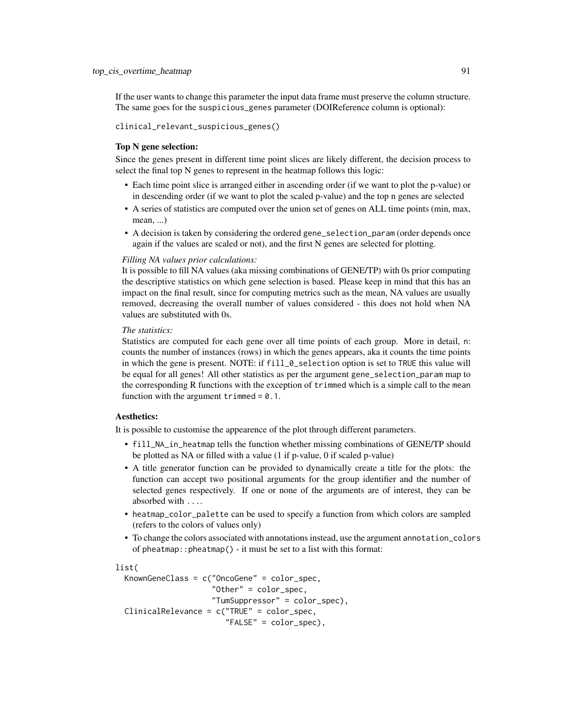If the user wants to change this parameter the input data frame must preserve the column structure. The same goes for the `suspicious_genes` parameter (DOIReference column is optional):

```
clinical_relevant_suspicious_genes()
```

**Top N gene selection:**

Since the genes present in different time point slices are likely different, the decision process to select the final top N genes to represent in the heatmap follows this logic:

- Each time point slice is arranged either in ascending order (if we want to plot the p-value) or in descending order (if we want to plot the scaled p-value) and the top n genes are selected
- A series of statistics are computed over the union set of genes on ALL time points (min, max, mean, ...)
- A decision is taken by considering the ordered `gene_selection_param` (order depends once again if the values are scaled or not), and the first N genes are selected for plotting.

*Filling NA values prior calculations:*

It is possible to fill NA values (aka missing combinations of GENE/TP) with 0s prior computing the descriptive statistics on which gene selection is based. Please keep in mind that this has an impact on the final result, since for computing metrics such as the mean, NA values are usually removed, decreasing the overall number of values considered - this does not hold when NA values are substituted with 0s.

*The statistics:*

Statistics are computed for each gene over all time points of each group. More in detail, `n`: counts the number of instances (rows) in which the genes appears, aka it counts the time points in which the gene is present. NOTE: if `fill_0_selection` option is set to `TRUE` this value will be equal for all genes! All other statistics as per the argument `gene_selection_param` map to the corresponding R functions with the exception of `trimmed` which is a simple call to the `mean` function with the argument `trimmed = 0.1`.

**Aesthetics:**

It is possible to customise the appearence of the plot through different parameters.

- `fill_NA_in_heatmap` tells the function whether missing combinations of GENE/TP should be plotted as NA or filled with a value (1 if p-value, 0 if scaled p-value)
- A title generator function can be provided to dynamically create a title for the plots: the function can accept two positional arguments for the group identifier and the number of selected genes respectively. If one or none of the arguments are of interest, they can be absorbed with `...`.
- `heatmap_color_palette` can be used to specify a function from which colors are sampled (refers to the colors of values only)
- To change the colors associated with annotations instead, use the argument `annotation_colors` of `pheatmap::pheatmap()` - it must be set to a list with this format:

```
list(
  KnownGeneClass = c("OncoGene" = color_spec,
                     "Other" = color_spec,
                     "TumSuppressor" = color_spec),
  ClinicalRelevance = c("TRUE" = color_spec,
                        "FALSE" = color_spec),
```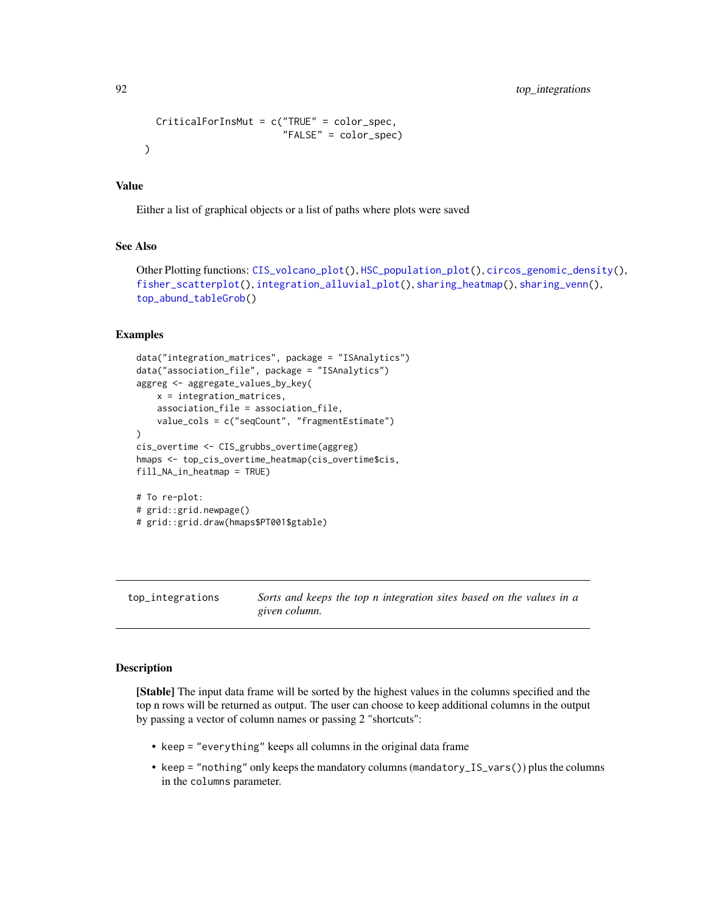```
  CriticalForInsMut = c("TRUE" = color_spec,
                        "FALSE" = color_spec)
)
```

### Value

Either a list of graphical objects or a list of paths where plots were saved

### See Also

Other Plotting functions: CIS_volcano_plot(), HSC_population_plot(), circos_genomic_density(), fisher_scatterplot(), integration_alluvial_plot(), sharing_heatmap(), sharing_venn(), top_abund_tableGrob()

### Examples

```
data("integration_matrices", package = "ISAnalytics")
data("association_file", package = "ISAnalytics")
aggreg <- aggregate_values_by_key(
    x = integration_matrices,
    association_file = association_file,
    value_cols = c("seqCount", "fragmentEstimate")
)
cis_overtime <- CIS_grubbs_overtime(aggreg)
hmaps <- top_cis_overtime_heatmap(cis_overtime$cis,
fill_NA_in_heatmap = TRUE)

# To re-plot:
# grid::grid.newpage()
# grid::grid.draw(hmaps$PT001$gtable)
```

---

## top_integrations — *Sorts and keeps the top n integration sites based on the values in a given column.*

---

### Description

**[Stable]** The input data frame will be sorted by the highest values in the columns specified and the top n rows will be returned as output. The user can choose to keep additional columns in the output by passing a vector of column names or passing 2 "shortcuts":

- `keep = "everything"` keeps all columns in the original data frame
- `keep = "nothing"` only keeps the mandatory columns (`mandatory_IS_vars()`) plus the columns in the `columns` parameter.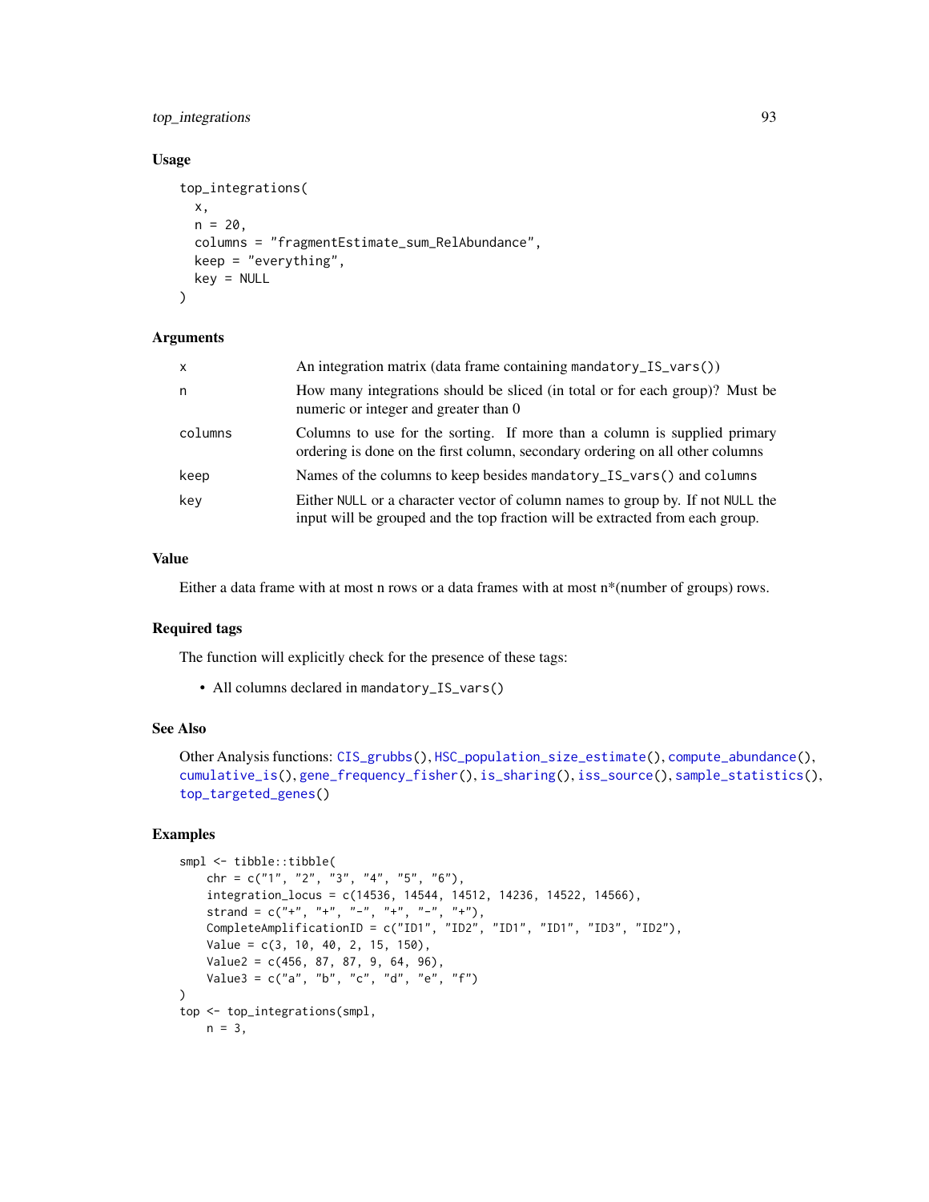### Usage

```
top_integrations(
  x,
  n = 20,
  columns = "fragmentEstimate_sum_RelAbundance",
  keep = "everything",
  key = NULL
)
```

### Arguments

| | |
|---|---|
| x | An integration matrix (data frame containing mandatory_IS_vars()) |
| n | How many integrations should be sliced (in total or for each group)? Must be numeric or integer and greater than 0 |
| columns | Columns to use for the sorting. If more than a column is supplied primary ordering is done on the first column, secondary ordering on all other columns |
| keep | Names of the columns to keep besides mandatory_IS_vars() and columns |
| key | Either NULL or a character vector of column names to group by. If not NULL the input will be grouped and the top fraction will be extracted from each group. |

### Value

Either a data frame with at most n rows or a data frames with at most n*(number of groups) rows.

### Required tags

The function will explicitly check for the presence of these tags:

- All columns declared in mandatory_IS_vars()

### See Also

Other Analysis functions: CIS_grubbs(), HSC_population_size_estimate(), compute_abundance(), cumulative_is(), gene_frequency_fisher(), is_sharing(), iss_source(), sample_statistics(), top_targeted_genes()

### Examples

```
smpl <- tibble::tibble(
    chr = c("1", "2", "3", "4", "5", "6"),
    integration_locus = c(14536, 14544, 14512, 14236, 14522, 14566),
    strand = c("+", "+", "-", "+", "-", "+"),
    CompleteAmplificationID = c("ID1", "ID2", "ID1", "ID1", "ID3", "ID2"),
    Value = c(3, 10, 40, 2, 15, 150),
    Value2 = c(456, 87, 87, 9, 64, 96),
    Value3 = c("a", "b", "c", "d", "e", "f")
)
top <- top_integrations(smpl,
    n = 3,
```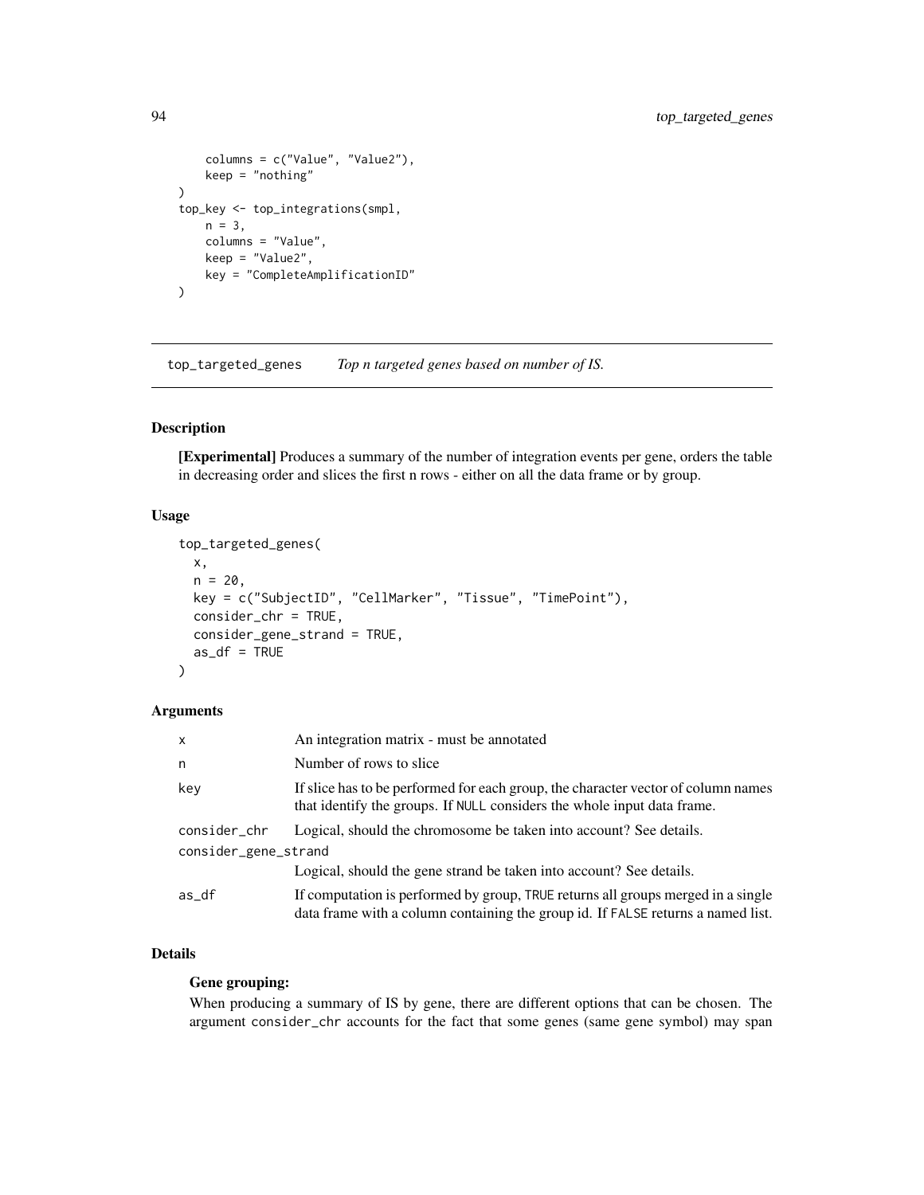```
    columns = c("Value", "Value2"),
    keep = "nothing"
)
top_key <- top_integrations(smpl,
    n = 3,
    columns = "Value",
    keep = "Value2",
    key = "CompleteAmplificationID"
)
```

## top_targeted_genes    *Top n targeted genes based on number of IS.*

### Description

**[Experimental]** Produces a summary of the number of integration events per gene, orders the table in decreasing order and slices the first n rows - either on all the data frame or by group.

### Usage

```
top_targeted_genes(
  x,
  n = 20,
  key = c("SubjectID", "CellMarker", "Tissue", "TimePoint"),
  consider_chr = TRUE,
  consider_gene_strand = TRUE,
  as_df = TRUE
)
```

### Arguments

| | |
|---|---|
| `x` | An integration matrix - must be annotated |
| `n` | Number of rows to slice |
| `key` | If slice has to be performed for each group, the character vector of column names that identify the groups. If `NULL` considers the whole input data frame. |
| `consider_chr` | Logical, should the chromosome be taken into account? See details. |
| `consider_gene_strand` | Logical, should the gene strand be taken into account? See details. |
| `as_df` | If computation is performed by group, `TRUE` returns all groups merged in a single data frame with a column containing the group id. If `FALSE` returns a named list. |

### Details

#### Gene grouping:

When producing a summary of IS by gene, there are different options that can be chosen. The argument `consider_chr` accounts for the fact that some genes (same gene symbol) may span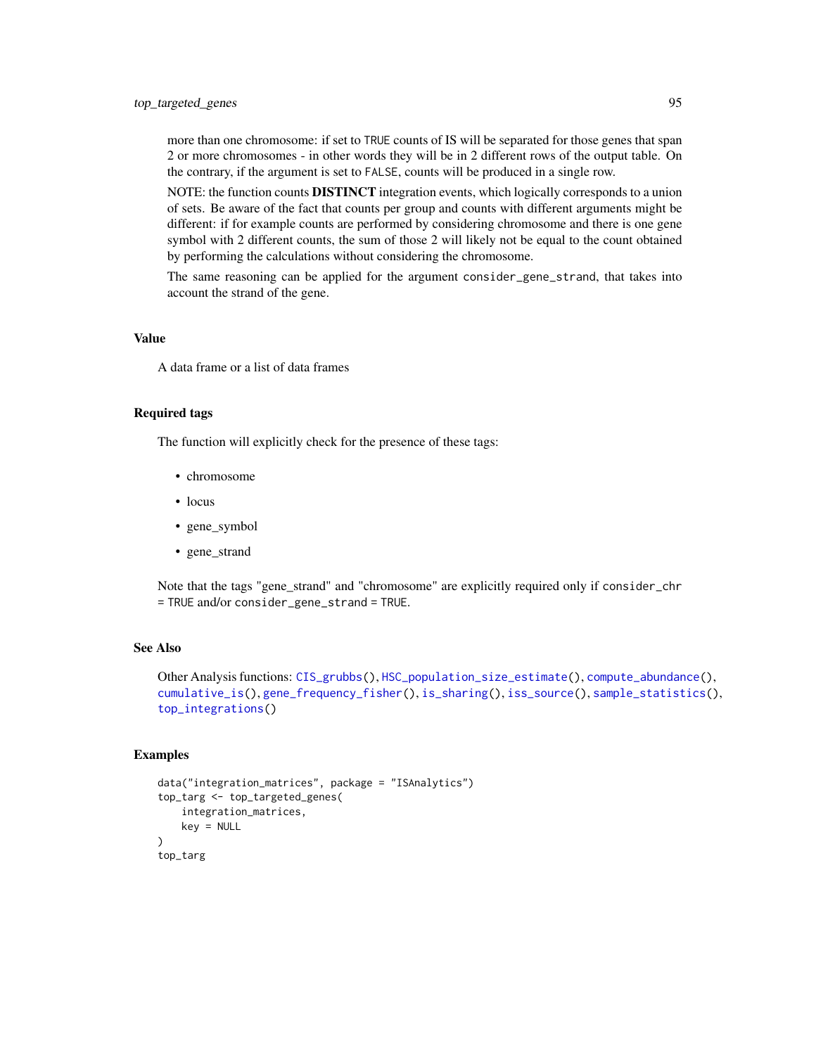more than one chromosome: if set to `TRUE` counts of IS will be separated for those genes that span 2 or more chromosomes - in other words they will be in 2 different rows of the output table. On the contrary, if the argument is set to `FALSE`, counts will be produced in a single row.

NOTE: the function counts **DISTINCT** integration events, which logically corresponds to a union of sets. Be aware of the fact that counts per group and counts with different arguments might be different: if for example counts are performed by considering chromosome and there is one gene symbol with 2 different counts, the sum of those 2 will likely not be equal to the count obtained by performing the calculations without considering the chromosome.

The same reasoning can be applied for the argument `consider_gene_strand`, that takes into account the strand of the gene.

## Value

A data frame or a list of data frames

## Required tags

The function will explicitly check for the presence of these tags:

- chromosome
- locus
- gene_symbol
- gene_strand

Note that the tags "gene_strand" and "chromosome" are explicitly required only if `consider_chr = TRUE` and/or `consider_gene_strand = TRUE`.

## See Also

Other Analysis functions: `CIS_grubbs()`, `HSC_population_size_estimate()`, `compute_abundance()`, `cumulative_is()`, `gene_frequency_fisher()`, `is_sharing()`, `iss_source()`, `sample_statistics()`, `top_integrations()`

## Examples

```
data("integration_matrices", package = "ISAnalytics")
top_targ <- top_targeted_genes(
    integration_matrices,
    key = NULL
)
top_targ
```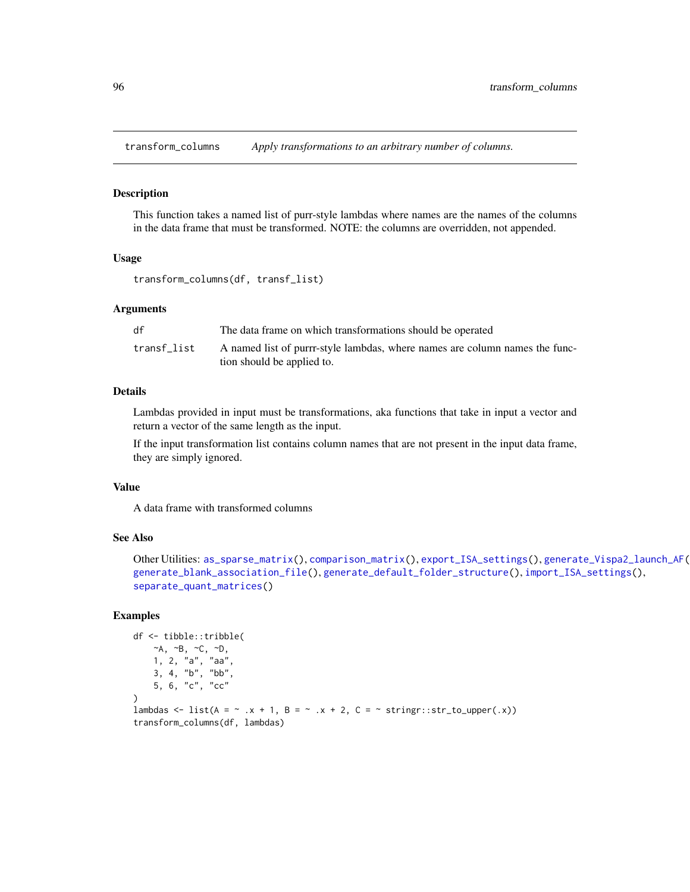## transform_columns — *Apply transformations to an arbitrary number of columns.*

### Description

This function takes a named list of purr-style lambdas where names are the names of the columns in the data frame that must be transformed. NOTE: the columns are overridden, not appended.

### Usage

```
transform_columns(df, transf_list)
```

### Arguments

| | |
|---|---|
| df | The data frame on which transformations should be operated |
| transf_list | A named list of purrr-style lambdas, where names are column names the function should be applied to. |

### Details

Lambdas provided in input must be transformations, aka functions that take in input a vector and return a vector of the same length as the input.

If the input transformation list contains column names that are not present in the input data frame, they are simply ignored.

### Value

A data frame with transformed columns

### See Also

Other Utilities: as_sparse_matrix(), comparison_matrix(), export_ISA_settings(), generate_Vispa2_launch_AF(), generate_blank_association_file(), generate_default_folder_structure(), import_ISA_settings(), separate_quant_matrices()

### Examples

```
df <- tibble::tribble(
    ~A, ~B, ~C, ~D,
    1, 2, "a", "aa",
    3, 4, "b", "bb",
    5, 6, "c", "cc"
)
lambdas <- list(A = ~ .x + 1, B = ~ .x + 2, C = ~ stringr::str_to_upper(.x))
transform_columns(df, lambdas)
```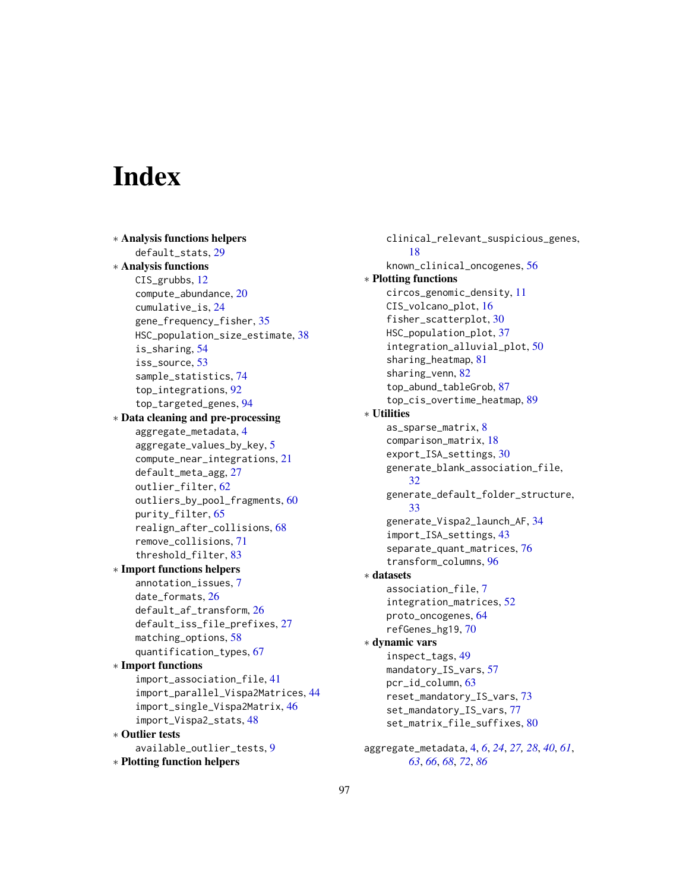# Index

∗ **Analysis functions helpers**
  default_stats, 29

∗ **Analysis functions**
  CIS_grubbs, 12
  compute_abundance, 20
  cumulative_is, 24
  gene_frequency_fisher, 35
  HSC_population_size_estimate, 38
  is_sharing, 54
  iss_source, 53
  sample_statistics, 74
  top_integrations, 92
  top_targeted_genes, 94

∗ **Data cleaning and pre-processing**
  aggregate_metadata, 4
  aggregate_values_by_key, 5
  compute_near_integrations, 21
  default_meta_agg, 27
  outlier_filter, 62
  outliers_by_pool_fragments, 60
  purity_filter, 65
  realign_after_collisions, 68
  remove_collisions, 71
  threshold_filter, 83

∗ **Import functions helpers**
  annotation_issues, 7
  date_formats, 26
  default_af_transform, 26
  default_iss_file_prefixes, 27
  matching_options, 58
  quantification_types, 67

∗ **Import functions**
  import_association_file, 41
  import_parallel_Vispa2Matrices, 44
  import_single_Vispa2Matrix, 46
  import_Vispa2_stats, 48

∗ **Outlier tests**
  available_outlier_tests, 9

∗ **Plotting function helpers**
  clinical_relevant_suspicious_genes, 18
  known_clinical_oncogenes, 56

∗ **Plotting functions**
  circos_genomic_density, 11
  CIS_volcano_plot, 16
  fisher_scatterplot, 30
  HSC_population_plot, 37
  integration_alluvial_plot, 50
  sharing_heatmap, 81
  sharing_venn, 82
  top_abund_tableGrob, 87
  top_cis_overtime_heatmap, 89

∗ **Utilities**
  as_sparse_matrix, 8
  comparison_matrix, 18
  export_ISA_settings, 30
  generate_blank_association_file, 32
  generate_default_folder_structure, 33
  generate_Vispa2_launch_AF, 34
  import_ISA_settings, 43
  separate_quant_matrices, 76
  transform_columns, 96

∗ **datasets**
  association_file, 7
  integration_matrices, 52
  proto_oncogenes, 64
  refGenes_hg19, 70

∗ **dynamic vars**
  inspect_tags, 49
  mandatory_IS_vars, 57
  pcr_id_column, 63
  reset_mandatory_IS_vars, 73
  set_mandatory_IS_vars, 77
  set_matrix_file_suffixes, 80

aggregate_metadata, 4, *6*, *24*, *27, 28*, *40*, *61*, *63*, *66*, *68*, *72*, *86*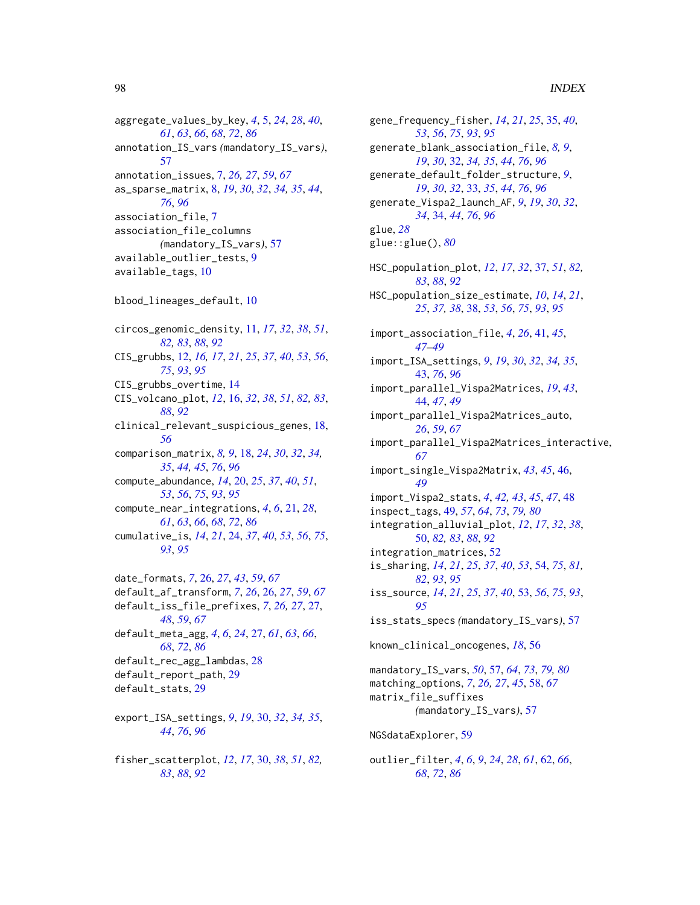aggregate_values_by_key, *4*, 5, *24*, *28*, *40*, *61*, *63*, *66*, *68*, *72*, *86*
annotation_IS_vars *(*mandatory_IS_vars*)*, *57*
annotation_issues, 7, *26, 27*, *59*, *67*
as_sparse_matrix, 8, *19*, *30*, *32*, *34, 35*, *44*, *76*, *96*
association_file, 7
association_file_columns *(*mandatory_IS_vars*)*, 57
available_outlier_tests, 9
available_tags, 10

blood_lineages_default, 10

circos_genomic_density, 11, *17*, *32*, *38*, *51*, *82, 83*, *88*, *92*
CIS_grubbs, 12, *16, 17*, *21*, *25*, *37*, *40*, *53*, *56*, *75*, *93*, *95*
CIS_grubbs_overtime, 14
CIS_volcano_plot, *12*, 16, *32*, *38*, *51*, *82, 83*, *88*, *92*
clinical_relevant_suspicious_genes, 18, *56*
comparison_matrix, *8, 9*, 18, *24*, *30*, *32*, *34, 35*, *44, 45*, *76*, *96*
compute_abundance, *14*, 20, *25*, *37*, *40*, *51*, *53*, *56*, *75*, *93*, *95*
compute_near_integrations, *4*, *6*, 21, *28*, *61*, *63*, *66*, *68*, *72*, *86*
cumulative_is, *14*, *21*, 24, *37*, *40*, *53*, *56*, *75*, *93*, *95*

date_formats, *7*, 26, *27*, *43*, *59*, *67*
default_af_transform, *7*, *26*, 26, *27*, *59*, *67*
default_iss_file_prefixes, *7*, *26, 27*, 27, *48*, *59*, *67*
default_meta_agg, *4*, *6*, *24*, 27, *61*, *63*, *66*, *68*, *72*, *86*
default_rec_agg_lambdas, 28
default_report_path, 29
default_stats, 29

export_ISA_settings, *9*, *19*, 30, *32*, *34, 35*, *44*, *76*, *96*

fisher_scatterplot, *12*, *17*, 30, *38*, *51*, *82, 83*, *88*, *92*

gene_frequency_fisher, *14*, *21*, *25*, 35, *40*, *53*, *56*, *75*, *93*, *95*
generate_blank_association_file, *8, 9*, *19*, *30*, 32, *34, 35*, *44*, *76*, *96*
generate_default_folder_structure, *9*, *19*, *30*, *32*, 33, *35*, *44*, *76*, *96*
generate_Vispa2_launch_AF, *9*, *19*, *30*, *32*, *34*, 34, *44*, *76*, *96*
glue, *28*
glue::glue(), *80*

HSC_population_plot, *12*, *17*, *32*, 37, *51*, *82, 83*, *88*, *92*
HSC_population_size_estimate, *10*, *14*, *21*, *25*, *37, 38*, 38, *53*, *56*, *75*, *93*, *95*

import_association_file, *4*, *26*, 41, *45*, *47–49*
import_ISA_settings, *9*, *19*, *30*, *32*, *34, 35*, 43, *76*, *96*
import_parallel_Vispa2Matrices, *19*, *43*, 44, *47*, *49*
import_parallel_Vispa2Matrices_auto, *26*, *59*, *67*
import_parallel_Vispa2Matrices_interactive, *67*
import_single_Vispa2Matrix, *43*, *45*, 46, *49*
import_Vispa2_stats, *4*, *42, 43*, *45*, *47*, 48
inspect_tags, 49, *57*, *64*, *73*, *79, 80*
integration_alluvial_plot, *12*, *17*, *32*, *38*, 50, *82, 83*, *88*, *92*
integration_matrices, 52
is_sharing, *14*, *21*, *25*, *37*, *40*, *53*, 54, *75*, *81, 82*, *93*, *95*
iss_source, *14*, *21*, *25*, *37*, *40*, 53, *56*, *75*, *93*, *95*
iss_stats_specs *(*mandatory_IS_vars*)*, 57

known_clinical_oncogenes, *18*, 56

mandatory_IS_vars, *50*, 57, *64*, *73*, *79, 80*
matching_options, *7*, *26, 27*, *45*, 58, *67*
matrix_file_suffixes *(*mandatory_IS_vars*)*, 57

NGSdataExplorer, 59

outlier_filter, *4*, *6*, *9*, *24*, *28*, *61*, 62, *66*, *68*, *72*, *86*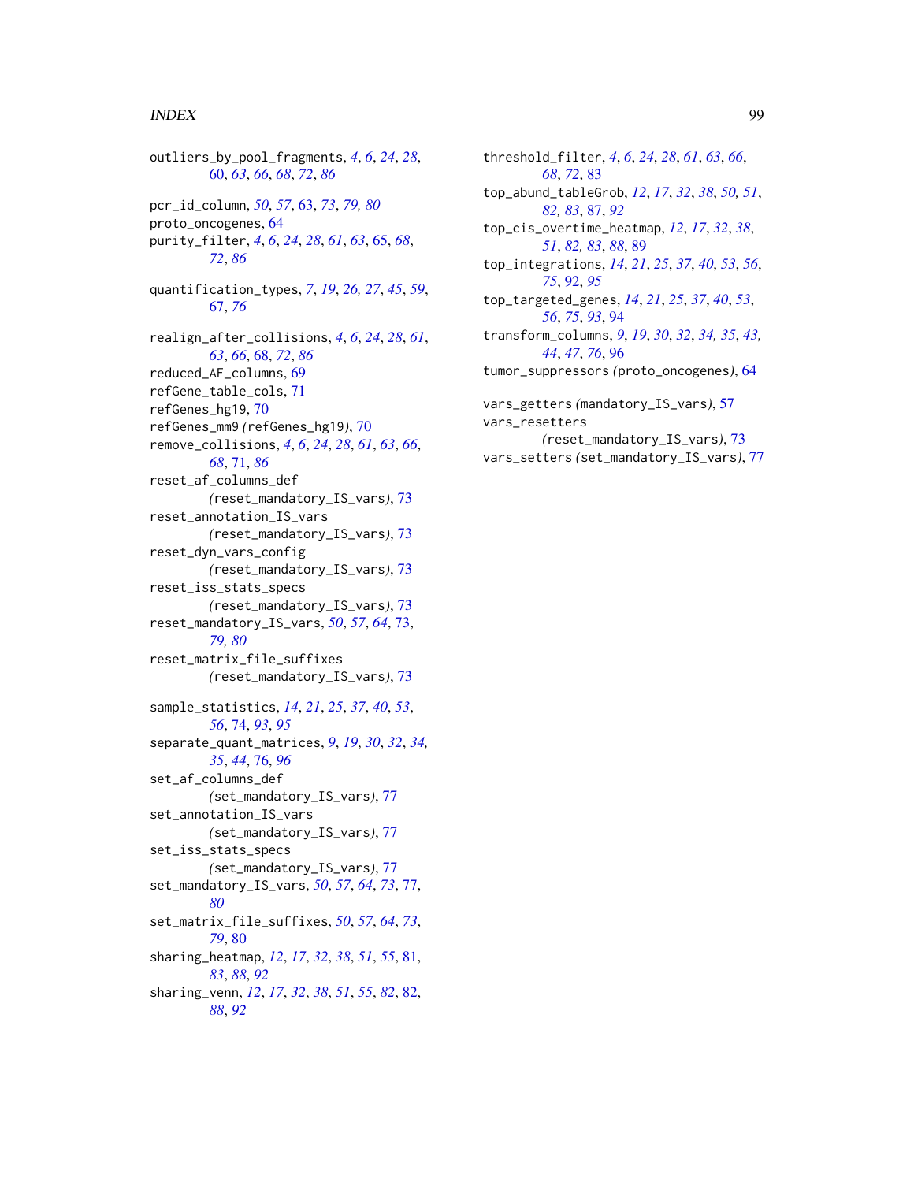outliers_by_pool_fragments, *4*, *6*, *24*, *28*, 60, *63*, *66*, *68*, *72*, *86*

pcr_id_column, *50*, *57*, 63, *73*, *79, 80*
proto_oncogenes, 64
purity_filter, *4*, *6*, *24*, *28*, *61*, *63*, 65, *68*, *72*, *86*

quantification_types, *7*, *19*, *26, 27*, *45*, *59*, 67, *76*

realign_after_collisions, *4*, *6*, *24*, *28*, *61*, *63*, *66*, 68, *72*, *86*
reduced_AF_columns, 69
refGene_table_cols, 71
refGenes_hg19, 70
refGenes_mm9 *(*refGenes_hg19*)*, 70
remove_collisions, *4*, *6*, *24*, *28*, *61*, *63*, *66*, *68*, 71, *86*
reset_af_columns_def *(*reset_mandatory_IS_vars*)*, 73
reset_annotation_IS_vars *(*reset_mandatory_IS_vars*)*, 73
reset_dyn_vars_config *(*reset_mandatory_IS_vars*)*, 73
reset_iss_stats_specs *(*reset_mandatory_IS_vars*)*, 73
reset_mandatory_IS_vars, *50*, *57*, *64*, 73, *79, 80*
reset_matrix_file_suffixes *(*reset_mandatory_IS_vars*)*, 73

sample_statistics, *14*, *21*, *25*, *37*, *40*, *53*, *56*, 74, *93*, *95*
separate_quant_matrices, *9*, *19*, *30*, *32*, *34, 35*, *44*, 76, *96*
set_af_columns_def *(*set_mandatory_IS_vars*)*, 77
set_annotation_IS_vars *(*set_mandatory_IS_vars*)*, 77
set_iss_stats_specs *(*set_mandatory_IS_vars*)*, 77
set_mandatory_IS_vars, *50*, *57*, *64*, *73*, 77, *80*
set_matrix_file_suffixes, *50*, *57*, *64*, *73*, *79*, 80
sharing_heatmap, *12*, *17*, *32*, *38*, *51*, *55*, 81, *83*, *88*, *92*
sharing_venn, *12*, *17*, *32*, *38*, *51*, *55*, *82*, 82, *88*, *92*

threshold_filter, *4*, *6*, *24*, *28*, *61*, *63*, *66*, *68*, *72*, 83
top_abund_tableGrob, *12*, *17*, *32*, *38*, *50, 51*, *82, 83*, 87, *92*
top_cis_overtime_heatmap, *12*, *17*, *32*, *38*, *51*, *82, 83*, *88*, 89
top_integrations, *14*, *21*, *25*, *37*, *40*, *53*, *56*, *75*, 92, *95*
top_targeted_genes, *14*, *21*, *25*, *37*, *40*, *53*, *56*, *75*, *93*, 94
transform_columns, *9*, *19*, *30*, *32*, *34, 35*, *43, 44*, *47*, *76*, 96
tumor_suppressors *(*proto_oncogenes*)*, 64

vars_getters *(*mandatory_IS_vars*)*, 57
vars_resetters *(*reset_mandatory_IS_vars*)*, 73
vars_setters *(*set_mandatory_IS_vars*)*, 77